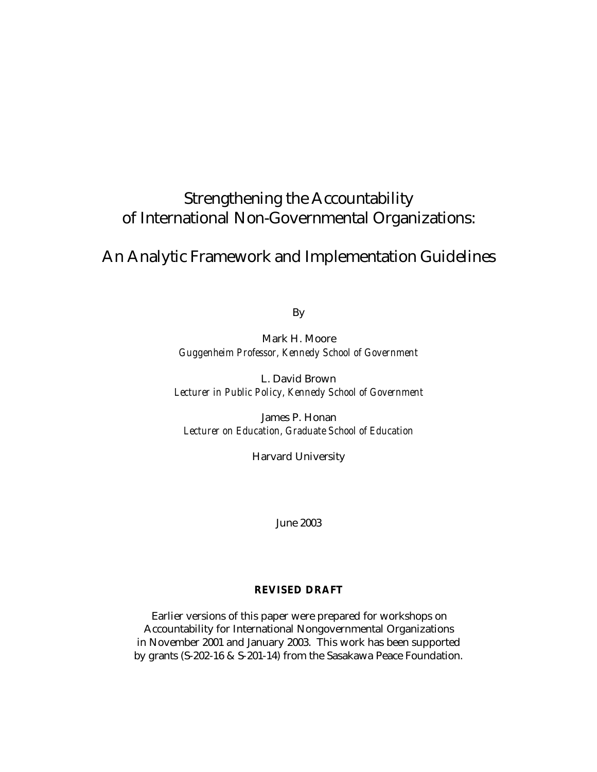# Strengthening the Accountability of International Non-Governmental Organizations:

# An Analytic Framework and Implementation Guidelines

By

Mark H. Moore
*Guggenheim Professor, Kennedy School of Government*

L. David Brown
*Lecturer in Public Policy, Kennedy School of Government*

James P. Honan
*Lecturer on Education, Graduate School of Education*

Harvard University

June 2003

**REVISED DRAFT**

Earlier versions of this paper were prepared for workshops on Accountability for International Nongovernmental Organizations in November 2001 and January 2003. This work has been supported by grants (S-202-16 & S-201-14) from the Sasakawa Peace Foundation.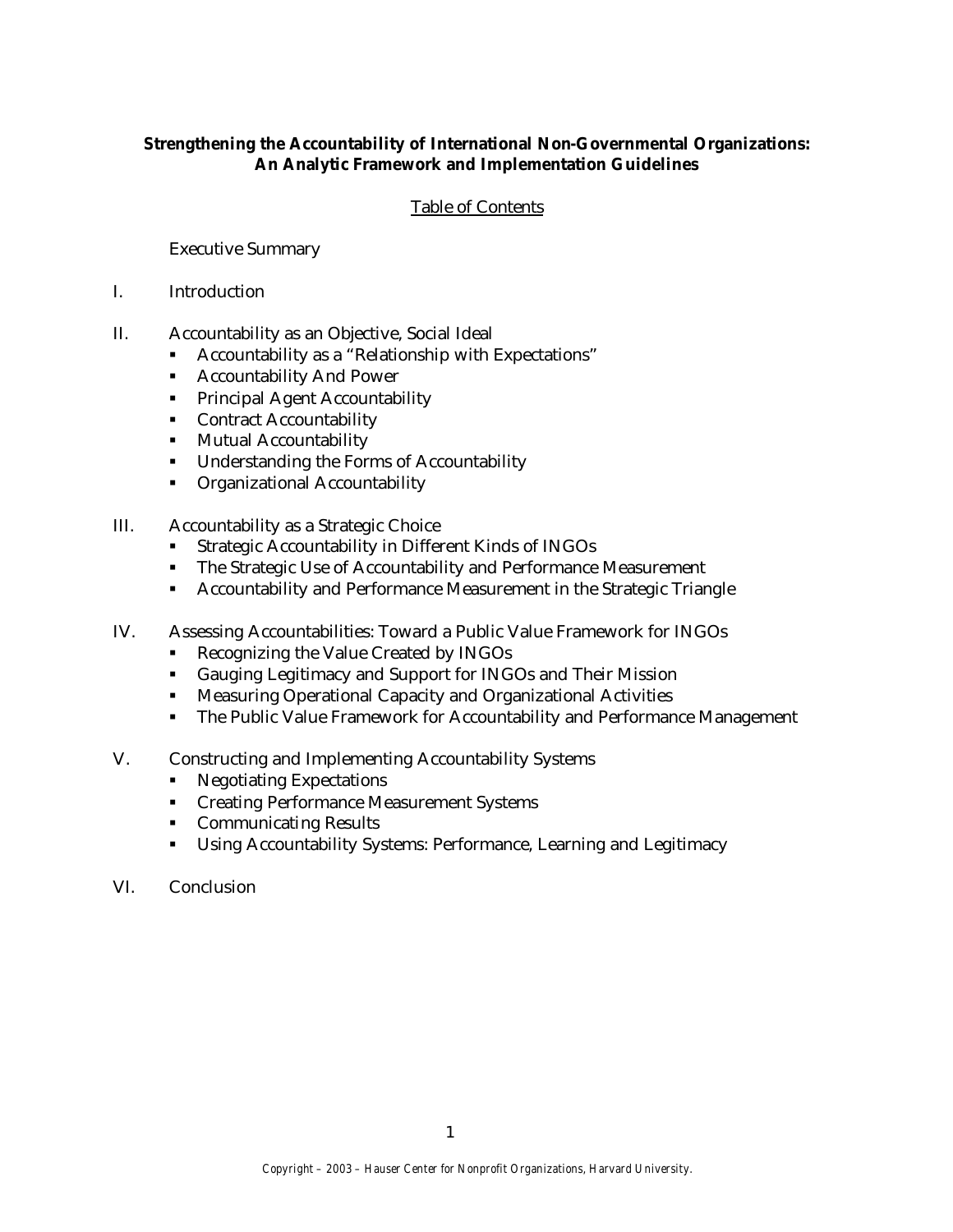**Strengthening the Accountability of International Non-Governmental Organizations: An Analytic Framework and Implementation Guidelines**

## Table of Contents

Executive Summary

I. Introduction

II. Accountability as an Objective, Social Ideal
- Accountability as a "Relationship with Expectations"
- Accountability And Power
- Principal Agent Accountability
- Contract Accountability
- Mutual Accountability
- Understanding the Forms of Accountability
- Organizational Accountability

III. Accountability as a Strategic Choice
- Strategic Accountability in Different Kinds of INGOs
- The Strategic Use of Accountability and Performance Measurement
- Accountability and Performance Measurement in the Strategic Triangle

IV. Assessing Accountabilities: Toward a Public Value Framework for INGOs
- Recognizing the Value Created by INGOs
- Gauging Legitimacy and Support for INGOs and Their Mission
- Measuring Operational Capacity and Organizational Activities
- The Public Value Framework for Accountability and Performance Management

V. Constructing and Implementing Accountability Systems
- Negotiating Expectations
- Creating Performance Measurement Systems
- Communicating Results
- Using Accountability Systems: Performance, Learning and Legitimacy

VI. Conclusion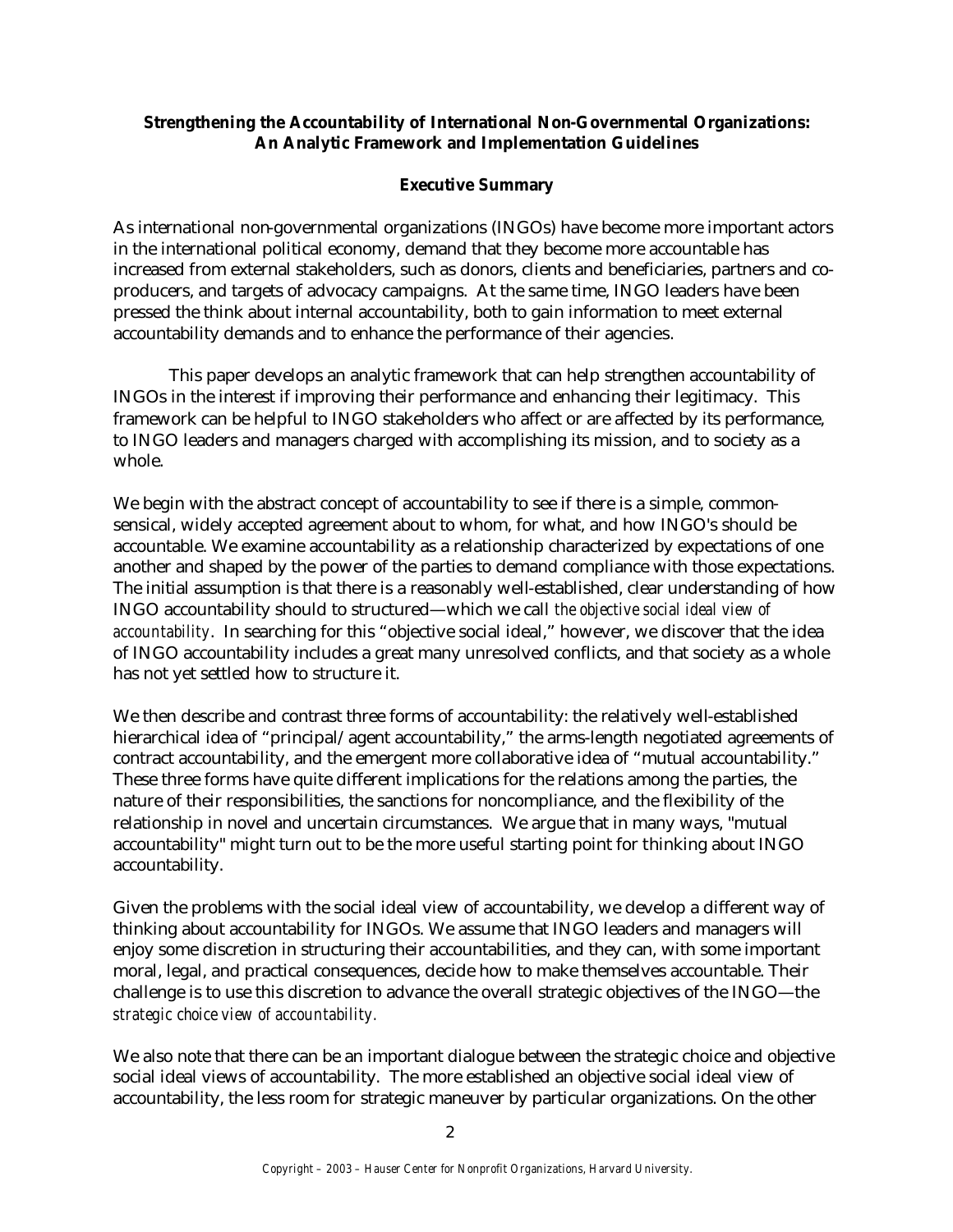**Strengthening the Accountability of International Non-Governmental Organizations: An Analytic Framework and Implementation Guidelines**

**Executive Summary**

As international non-governmental organizations (INGOs) have become more important actors in the international political economy, demand that they become more accountable has increased from external stakeholders, such as donors, clients and beneficiaries, partners and co-producers, and targets of advocacy campaigns. At the same time, INGO leaders have been pressed the think about internal accountability, both to gain information to meet external accountability demands and to enhance the performance of their agencies.

This paper develops an analytic framework that can help strengthen accountability of INGOs in the interest if improving their performance and enhancing their legitimacy. This framework can be helpful to INGO stakeholders who affect or are affected by its performance, to INGO leaders and managers charged with accomplishing its mission, and to society as a whole.

We begin with the abstract concept of accountability to see if there is a simple, common-sensical, widely accepted agreement about to whom, for what, and how INGO's should be accountable. We examine accountability as a relationship characterized by expectations of one another and shaped by the power of the parties to demand compliance with those expectations. The initial assumption is that there is a reasonably well-established, clear understanding of how INGO accountability should to structured—which we call *the objective social ideal view of accountability*. In searching for this "objective social ideal," however, we discover that the idea of INGO accountability includes a great many unresolved conflicts, and that society as a whole has not yet settled how to structure it.

We then describe and contrast three forms of accountability: the relatively well-established hierarchical idea of "principal/agent accountability," the arms-length negotiated agreements of contract accountability, and the emergent more collaborative idea of "mutual accountability." These three forms have quite different implications for the relations among the parties, the nature of their responsibilities, the sanctions for noncompliance, and the flexibility of the relationship in novel and uncertain circumstances. We argue that in many ways, "mutual accountability" might turn out to be the more useful starting point for thinking about INGO accountability.

Given the problems with the social ideal view of accountability, we develop a different way of thinking about accountability for INGOs. We assume that INGO leaders and managers will enjoy some discretion in structuring their accountabilities, and they can, with some important moral, legal, and practical consequences, decide how to make themselves accountable. Their challenge is to use this discretion to advance the overall strategic objectives of the INGO—the *strategic choice view of accountability.*

We also note that there can be an important dialogue between the strategic choice and objective social ideal views of accountability. The more established an objective social ideal view of accountability, the less room for strategic maneuver by particular organizations. On the other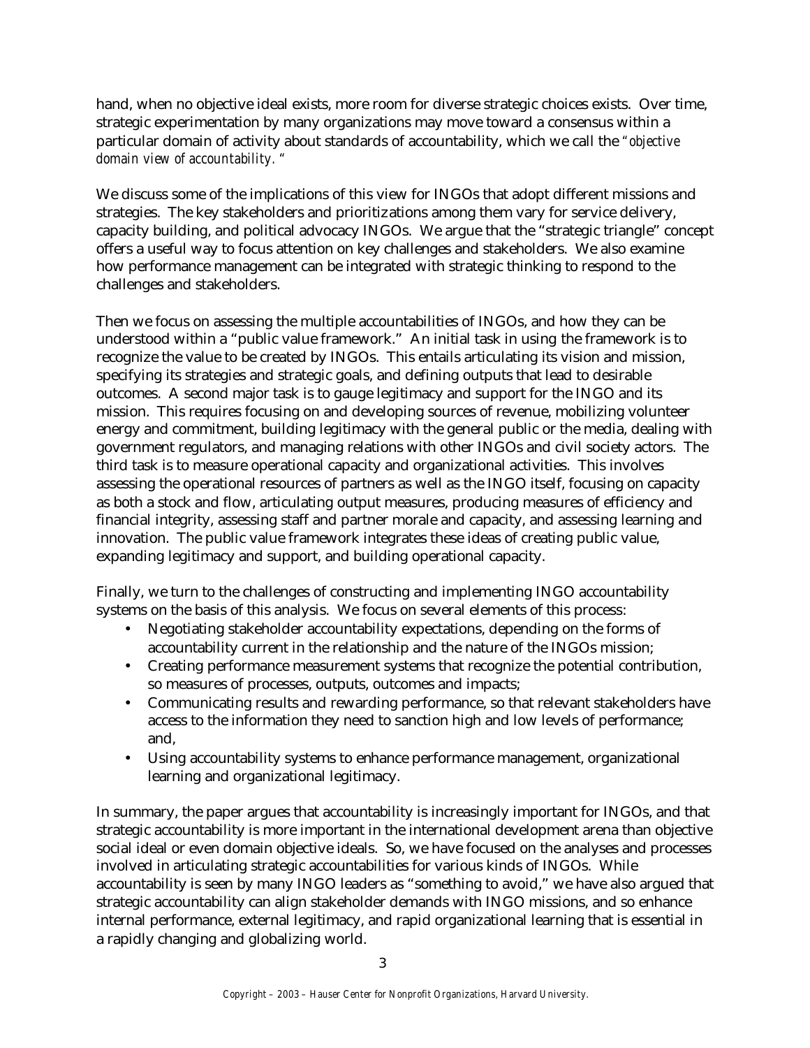hand, when no objective ideal exists, more room for diverse strategic choices exists. Over time, strategic experimentation by many organizations may move toward a consensus within a particular domain of activity about standards of accountability, which we call the *"objective domain view of accountability."*

We discuss some of the implications of this view for INGOs that adopt different missions and strategies. The key stakeholders and prioritizations among them vary for service delivery, capacity building, and political advocacy INGOs. We argue that the "strategic triangle" concept offers a useful way to focus attention on key challenges and stakeholders. We also examine how performance management can be integrated with strategic thinking to respond to the challenges and stakeholders.

Then we focus on assessing the multiple accountabilities of INGOs, and how they can be understood within a "public value framework." An initial task in using the framework is to recognize the value to be created by INGOs. This entails articulating its vision and mission, specifying its strategies and strategic goals, and defining outputs that lead to desirable outcomes. A second major task is to gauge legitimacy and support for the INGO and its mission. This requires focusing on and developing sources of revenue, mobilizing volunteer energy and commitment, building legitimacy with the general public or the media, dealing with government regulators, and managing relations with other INGOs and civil society actors. The third task is to measure operational capacity and organizational activities. This involves assessing the operational resources of partners as well as the INGO itself, focusing on capacity as both a stock and flow, articulating output measures, producing measures of efficiency and financial integrity, assessing staff and partner morale and capacity, and assessing learning and innovation. The public value framework integrates these ideas of creating public value, expanding legitimacy and support, and building operational capacity.

Finally, we turn to the challenges of constructing and implementing INGO accountability systems on the basis of this analysis. We focus on several elements of this process:

- Negotiating stakeholder accountability expectations, depending on the forms of accountability current in the relationship and the nature of the INGOs mission;
- Creating performance measurement systems that recognize the potential contribution, so measures of processes, outputs, outcomes and impacts;
- Communicating results and rewarding performance, so that relevant stakeholders have access to the information they need to sanction high and low levels of performance; and,
- Using accountability systems to enhance performance management, organizational learning and organizational legitimacy.

In summary, the paper argues that accountability is increasingly important for INGOs, and that strategic accountability is more important in the international development arena than objective social ideal or even domain objective ideals. So, we have focused on the analyses and processes involved in articulating strategic accountabilities for various kinds of INGOs. While accountability is seen by many INGO leaders as "something to avoid," we have also argued that strategic accountability can align stakeholder demands with INGO missions, and so enhance internal performance, external legitimacy, and rapid organizational learning that is essential in a rapidly changing and globalizing world.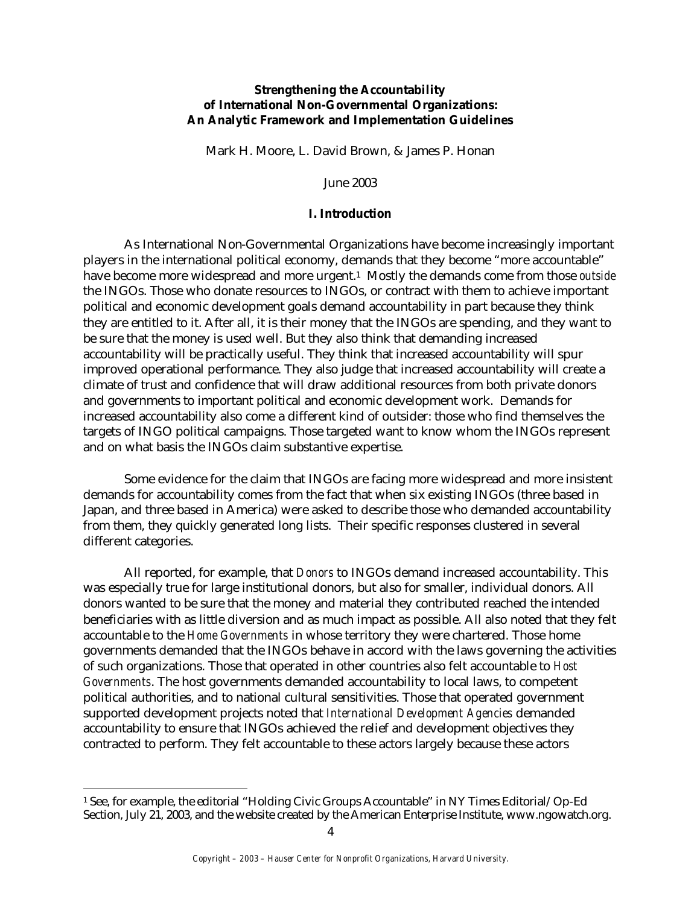**Strengthening the Accountability of International Non-Governmental Organizations: An Analytic Framework and Implementation Guidelines**

Mark H. Moore, L. David Brown, & James P. Honan

June 2003

## I. Introduction

As International Non-Governmental Organizations have become increasingly important players in the international political economy, demands that they become "more accountable" have become more widespread and more urgent.[1] Mostly the demands come from those *outside* the INGOs. Those who donate resources to INGOs, or contract with them to achieve important political and economic development goals demand accountability in part because they think they are entitled to it. After all, it is their money that the INGOs are spending, and they want to be sure that the money is used well. But they also think that demanding increased accountability will be practically useful. They think that increased accountability will spur improved operational performance. They also judge that increased accountability will create a climate of trust and confidence that will draw additional resources from both private donors and governments to important political and economic development work. Demands for increased accountability also come a different kind of outsider: those who find themselves the targets of INGO political campaigns. Those targeted want to know whom the INGOs represent and on what basis the INGOs claim substantive expertise.

Some evidence for the claim that INGOs are facing more widespread and more insistent demands for accountability comes from the fact that when six existing INGOs (three based in Japan, and three based in America) were asked to describe those who demanded accountability from them, they quickly generated long lists. Their specific responses clustered in several different categories.

All reported, for example, that *Donors* to INGOs demand increased accountability. This was especially true for large institutional donors, but also for smaller, individual donors. All donors wanted to be sure that the money and material they contributed reached the intended beneficiaries with as little diversion and as much impact as possible. All also noted that they felt accountable to the *Home Governments* in whose territory they were chartered. Those home governments demanded that the INGOs behave in accord with the laws governing the activities of such organizations. Those that operated in other countries also felt accountable to *Host Governments*. The host governments demanded accountability to local laws, to competent political authorities, and to national cultural sensitivities. Those that operated government supported development projects noted that *International Development Agencies* demanded accountability to ensure that INGOs achieved the relief and development objectives they contracted to perform. They felt accountable to these actors largely because these actors

[1] See, for example, the editorial "Holding Civic Groups Accountable" in NY Times Editorial/Op-Ed Section, July 21, 2003, and the website created by the American Enterprise Institute, www.ngowatch.org.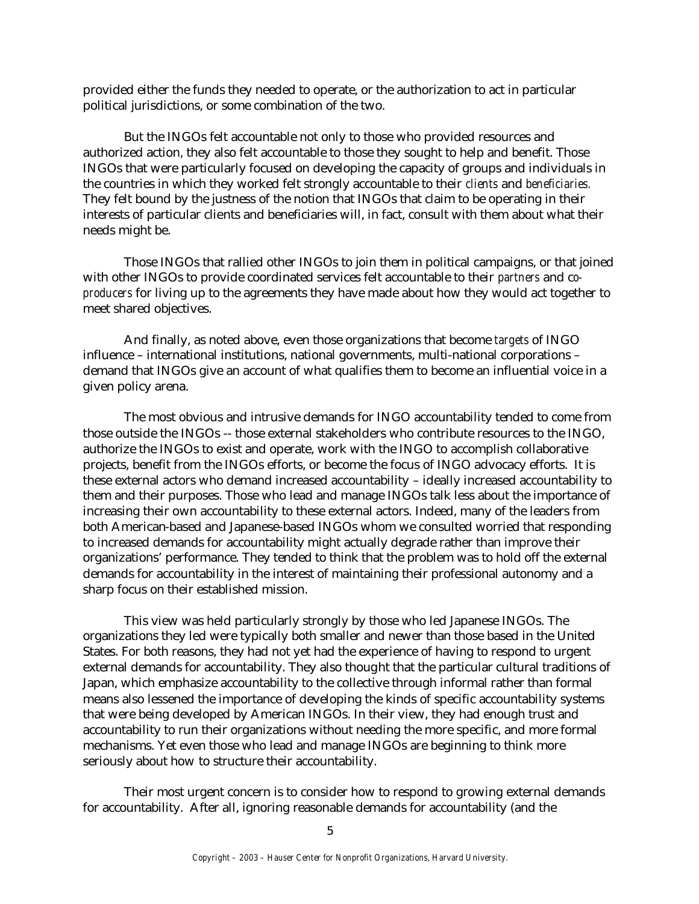provided either the funds they needed to operate, or the authorization to act in particular political jurisdictions, or some combination of the two.

But the INGOs felt accountable not only to those who provided resources and authorized action, they also felt accountable to those they sought to help and benefit. Those INGOs that were particularly focused on developing the capacity of groups and individuals in the countries in which they worked felt strongly accountable to their *clients* and *beneficiaries.* They felt bound by the justness of the notion that INGOs that claim to be operating in their interests of particular clients and beneficiaries will, in fact, consult with them about what their needs might be.

Those INGOs that rallied other INGOs to join them in political campaigns, or that joined with other INGOs to provide coordinated services felt accountable to their *partners* and *co-producers* for living up to the agreements they have made about how they would act together to meet shared objectives.

And finally, as noted above, even those organizations that become *targets* of INGO influence – international institutions, national governments, multi-national corporations – demand that INGOs give an account of what qualifies them to become an influential voice in a given policy arena.

The most obvious and intrusive demands for INGO accountability tended to come from those outside the INGOs -- those external stakeholders who contribute resources to the INGO, authorize the INGOs to exist and operate, work with the INGO to accomplish collaborative projects, benefit from the INGOs efforts, or become the focus of INGO advocacy efforts. It is these external actors who demand increased accountability – ideally increased accountability to them and their purposes. Those who lead and manage INGOs talk less about the importance of increasing their own accountability to these external actors. Indeed, many of the leaders from both American-based and Japanese-based INGOs whom we consulted worried that responding to increased demands for accountability might actually degrade rather than improve their organizations' performance. They tended to think that the problem was to hold off the external demands for accountability in the interest of maintaining their professional autonomy and a sharp focus on their established mission.

This view was held particularly strongly by those who led Japanese INGOs. The organizations they led were typically both smaller and newer than those based in the United States. For both reasons, they had not yet had the experience of having to respond to urgent external demands for accountability. They also thought that the particular cultural traditions of Japan, which emphasize accountability to the collective through informal rather than formal means also lessened the importance of developing the kinds of specific accountability systems that were being developed by American INGOs. In their view, they had enough trust and accountability to run their organizations without needing the more specific, and more formal mechanisms. Yet even those who lead and manage INGOs are beginning to think more seriously about how to structure their accountability.

Their most urgent concern is to consider how to respond to growing external demands for accountability. After all, ignoring reasonable demands for accountability (and the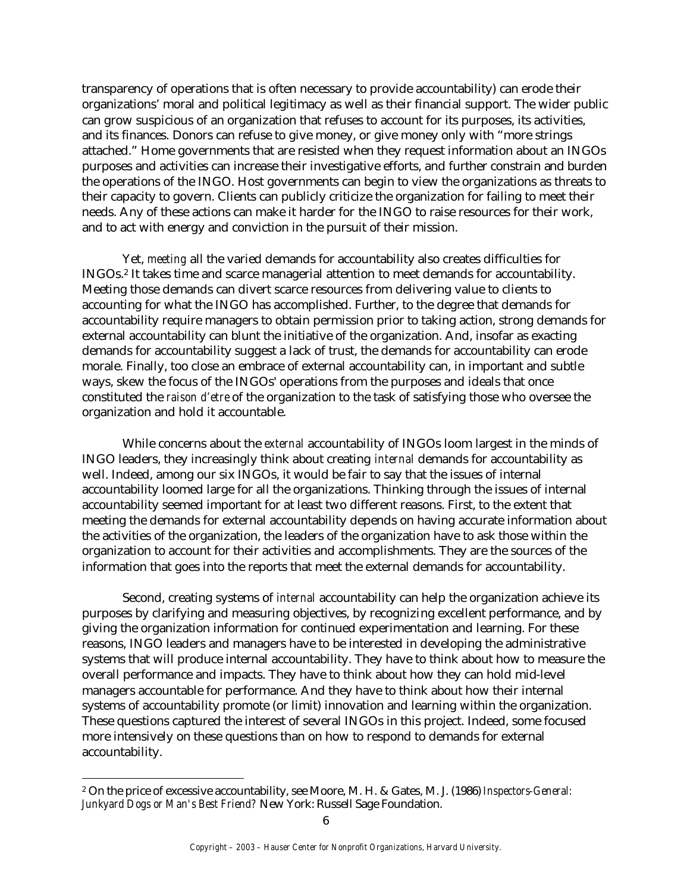transparency of operations that is often necessary to provide accountability) can erode their organizations' moral and political legitimacy as well as their financial support. The wider public can grow suspicious of an organization that refuses to account for its purposes, its activities, and its finances. Donors can refuse to give money, or give money only with "more strings attached." Home governments that are resisted when they request information about an INGOs purposes and activities can increase their investigative efforts, and further constrain and burden the operations of the INGO. Host governments can begin to view the organizations as threats to their capacity to govern. Clients can publicly criticize the organization for failing to meet their needs. Any of these actions can make it harder for the INGO to raise resources for their work, and to act with energy and conviction in the pursuit of their mission.

Yet, *meeting* all the varied demands for accountability also creates difficulties for INGOs.[2] It takes time and scarce managerial attention to meet demands for accountability. Meeting those demands can divert scarce resources from delivering value to clients to accounting for what the INGO has accomplished. Further, to the degree that demands for accountability require managers to obtain permission prior to taking action, strong demands for external accountability can blunt the initiative of the organization. And, insofar as exacting demands for accountability suggest a lack of trust, the demands for accountability can erode morale. Finally, too close an embrace of external accountability can, in important and subtle ways, skew the focus of the INGOs' operations from the purposes and ideals that once constituted the *raison d'etre* of the organization to the task of satisfying those who oversee the organization and hold it accountable.

While concerns about the *external* accountability of INGOs loom largest in the minds of INGO leaders, they increasingly think about creating *internal* demands for accountability as well. Indeed, among our six INGOs, it would be fair to say that the issues of internal accountability loomed large for all the organizations. Thinking through the issues of internal accountability seemed important for at least two different reasons. First, to the extent that meeting the demands for external accountability depends on having accurate information about the activities of the organization, the leaders of the organization have to ask those within the organization to account for their activities and accomplishments. They are the sources of the information that goes into the reports that meet the external demands for accountability.

Second, creating systems of *internal* accountability can help the organization achieve its purposes by clarifying and measuring objectives, by recognizing excellent performance, and by giving the organization information for continued experimentation and learning. For these reasons, INGO leaders and managers have to be interested in developing the administrative systems that will produce internal accountability. They have to think about how to measure the overall performance and impacts. They have to think about how they can hold mid-level managers accountable for performance. And they have to think about how their internal systems of accountability promote (or limit) innovation and learning within the organization. These questions captured the interest of several INGOs in this project. Indeed, some focused more intensively on these questions than on how to respond to demands for external accountability.

---

[2] On the price of excessive accountability, see Moore, M. H. & Gates, M. J. (1986) *Inspectors-General: Junkyard Dogs or Man's Best Friend?* New York: Russell Sage Foundation.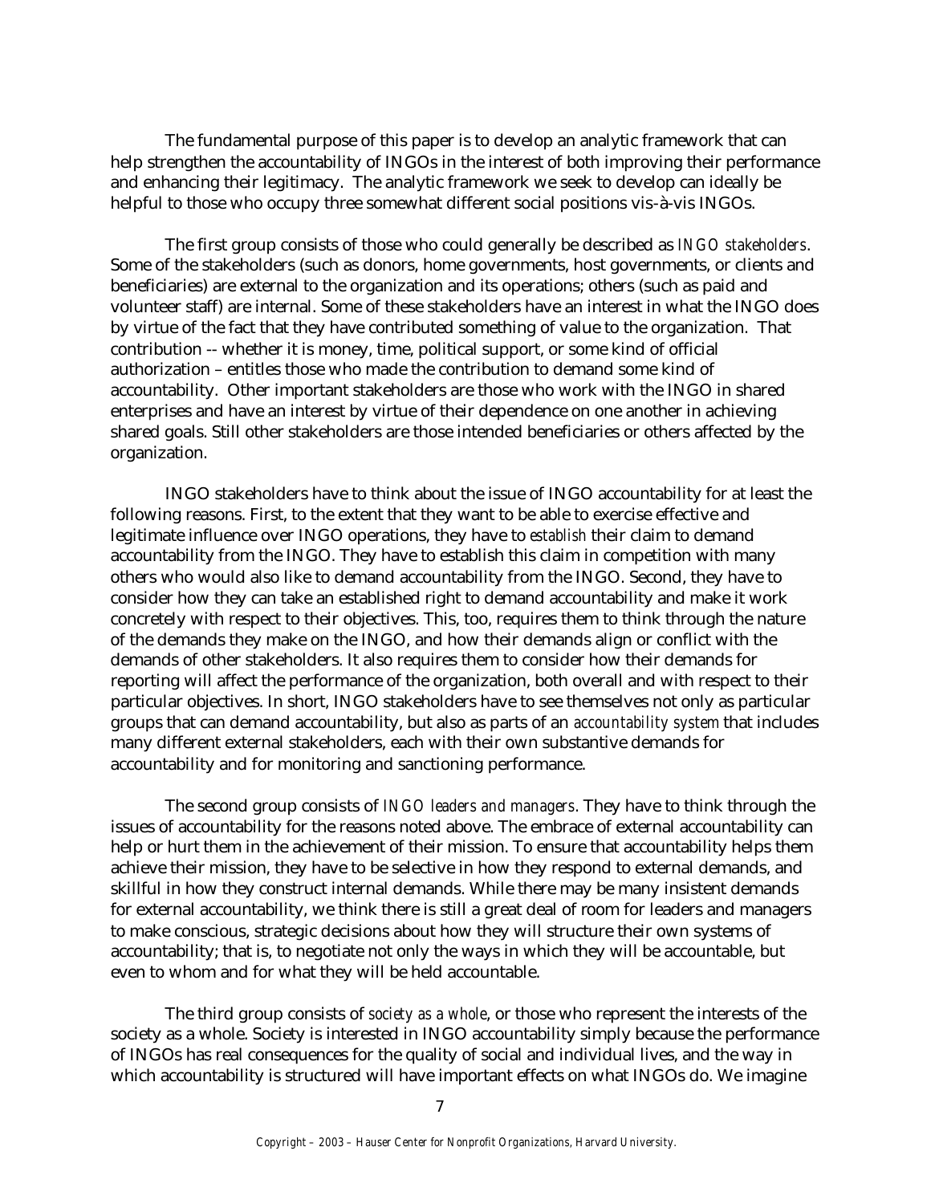The fundamental purpose of this paper is to develop an analytic framework that can help strengthen the accountability of INGOs in the interest of both improving their performance and enhancing their legitimacy. The analytic framework we seek to develop can ideally be helpful to those who occupy three somewhat different social positions vis-à-vis INGOs.

The first group consists of those who could generally be described as *INGO stakeholders*. Some of the stakeholders (such as donors, home governments, host governments, or clients and beneficiaries) are external to the organization and its operations; others (such as paid and volunteer staff) are internal. Some of these stakeholders have an interest in what the INGO does by virtue of the fact that they have contributed something of value to the organization. That contribution -- whether it is money, time, political support, or some kind of official authorization – entitles those who made the contribution to demand some kind of accountability. Other important stakeholders are those who work with the INGO in shared enterprises and have an interest by virtue of their dependence on one another in achieving shared goals. Still other stakeholders are those intended beneficiaries or others affected by the organization.

INGO stakeholders have to think about the issue of INGO accountability for at least the following reasons. First, to the extent that they want to be able to exercise effective and legitimate influence over INGO operations, they have to *establish* their claim to demand accountability from the INGO. They have to establish this claim in competition with many others who would also like to demand accountability from the INGO. Second, they have to consider how they can take an established right to demand accountability and make it work concretely with respect to their objectives. This, too, requires them to think through the nature of the demands they make on the INGO, and how their demands align or conflict with the demands of other stakeholders. It also requires them to consider how their demands for reporting will affect the performance of the organization, both overall and with respect to their particular objectives. In short, INGO stakeholders have to see themselves not only as particular groups that can demand accountability, but also as parts of an *accountability system* that includes many different external stakeholders, each with their own substantive demands for accountability and for monitoring and sanctioning performance.

The second group consists of *INGO leaders and managers*. They have to think through the issues of accountability for the reasons noted above. The embrace of external accountability can help or hurt them in the achievement of their mission. To ensure that accountability helps them achieve their mission, they have to be selective in how they respond to external demands, and skillful in how they construct internal demands. While there may be many insistent demands for external accountability, we think there is still a great deal of room for leaders and managers to make conscious, strategic decisions about how they will structure their own systems of accountability; that is, to negotiate not only the ways in which they will be accountable, but even to whom and for what they will be held accountable.

The third group consists of *society as a whole*, or those who represent the interests of the society as a whole. Society is interested in INGO accountability simply because the performance of INGOs has real consequences for the quality of social and individual lives, and the way in which accountability is structured will have important effects on what INGOs do. We imagine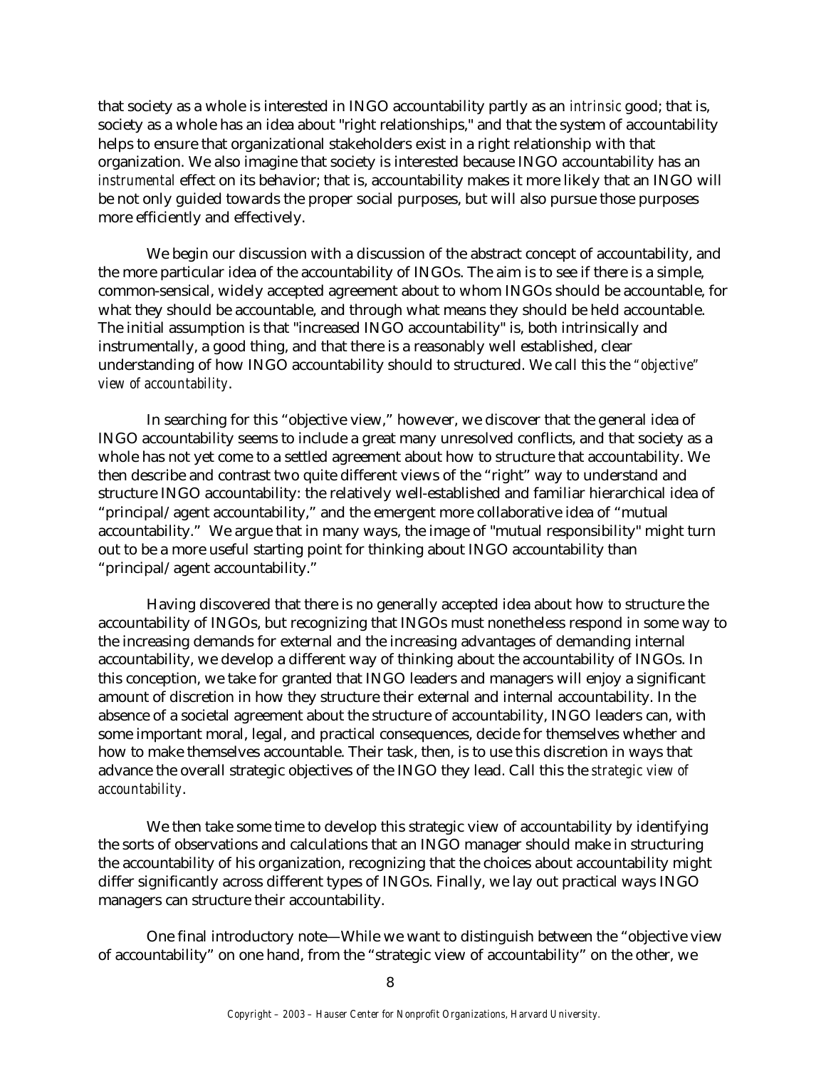that society as a whole is interested in INGO accountability partly as an *intrinsic* good; that is, society as a whole has an idea about "right relationships," and that the system of accountability helps to ensure that organizational stakeholders exist in a right relationship with that organization. We also imagine that society is interested because INGO accountability has an *instrumental* effect on its behavior; that is, accountability makes it more likely that an INGO will be not only guided towards the proper social purposes, but will also pursue those purposes more efficiently and effectively.

We begin our discussion with a discussion of the abstract concept of accountability, and the more particular idea of the accountability of INGOs. The aim is to see if there is a simple, common-sensical, widely accepted agreement about to whom INGOs should be accountable, for what they should be accountable, and through what means they should be held accountable. The initial assumption is that "increased INGO accountability" is, both intrinsically and instrumentally, a good thing, and that there is a reasonably well established, clear understanding of how INGO accountability should to structured. We call this the *"objective" view of accountability*.

In searching for this "objective view," however, we discover that the general idea of INGO accountability seems to include a great many unresolved conflicts, and that society as a whole has not yet come to a settled agreement about how to structure that accountability. We then describe and contrast two quite different views of the "right" way to understand and structure INGO accountability: the relatively well-established and familiar hierarchical idea of "principal/agent accountability," and the emergent more collaborative idea of "mutual accountability." We argue that in many ways, the image of "mutual responsibility" might turn out to be a more useful starting point for thinking about INGO accountability than "principal/agent accountability."

Having discovered that there is no generally accepted idea about how to structure the accountability of INGOs, but recognizing that INGOs must nonetheless respond in some way to the increasing demands for external and the increasing advantages of demanding internal accountability, we develop a different way of thinking about the accountability of INGOs. In this conception, we take for granted that INGO leaders and managers will enjoy a significant amount of discretion in how they structure their external and internal accountability. In the absence of a societal agreement about the structure of accountability, INGO leaders can, with some important moral, legal, and practical consequences, decide for themselves whether and how to make themselves accountable. Their task, then, is to use this discretion in ways that advance the overall strategic objectives of the INGO they lead. Call this the *strategic view of accountability*.

We then take some time to develop this strategic view of accountability by identifying the sorts of observations and calculations that an INGO manager should make in structuring the accountability of his organization, recognizing that the choices about accountability might differ significantly across different types of INGOs. Finally, we lay out practical ways INGO managers can structure their accountability.

One final introductory note—While we want to distinguish between the "objective view of accountability" on one hand, from the "strategic view of accountability" on the other, we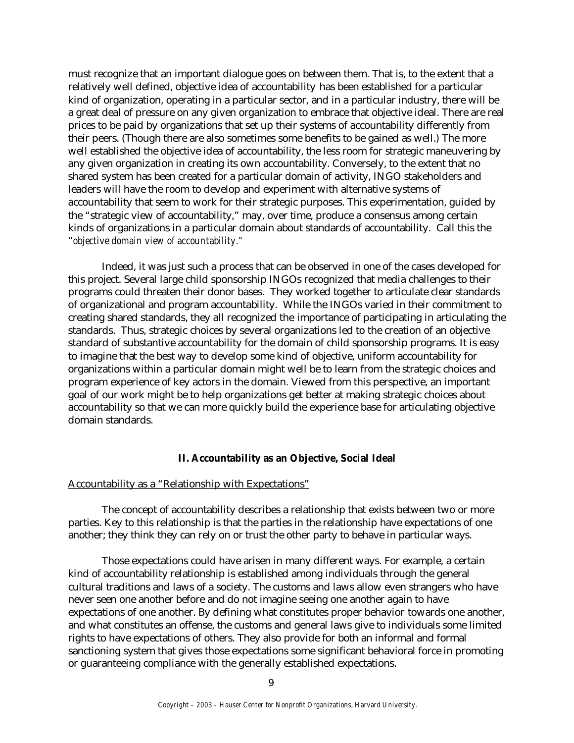must recognize that an important dialogue goes on between them. That is, to the extent that a relatively well defined, objective idea of accountability has been established for a particular kind of organization, operating in a particular sector, and in a particular industry, there will be a great deal of pressure on any given organization to embrace that objective ideal. There are real prices to be paid by organizations that set up their systems of accountability differently from their peers. (Though there are also sometimes some benefits to be gained as well.) The more well established the objective idea of accountability, the less room for strategic maneuvering by any given organization in creating its own accountability. Conversely, to the extent that no shared system has been created for a particular domain of activity, INGO stakeholders and leaders will have the room to develop and experiment with alternative systems of accountability that seem to work for their strategic purposes. This experimentation, guided by the "strategic view of accountability," may, over time, produce a consensus among certain kinds of organizations in a particular domain about standards of accountability. Call this the "*objective domain view of accountability.*"

Indeed, it was just such a process that can be observed in one of the cases developed for this project. Several large child sponsorship INGOs recognized that media challenges to their programs could threaten their donor bases. They worked together to articulate clear standards of organizational and program accountability. While the INGOs varied in their commitment to creating shared standards, they all recognized the importance of participating in articulating the standards. Thus, strategic choices by several organizations led to the creation of an objective standard of substantive accountability for the domain of child sponsorship programs. It is easy to imagine that the best way to develop some kind of objective, uniform accountability for organizations within a particular domain might well be to learn from the strategic choices and program experience of key actors in the domain. Viewed from this perspective, an important goal of our work might be to help organizations get better at making strategic choices about accountability so that we can more quickly build the experience base for articulating objective domain standards.

## II. Accountability as an Objective, Social Ideal

### Accountability as a "Relationship with Expectations"

The concept of accountability describes a relationship that exists between two or more parties. Key to this relationship is that the parties in the relationship have expectations of one another; they think they can rely on or trust the other party to behave in particular ways.

Those expectations could have arisen in many different ways. For example, a certain kind of accountability relationship is established among individuals through the general cultural traditions and laws of a society. The customs and laws allow even strangers who have never seen one another before and do not imagine seeing one another again to have expectations of one another. By defining what constitutes proper behavior towards one another, and what constitutes an offense, the customs and general laws give to individuals some limited rights to have expectations of others. They also provide for both an informal and formal sanctioning system that gives those expectations some significant behavioral force in promoting or guaranteeing compliance with the generally established expectations.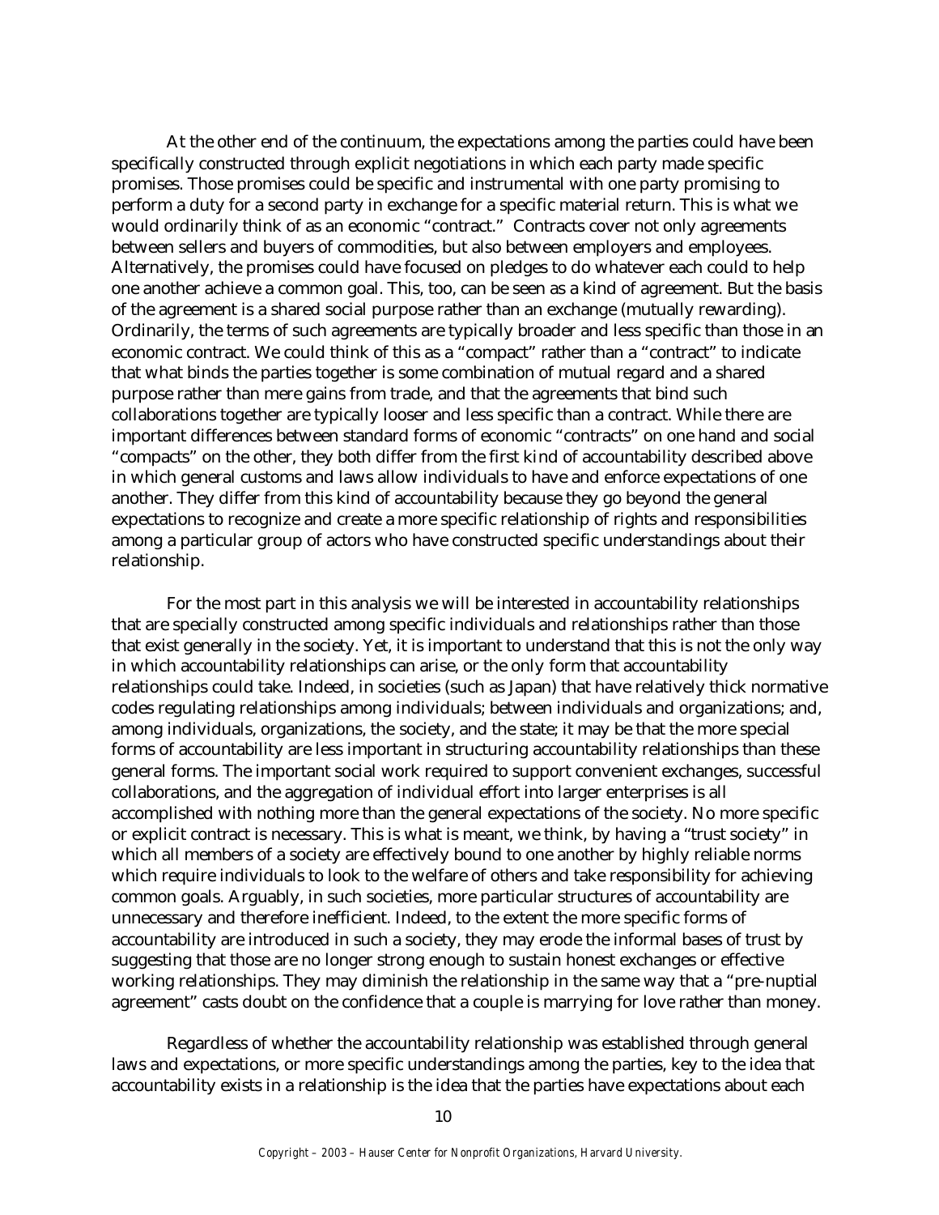At the other end of the continuum, the expectations among the parties could have been specifically constructed through explicit negotiations in which each party made specific promises. Those promises could be specific and instrumental with one party promising to perform a duty for a second party in exchange for a specific material return. This is what we would ordinarily think of as an economic "contract." Contracts cover not only agreements between sellers and buyers of commodities, but also between employers and employees. Alternatively, the promises could have focused on pledges to do whatever each could to help one another achieve a common goal. This, too, can be seen as a kind of agreement. But the basis of the agreement is a shared social purpose rather than an exchange (mutually rewarding). Ordinarily, the terms of such agreements are typically broader and less specific than those in an economic contract. We could think of this as a "compact" rather than a "contract" to indicate that what binds the parties together is some combination of mutual regard and a shared purpose rather than mere gains from trade, and that the agreements that bind such collaborations together are typically looser and less specific than a contract. While there are important differences between standard forms of economic "contracts" on one hand and social "compacts" on the other, they both differ from the first kind of accountability described above in which general customs and laws allow individuals to have and enforce expectations of one another. They differ from this kind of accountability because they go beyond the general expectations to recognize and create a more specific relationship of rights and responsibilities among a particular group of actors who have constructed specific understandings about their relationship.

For the most part in this analysis we will be interested in accountability relationships that are specially constructed among specific individuals and relationships rather than those that exist generally in the society. Yet, it is important to understand that this is not the only way in which accountability relationships can arise, or the only form that accountability relationships could take. Indeed, in societies (such as Japan) that have relatively thick normative codes regulating relationships among individuals; between individuals and organizations; and, among individuals, organizations, the society, and the state; it may be that the more special forms of accountability are less important in structuring accountability relationships than these general forms. The important social work required to support convenient exchanges, successful collaborations, and the aggregation of individual effort into larger enterprises is all accomplished with nothing more than the general expectations of the society. No more specific or explicit contract is necessary. This is what is meant, we think, by having a "trust society" in which all members of a society are effectively bound to one another by highly reliable norms which require individuals to look to the welfare of others and take responsibility for achieving common goals. Arguably, in such societies, more particular structures of accountability are unnecessary and therefore inefficient. Indeed, to the extent the more specific forms of accountability are introduced in such a society, they may erode the informal bases of trust by suggesting that those are no longer strong enough to sustain honest exchanges or effective working relationships. They may diminish the relationship in the same way that a "pre-nuptial agreement" casts doubt on the confidence that a couple is marrying for love rather than money.

Regardless of whether the accountability relationship was established through general laws and expectations, or more specific understandings among the parties, key to the idea that accountability exists in a relationship is the idea that the parties have expectations about each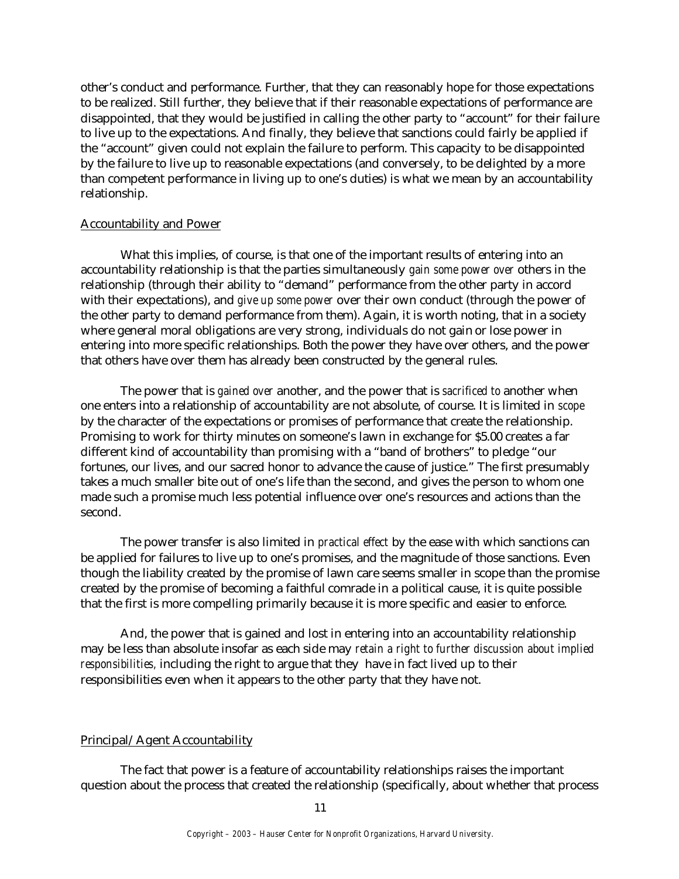other's conduct and performance. Further, that they can reasonably hope for those expectations to be realized. Still further, they believe that if their reasonable expectations of performance are disappointed, that they would be justified in calling the other party to "account" for their failure to live up to the expectations. And finally, they believe that sanctions could fairly be applied if the "account" given could not explain the failure to perform. This capacity to be disappointed by the failure to live up to reasonable expectations (and conversely, to be delighted by a more than competent performance in living up to one's duties) is what we mean by an accountability relationship.

## Accountability and Power

What this implies, of course, is that one of the important results of entering into an accountability relationship is that the parties simultaneously *gain some power over* others in the relationship (through their ability to "demand" performance from the other party in accord with their expectations), and *give up some power* over their own conduct (through the power of the other party to demand performance from them). Again, it is worth noting, that in a society where general moral obligations are very strong, individuals do not gain or lose power in entering into more specific relationships. Both the power they have over others, and the power that others have over them has already been constructed by the general rules.

The power that is *gained over* another, and the power that is *sacrificed to* another when one enters into a relationship of accountability are not absolute, of course. It is limited in *scope* by the character of the expectations or promises of performance that create the relationship. Promising to work for thirty minutes on someone's lawn in exchange for $5.00 creates a far different kind of accountability than promising with a "band of brothers" to pledge "our fortunes, our lives, and our sacred honor to advance the cause of justice." The first presumably takes a much smaller bite out of one's life than the second, and gives the person to whom one made such a promise much less potential influence over one's resources and actions than the second.

The power transfer is also limited in *practical effect* by the ease with which sanctions can be applied for failures to live up to one's promises, and the magnitude of those sanctions. Even though the liability created by the promise of lawn care seems smaller in scope than the promise created by the promise of becoming a faithful comrade in a political cause, it is quite possible that the first is more compelling primarily because it is more specific and easier to enforce.

And, the power that is gained and lost in entering into an accountability relationship may be less than absolute insofar as each side may *retain a right to further discussion about implied responsibilities,* including the right to argue that they have in fact lived up to their responsibilities even when it appears to the other party that they have not.

## Principal/Agent Accountability

The fact that power is a feature of accountability relationships raises the important question about the process that created the relationship (specifically, about whether that process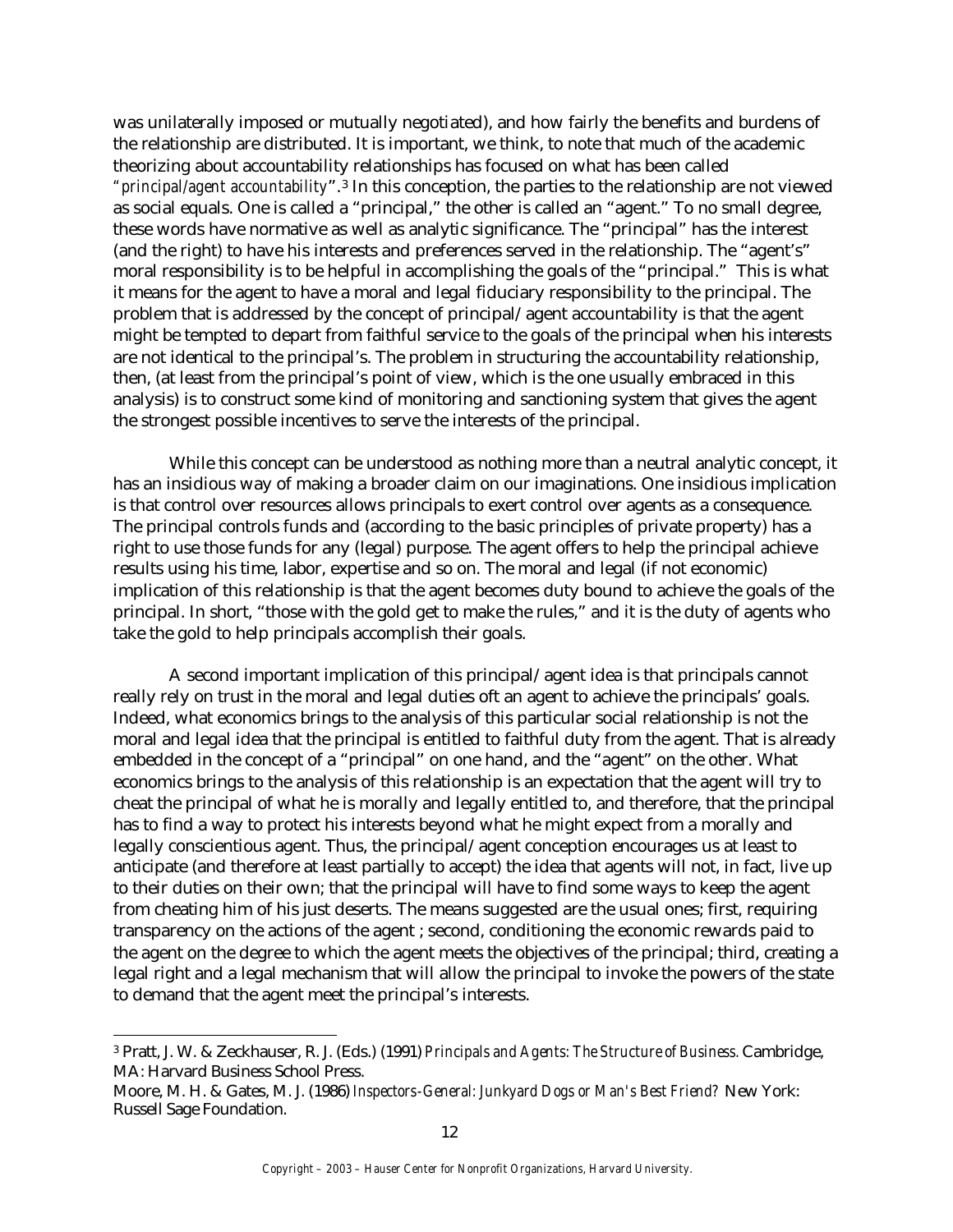was unilaterally imposed or mutually negotiated), and how fairly the benefits and burdens of the relationship are distributed. It is important, we think, to note that much of the academic theorizing about accountability relationships has focused on what has been called "*principal/agent accountability*".[3] In this conception, the parties to the relationship are not viewed as social equals. One is called a "principal," the other is called an "agent." To no small degree, these words have normative as well as analytic significance. The "principal" has the interest (and the right) to have his interests and preferences served in the relationship. The "agent's" moral responsibility is to be helpful in accomplishing the goals of the "principal." This is what it means for the agent to have a moral and legal fiduciary responsibility to the principal. The problem that is addressed by the concept of principal/agent accountability is that the agent might be tempted to depart from faithful service to the goals of the principal when his interests are not identical to the principal's. The problem in structuring the accountability relationship, then, (at least from the principal's point of view, which is the one usually embraced in this analysis) is to construct some kind of monitoring and sanctioning system that gives the agent the strongest possible incentives to serve the interests of the principal.

While this concept can be understood as nothing more than a neutral analytic concept, it has an insidious way of making a broader claim on our imaginations. One insidious implication is that control over resources allows principals to exert control over agents as a consequence. The principal controls funds and (according to the basic principles of private property) has a right to use those funds for any (legal) purpose. The agent offers to help the principal achieve results using his time, labor, expertise and so on. The moral and legal (if not economic) implication of this relationship is that the agent becomes duty bound to achieve the goals of the principal. In short, "those with the gold get to make the rules," and it is the duty of agents who take the gold to help principals accomplish their goals.

A second important implication of this principal/agent idea is that principals cannot really rely on trust in the moral and legal duties oft an agent to achieve the principals' goals. Indeed, what economics brings to the analysis of this particular social relationship is not the moral and legal idea that the principal is entitled to faithful duty from the agent. That is already embedded in the concept of a "principal" on one hand, and the "agent" on the other. What economics brings to the analysis of this relationship is an expectation that the agent will try to cheat the principal of what he is morally and legally entitled to, and therefore, that the principal has to find a way to protect his interests beyond what he might expect from a morally and legally conscientious agent. Thus, the principal/agent conception encourages us at least to anticipate (and therefore at least partially to accept) the idea that agents will not, in fact, live up to their duties on their own; that the principal will have to find some ways to keep the agent from cheating him of his just deserts. The means suggested are the usual ones; first, requiring transparency on the actions of the agent ; second, conditioning the economic rewards paid to the agent on the degree to which the agent meets the objectives of the principal; third, creating a legal right and a legal mechanism that will allow the principal to invoke the powers of the state to demand that the agent meet the principal's interests.

---

[3] Pratt, J. W. & Zeckhauser, R. J. (Eds.) (1991) *Principals and Agents: The Structure of Business.* Cambridge, MA: Harvard Business School Press.

Moore, M. H. & Gates, M. J. (1986) *Inspectors-General: Junkyard Dogs or Man's Best Friend?* New York: Russell Sage Foundation.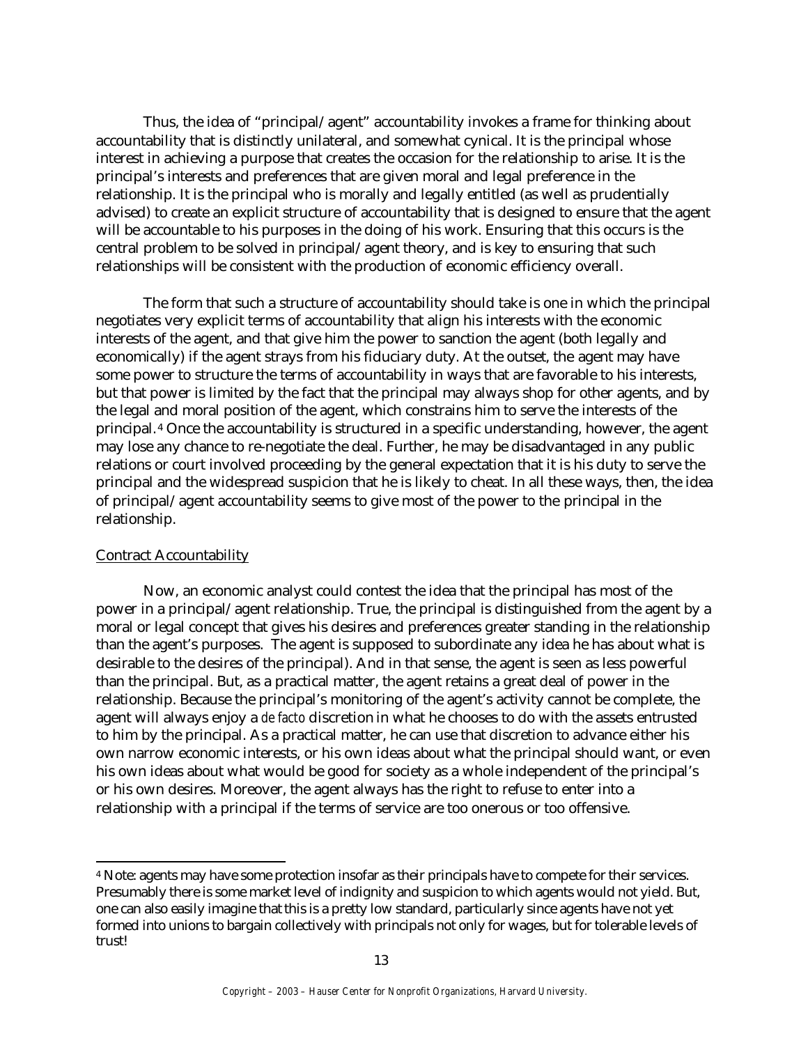Thus, the idea of "principal/agent" accountability invokes a frame for thinking about accountability that is distinctly unilateral, and somewhat cynical. It is the principal whose interest in achieving a purpose that creates the occasion for the relationship to arise. It is the principal's interests and preferences that are given moral and legal preference in the relationship. It is the principal who is morally and legally entitled (as well as prudentially advised) to create an explicit structure of accountability that is designed to ensure that the agent will be accountable to his purposes in the doing of his work. Ensuring that this occurs is the central problem to be solved in principal/agent theory, and is key to ensuring that such relationships will be consistent with the production of economic efficiency overall.

The form that such a structure of accountability should take is one in which the principal negotiates very explicit terms of accountability that align his interests with the economic interests of the agent, and that give him the power to sanction the agent (both legally and economically) if the agent strays from his fiduciary duty. At the outset, the agent may have some power to structure the terms of accountability in ways that are favorable to his interests, but that power is limited by the fact that the principal may always shop for other agents, and by the legal and moral position of the agent, which constrains him to serve the interests of the principal.[4] Once the accountability is structured in a specific understanding, however, the agent may lose any chance to re-negotiate the deal. Further, he may be disadvantaged in any public relations or court involved proceeding by the general expectation that it is his duty to serve the principal and the widespread suspicion that he is likely to cheat. In all these ways, then, the idea of principal/agent accountability seems to give most of the power to the principal in the relationship.

<u>Contract Accountability</u>

Now, an economic analyst could contest the idea that the principal has most of the power in a principal/agent relationship. True, the principal is distinguished from the agent by a moral or legal concept that gives his desires and preferences greater standing in the relationship than the agent's purposes. The agent is supposed to subordinate any idea he has about what is desirable to the desires of the principal). And in that sense, the agent is seen as less powerful than the principal. But, as a practical matter, the agent retains a great deal of power in the relationship. Because the principal's monitoring of the agent's activity cannot be complete, the agent will always enjoy a *de facto* discretion in what he chooses to do with the assets entrusted to him by the principal. As a practical matter, he can use that discretion to advance either his own narrow economic interests, or his own ideas about what the principal should want, or even his own ideas about what would be good for society as a whole independent of the principal's or his own desires. Moreover, the agent always has the right to refuse to enter into a relationship with a principal if the terms of service are too onerous or too offensive.

---

[4] Note: agents may have some protection insofar as their principals have to compete for their services. Presumably there is some market level of indignity and suspicion to which agents would not yield. But, one can also easily imagine that this is a pretty low standard, particularly since agents have not yet formed into unions to bargain collectively with principals not only for wages, but for tolerable levels of trust!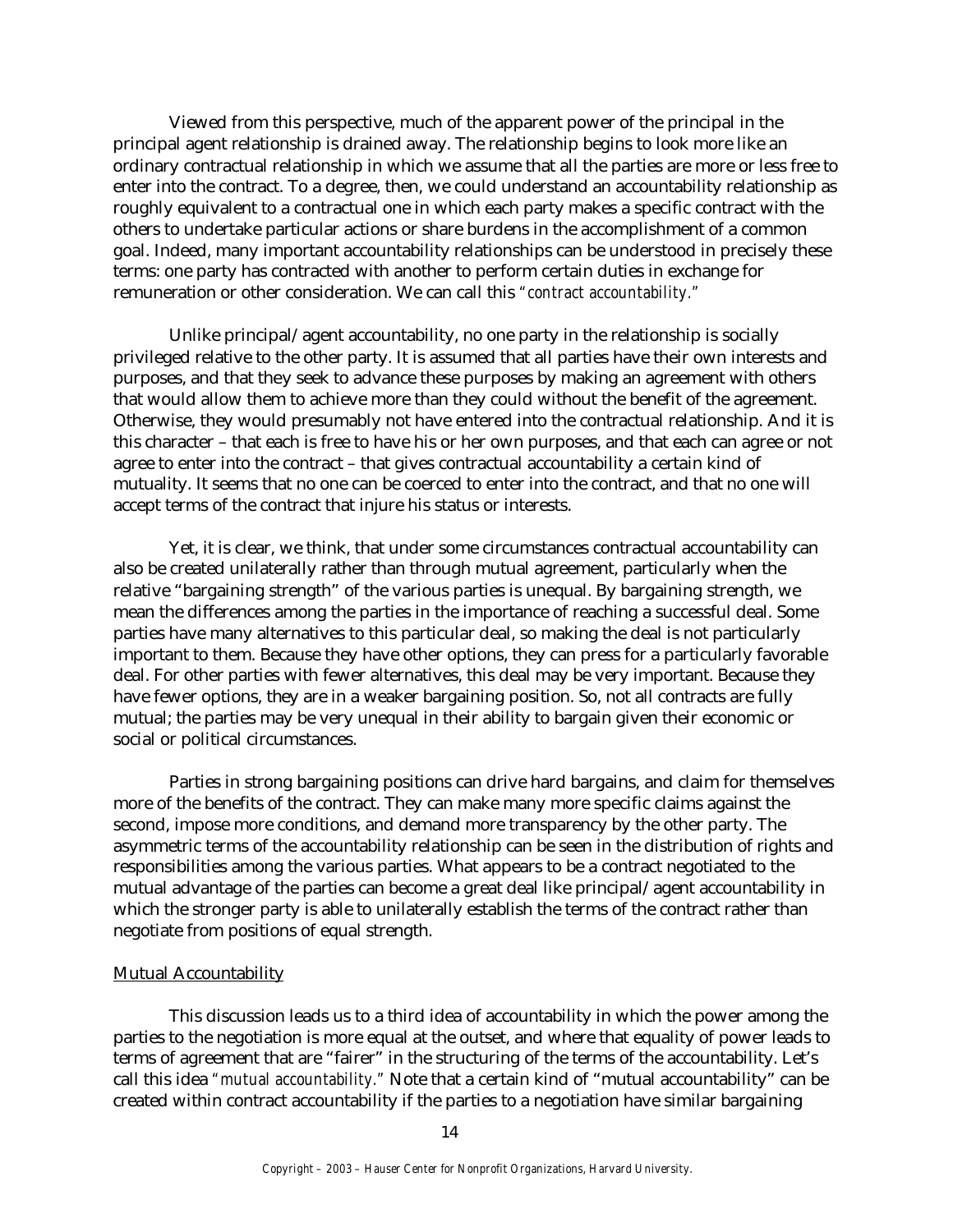Viewed from this perspective, much of the apparent power of the principal in the principal agent relationship is drained away. The relationship begins to look more like an ordinary contractual relationship in which we assume that all the parties are more or less free to enter into the contract. To a degree, then, we could understand an accountability relationship as roughly equivalent to a contractual one in which each party makes a specific contract with the others to undertake particular actions or share burdens in the accomplishment of a common goal. Indeed, many important accountability relationships can be understood in precisely these terms: one party has contracted with another to perform certain duties in exchange for remuneration or other consideration. We can call this *"contract accountability."*

Unlike principal/agent accountability, no one party in the relationship is socially privileged relative to the other party. It is assumed that all parties have their own interests and purposes, and that they seek to advance these purposes by making an agreement with others that would allow them to achieve more than they could without the benefit of the agreement. Otherwise, they would presumably not have entered into the contractual relationship. And it is this character – that each is free to have his or her own purposes, and that each can agree or not agree to enter into the contract – that gives contractual accountability a certain kind of mutuality. It seems that no one can be coerced to enter into the contract, and that no one will accept terms of the contract that injure his status or interests.

Yet, it is clear, we think, that under some circumstances contractual accountability can also be created unilaterally rather than through mutual agreement, particularly when the relative "bargaining strength" of the various parties is unequal. By bargaining strength, we mean the differences among the parties in the importance of reaching a successful deal. Some parties have many alternatives to this particular deal, so making the deal is not particularly important to them. Because they have other options, they can press for a particularly favorable deal. For other parties with fewer alternatives, this deal may be very important. Because they have fewer options, they are in a weaker bargaining position. So, not all contracts are fully mutual; the parties may be very unequal in their ability to bargain given their economic or social or political circumstances.

Parties in strong bargaining positions can drive hard bargains, and claim for themselves more of the benefits of the contract. They can make many more specific claims against the second, impose more conditions, and demand more transparency by the other party. The asymmetric terms of the accountability relationship can be seen in the distribution of rights and responsibilities among the various parties. What appears to be a contract negotiated to the mutual advantage of the parties can become a great deal like principal/agent accountability in which the stronger party is able to unilaterally establish the terms of the contract rather than negotiate from positions of equal strength.

Mutual Accountability

This discussion leads us to a third idea of accountability in which the power among the parties to the negotiation is more equal at the outset, and where that equality of power leads to terms of agreement that are "fairer" in the structuring of the terms of the accountability. Let's call this idea *"mutual accountability."* Note that a certain kind of "mutual accountability" can be created within contract accountability if the parties to a negotiation have similar bargaining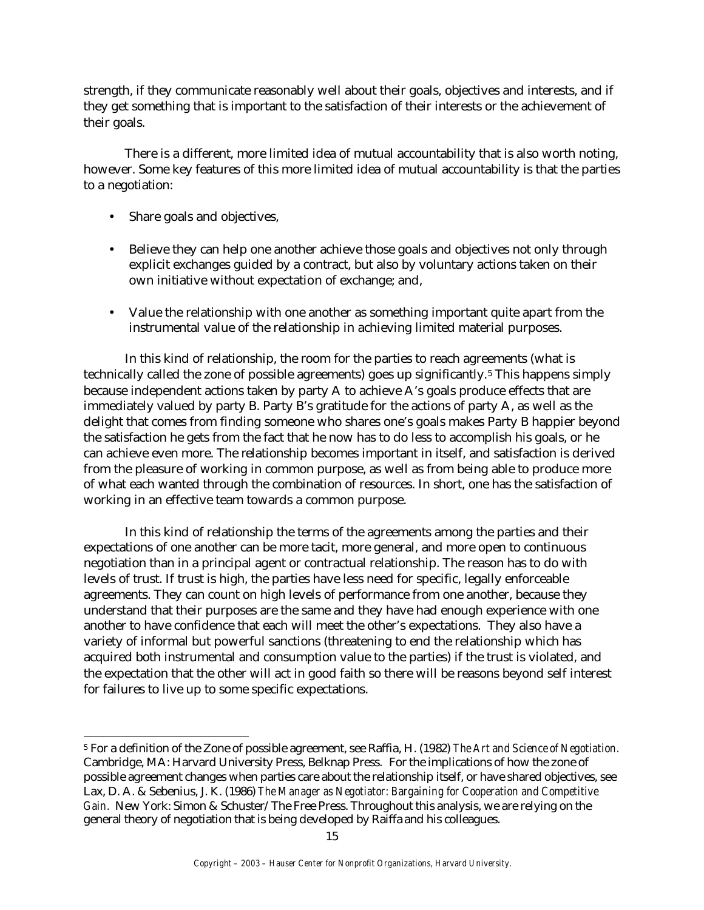strength, if they communicate reasonably well about their goals, objectives and interests, and if they get something that is important to the satisfaction of their interests or the achievement of their goals.

There is a different, more limited idea of mutual accountability that is also worth noting, however. Some key features of this more limited idea of mutual accountability is that the parties to a negotiation:

- Share goals and objectives,
- Believe they can help one another achieve those goals and objectives not only through explicit exchanges guided by a contract, but also by voluntary actions taken on their own initiative without expectation of exchange; and,
- Value the relationship with one another as something important quite apart from the instrumental value of the relationship in achieving limited material purposes.

In this kind of relationship, the room for the parties to reach agreements (what is technically called the zone of possible agreements) goes up significantly.[5] This happens simply because independent actions taken by party A to achieve A's goals produce effects that are immediately valued by party B. Party B's gratitude for the actions of party A, as well as the delight that comes from finding someone who shares one's goals makes Party B happier beyond the satisfaction he gets from the fact that he now has to do less to accomplish his goals, or he can achieve even more. The relationship becomes important in itself, and satisfaction is derived from the pleasure of working in common purpose, as well as from being able to produce more of what each wanted through the combination of resources. In short, one has the satisfaction of working in an effective team towards a common purpose.

In this kind of relationship the terms of the agreements among the parties and their expectations of one another can be more tacit, more general, and more open to continuous negotiation than in a principal agent or contractual relationship. The reason has to do with levels of trust. If trust is high, the parties have less need for specific, legally enforceable agreements. They can count on high levels of performance from one another, because they understand that their purposes are the same and they have had enough experience with one another to have confidence that each will meet the other's expectations. They also have a variety of informal but powerful sanctions (threatening to end the relationship which has acquired both instrumental and consumption value to the parties) if the trust is violated, and the expectation that the other will act in good faith so there will be reasons beyond self interest for failures to live up to some specific expectations.

---

[5] For a definition of the Zone of possible agreement, see Raffia, H. (1982) *The Art and Science of Negotiation.* Cambridge, MA: Harvard University Press, Belknap Press. For the implications of how the zone of possible agreement changes when parties care about the relationship itself, or have shared objectives, see Lax, D. A. & Sebenius, J. K. (1986) *The Manager as Negotiator: Bargaining for Cooperation and Competitive Gain.* New York: Simon & Schuster/The Free Press. Throughout this analysis, we are relying on the general theory of negotiation that is being developed by Raiffa and his colleagues.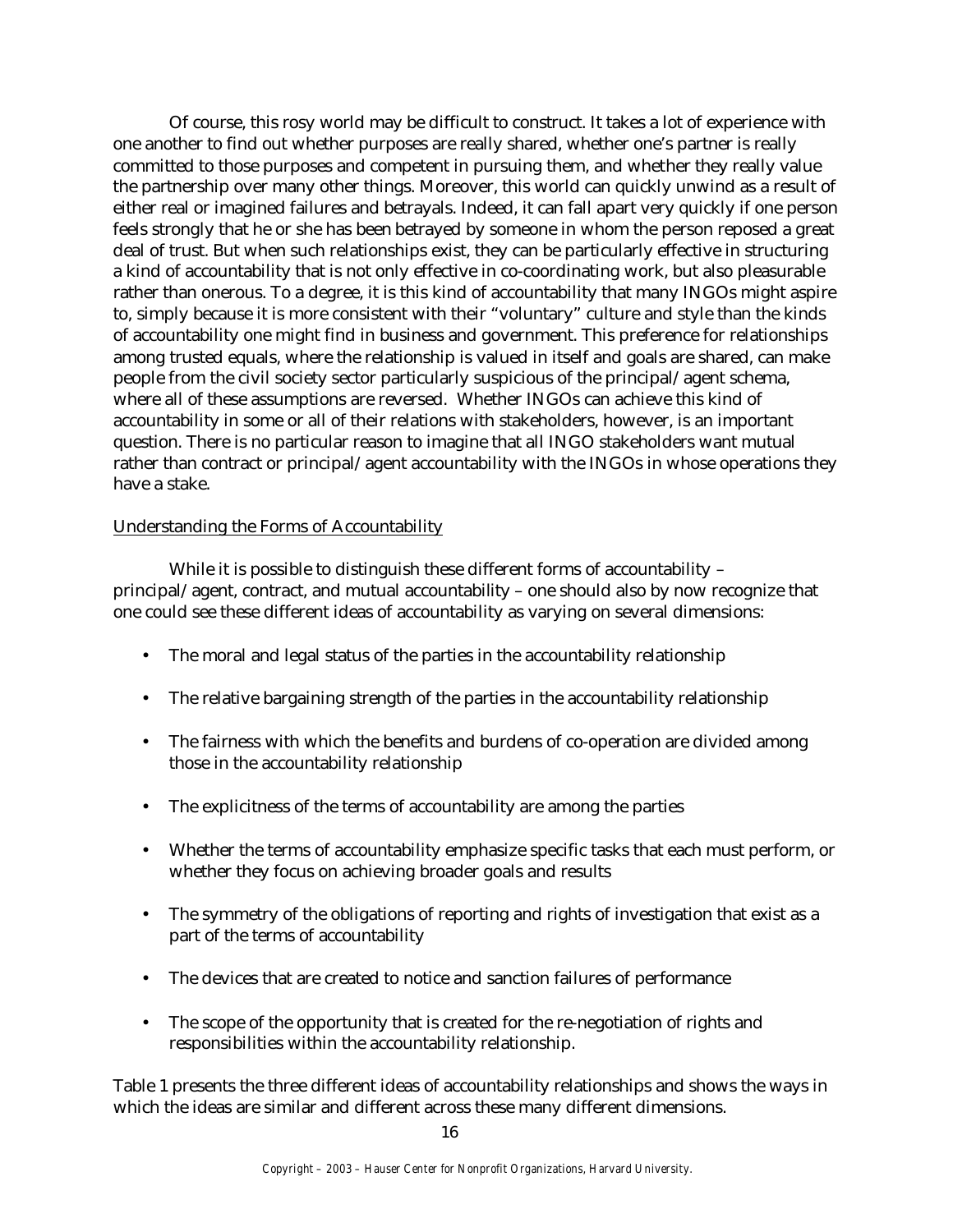Of course, this rosy world may be difficult to construct. It takes a lot of experience with one another to find out whether purposes are really shared, whether one's partner is really committed to those purposes and competent in pursuing them, and whether they really value the partnership over many other things. Moreover, this world can quickly unwind as a result of either real or imagined failures and betrayals. Indeed, it can fall apart very quickly if one person feels strongly that he or she has been betrayed by someone in whom the person reposed a great deal of trust. But when such relationships exist, they can be particularly effective in structuring a kind of accountability that is not only effective in co-coordinating work, but also pleasurable rather than onerous. To a degree, it is this kind of accountability that many INGOs might aspire to, simply because it is more consistent with their "voluntary" culture and style than the kinds of accountability one might find in business and government. This preference for relationships among trusted equals, where the relationship is valued in itself and goals are shared, can make people from the civil society sector particularly suspicious of the principal/agent schema, where all of these assumptions are reversed. Whether INGOs can achieve this kind of accountability in some or all of their relations with stakeholders, however, is an important question. There is no particular reason to imagine that all INGO stakeholders want mutual rather than contract or principal/agent accountability with the INGOs in whose operations they have a stake.

Understanding the Forms of Accountability

While it is possible to distinguish these different forms of accountability – principal/agent, contract, and mutual accountability – one should also by now recognize that one could see these different ideas of accountability as varying on several dimensions:

- The moral and legal status of the parties in the accountability relationship
- The relative bargaining strength of the parties in the accountability relationship
- The fairness with which the benefits and burdens of co-operation are divided among those in the accountability relationship
- The explicitness of the terms of accountability are among the parties
- Whether the terms of accountability emphasize specific tasks that each must perform, or whether they focus on achieving broader goals and results
- The symmetry of the obligations of reporting and rights of investigation that exist as a part of the terms of accountability
- The devices that are created to notice and sanction failures of performance
- The scope of the opportunity that is created for the re-negotiation of rights and responsibilities within the accountability relationship.

Table 1 presents the three different ideas of accountability relationships and shows the ways in which the ideas are similar and different across these many different dimensions.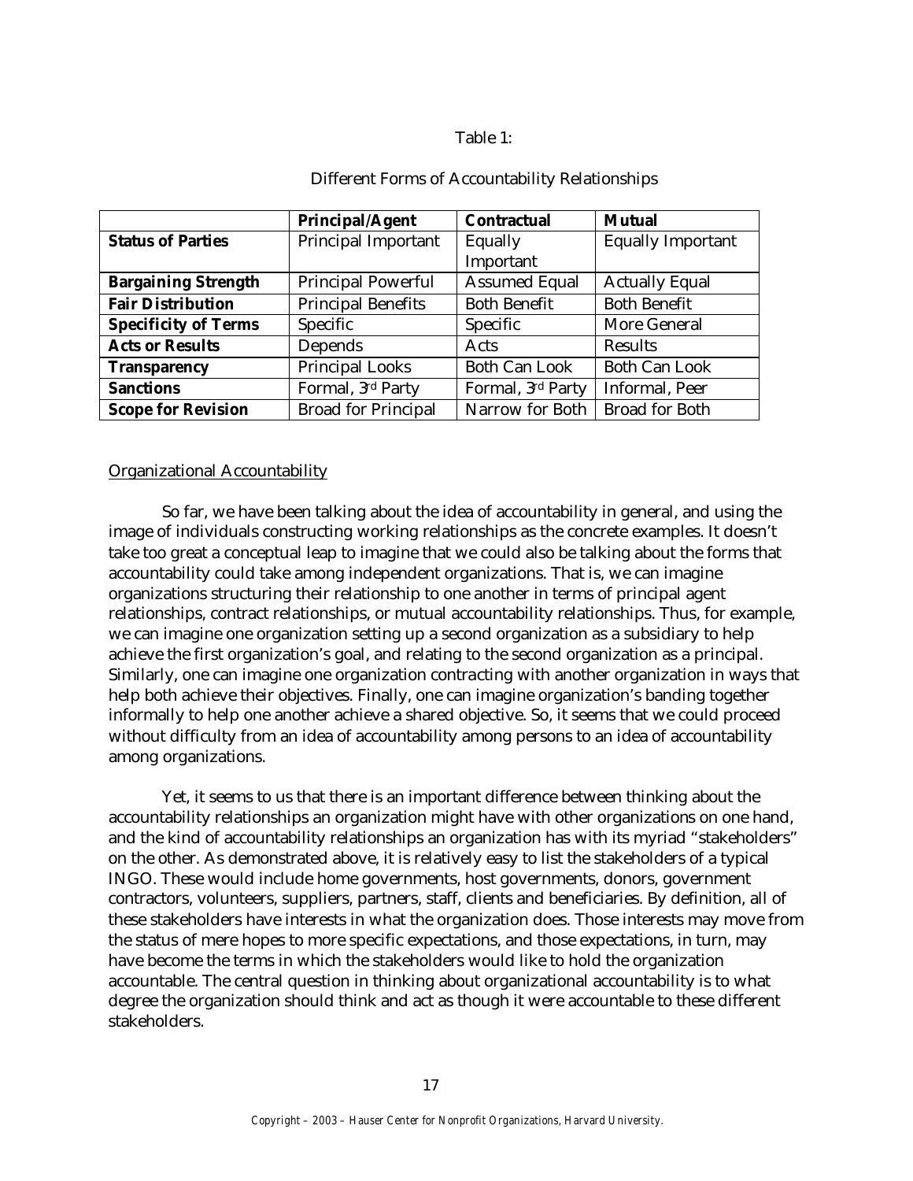Table 1:

Different Forms of Accountability Relationships

| | **Principal/Agent** | **Contractual** | **Mutual** |
|---|---|---|---|
| **Status of Parties** | Principal Important | Equally Important | Equally Important |
| **Bargaining Strength** | Principal Powerful | Assumed Equal | Actually Equal |
| **Fair Distribution** | Principal Benefits | Both Benefit | Both Benefit |
| **Specificity of Terms** | Specific | Specific | More General |
| **Acts or Results** | Depends | Acts | Results |
| **Transparency** | Principal Looks | Both Can Look | Both Can Look |
| **Sanctions** | Formal, 3rd Party | Formal, 3rd Party | Informal, Peer |
| **Scope for Revision** | Broad for Principal | Narrow for Both | Broad for Both |

## Organizational Accountability

So far, we have been talking about the idea of accountability in general, and using the image of individuals constructing working relationships as the concrete examples. It doesn't take too great a conceptual leap to imagine that we could also be talking about the forms that accountability could take among independent organizations. That is, we can imagine organizations structuring their relationship to one another in terms of principal agent relationships, contract relationships, or mutual accountability relationships. Thus, for example, we can imagine one organization setting up a second organization as a subsidiary to help achieve the first organization's goal, and relating to the second organization as a principal. Similarly, one can imagine one organization contracting with another organization in ways that help both achieve their objectives. Finally, one can imagine organization's banding together informally to help one another achieve a shared objective. So, it seems that we could proceed without difficulty from an idea of accountability among persons to an idea of accountability among organizations.

Yet, it seems to us that there is an important difference between thinking about the accountability relationships an organization might have with other organizations on one hand, and the kind of accountability relationships an organization has with its myriad "stakeholders" on the other. As demonstrated above, it is relatively easy to list the stakeholders of a typical INGO. These would include home governments, host governments, donors, government contractors, volunteers, suppliers, partners, staff, clients and beneficiaries. By definition, all of these stakeholders have interests in what the organization does. Those interests may move from the status of mere hopes to more specific expectations, and those expectations, in turn, may have become the terms in which the stakeholders would like to hold the organization accountable. The central question in thinking about organizational accountability is to what degree the organization should think and act as though it were accountable to these different stakeholders.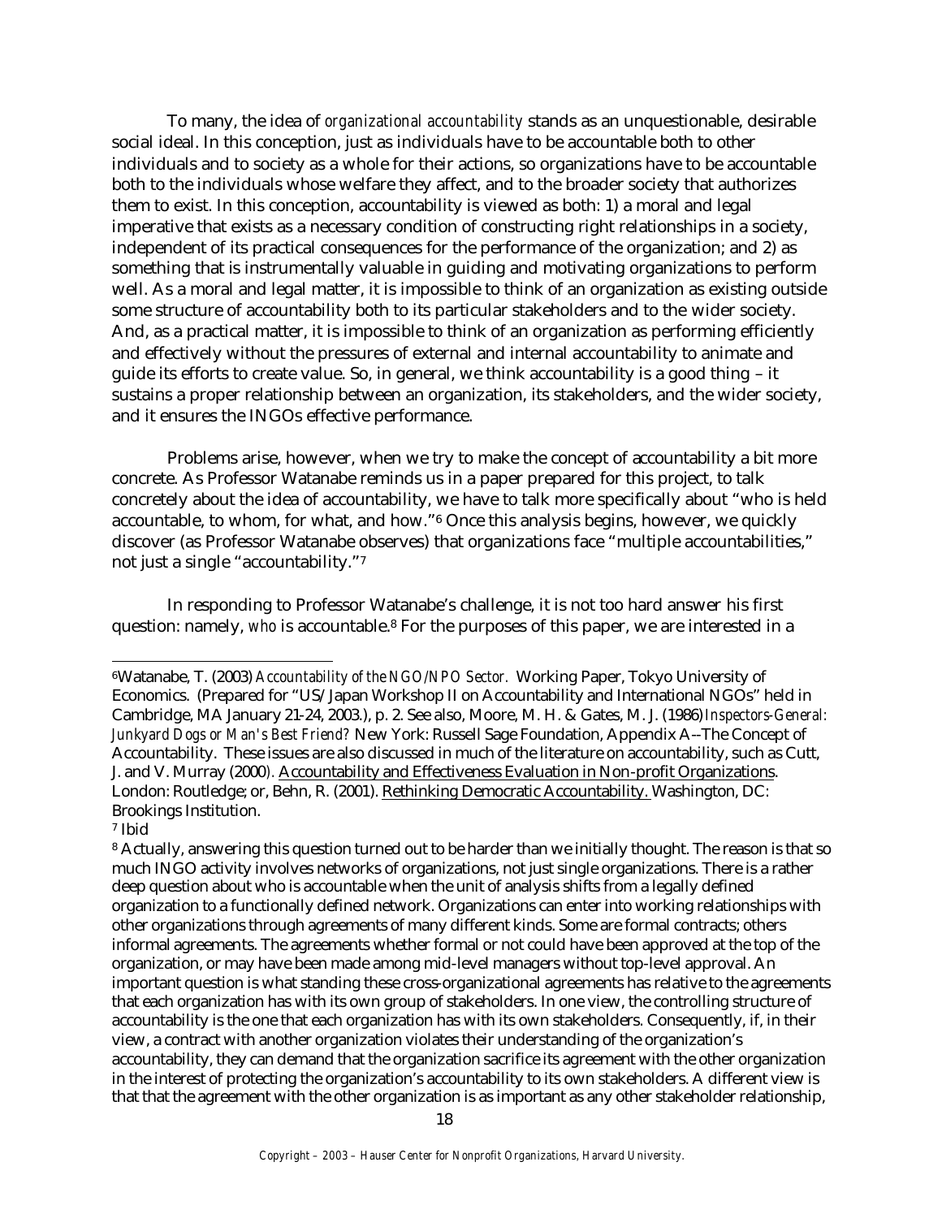To many, the idea of *organizational accountability* stands as an unquestionable, desirable social ideal. In this conception, just as individuals have to be accountable both to other individuals and to society as a whole for their actions, so organizations have to be accountable both to the individuals whose welfare they affect, and to the broader society that authorizes them to exist. In this conception, accountability is viewed as both: 1) a moral and legal imperative that exists as a necessary condition of constructing right relationships in a society, independent of its practical consequences for the performance of the organization; and 2) as something that is instrumentally valuable in guiding and motivating organizations to perform well. As a moral and legal matter, it is impossible to think of an organization as existing outside some structure of accountability both to its particular stakeholders and to the wider society. And, as a practical matter, it is impossible to think of an organization as performing efficiently and effectively without the pressures of external and internal accountability to animate and guide its efforts to create value. So, in general, we think accountability is a good thing – it sustains a proper relationship between an organization, its stakeholders, and the wider society, and it ensures the INGOs effective performance.

Problems arise, however, when we try to make the concept of accountability a bit more concrete. As Professor Watanabe reminds us in a paper prepared for this project, to talk concretely about the idea of accountability, we have to talk more specifically about "who is held accountable, to whom, for what, and how."[6] Once this analysis begins, however, we quickly discover (as Professor Watanabe observes) that organizations face "multiple accountabilities," not just a single "accountability."[7]

In responding to Professor Watanabe's challenge, it is not too hard answer his first question: namely, *who* is accountable.[8] For the purposes of this paper, we are interested in a

---

[6] Watanabe, T. (2003) *Accountability of the NGO/NPO Sector.* Working Paper, Tokyo University of Economics. (Prepared for "US/Japan Workshop II on Accountability and International NGOs" held in Cambridge, MA January 21-24, 2003.), p. 2. See also, Moore, M. H. & Gates, M. J. (1986) *Inspectors-General: Junkyard Dogs or Man's Best Friend?* New York: Russell Sage Foundation, Appendix A--The Concept of Accountability. These issues are also discussed in much of the literature on accountability, such as Cutt, J. and V. Murray (2000). Accountability and Effectiveness Evaluation in Non-profit Organizations. London: Routledge; or, Behn, R. (2001). Rethinking Democratic Accountability. Washington, DC: Brookings Institution.

[7] Ibid

[8] Actually, answering this question turned out to be harder than we initially thought. The reason is that so much INGO activity involves networks of organizations, not just single organizations. There is a rather deep question about who is accountable when the unit of analysis shifts from a legally defined organization to a functionally defined network. Organizations can enter into working relationships with other organizations through agreements of many different kinds. Some are formal contracts; others informal agreements. The agreements whether formal or not could have been approved at the top of the organization, or may have been made among mid-level managers without top-level approval. An important question is what standing these cross-organizational agreements has relative to the agreements that each organization has with its own group of stakeholders. In one view, the controlling structure of accountability is the one that each organization has with its own stakeholders. Consequently, if, in their view, a contract with another organization violates their understanding of the organization's accountability, they can demand that the organization sacrifice its agreement with the other organization in the interest of protecting the organization's accountability to its own stakeholders. A different view is that that the agreement with the other organization is as important as any other stakeholder relationship,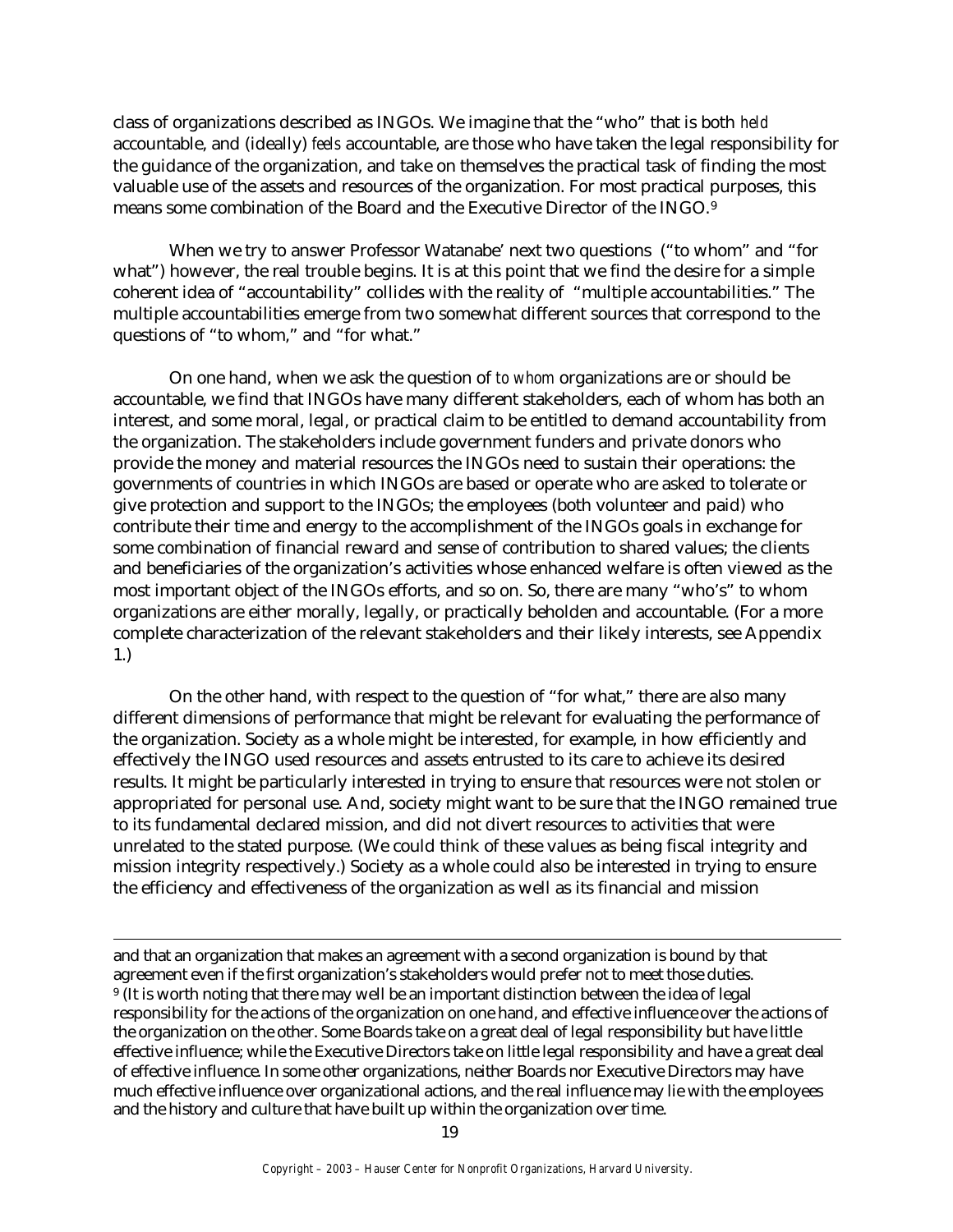class of organizations described as INGOs. We imagine that the "who" that is both *held* accountable, and (ideally) *feels* accountable, are those who have taken the legal responsibility for the guidance of the organization, and take on themselves the practical task of finding the most valuable use of the assets and resources of the organization. For most practical purposes, this means some combination of the Board and the Executive Director of the INGO.[9]

When we try to answer Professor Watanabe' next two questions ("to whom" and "for what") however, the real trouble begins. It is at this point that we find the desire for a simple coherent idea of "accountability" collides with the reality of "multiple accountabilities." The multiple accountabilities emerge from two somewhat different sources that correspond to the questions of "to whom," and "for what."

On one hand, when we ask the question of *to whom* organizations are or should be accountable, we find that INGOs have many different stakeholders, each of whom has both an interest, and some moral, legal, or practical claim to be entitled to demand accountability from the organization. The stakeholders include government funders and private donors who provide the money and material resources the INGOs need to sustain their operations: the governments of countries in which INGOs are based or operate who are asked to tolerate or give protection and support to the INGOs; the employees (both volunteer and paid) who contribute their time and energy to the accomplishment of the INGOs goals in exchange for some combination of financial reward and sense of contribution to shared values; the clients and beneficiaries of the organization's activities whose enhanced welfare is often viewed as the most important object of the INGOs efforts, and so on. So, there are many "who's" to whom organizations are either morally, legally, or practically beholden and accountable. (For a more complete characterization of the relevant stakeholders and their likely interests, see Appendix 1.)

On the other hand, with respect to the question of "for what," there are also many different dimensions of performance that might be relevant for evaluating the performance of the organization. Society as a whole might be interested, for example, in how efficiently and effectively the INGO used resources and assets entrusted to its care to achieve its desired results. It might be particularly interested in trying to ensure that resources were not stolen or appropriated for personal use. And, society might want to be sure that the INGO remained true to its fundamental declared mission, and did not divert resources to activities that were unrelated to the stated purpose. (We could think of these values as being fiscal integrity and mission integrity respectively.) Society as a whole could also be interested in trying to ensure the efficiency and effectiveness of the organization as well as its financial and mission

---

and that an organization that makes an agreement with a second organization is bound by that agreement even if the first organization's stakeholders would prefer not to meet those duties.

[9] (It is worth noting that there may well be an important distinction between the idea of legal responsibility for the actions of the organization on one hand, and effective influence over the actions of the organization on the other. Some Boards take on a great deal of legal responsibility but have little effective influence; while the Executive Directors take on little legal responsibility and have a great deal of effective influence. In some other organizations, neither Boards nor Executive Directors may have much effective influence over organizational actions, and the real influence may lie with the employees and the history and culture that have built up within the organization over time.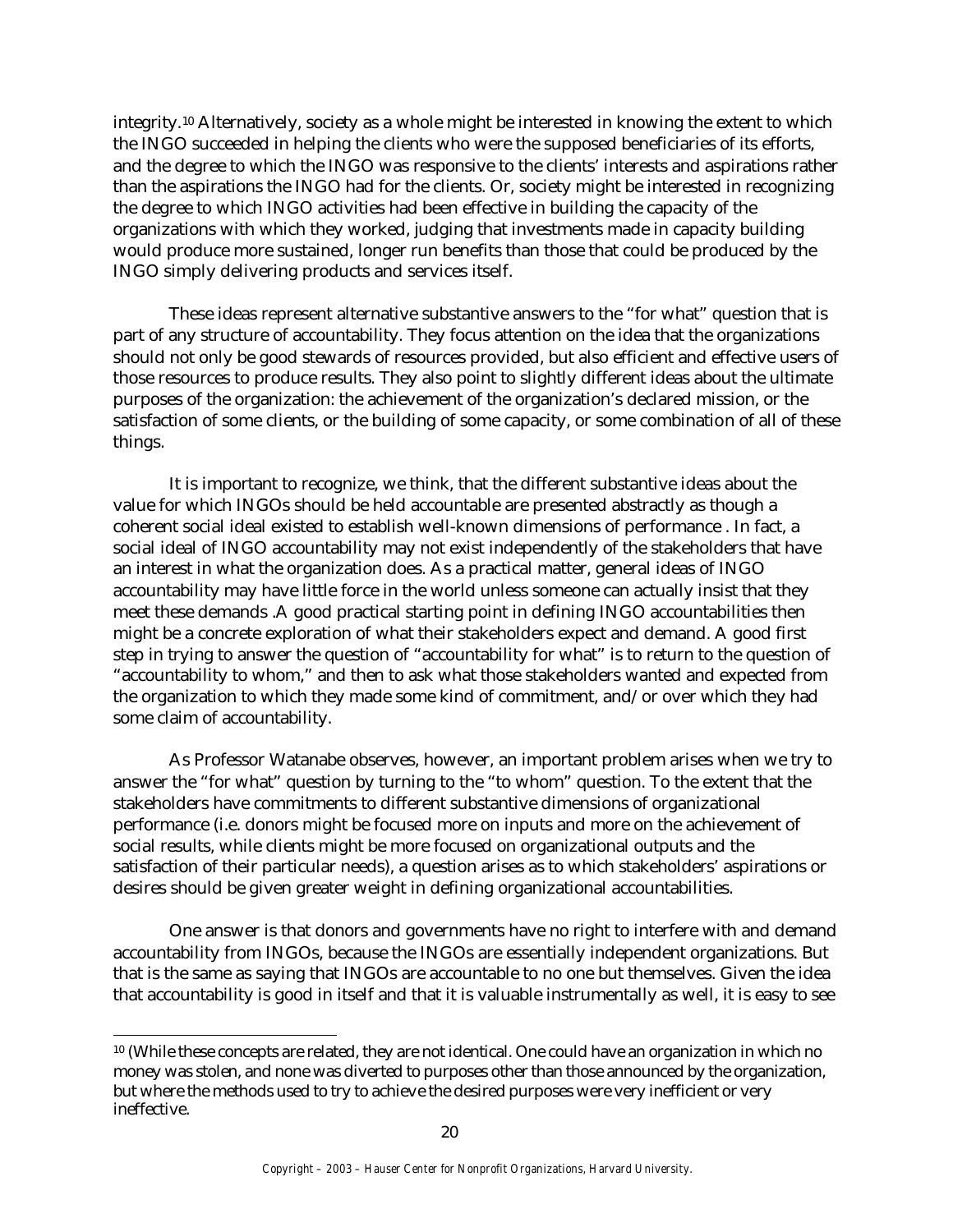integrity.[10] Alternatively, society as a whole might be interested in knowing the extent to which the INGO succeeded in helping the clients who were the supposed beneficiaries of its efforts, and the degree to which the INGO was responsive to the clients' interests and aspirations rather than the aspirations the INGO had for the clients. Or, society might be interested in recognizing the degree to which INGO activities had been effective in building the capacity of the organizations with which they worked, judging that investments made in capacity building would produce more sustained, longer run benefits than those that could be produced by the INGO simply delivering products and services itself.

These ideas represent alternative substantive answers to the "for what" question that is part of any structure of accountability. They focus attention on the idea that the organizations should not only be good stewards of resources provided, but also efficient and effective users of those resources to produce results. They also point to slightly different ideas about the ultimate purposes of the organization: the achievement of the organization's declared mission, or the satisfaction of some clients, or the building of some capacity, or some combination of all of these things.

It is important to recognize, we think, that the different substantive ideas about the value for which INGOs should be held accountable are presented abstractly as though a coherent social ideal existed to establish well-known dimensions of performance . In fact, a social ideal of INGO accountability may not exist independently of the stakeholders that have an interest in what the organization does. As a practical matter, general ideas of INGO accountability may have little force in the world unless someone can actually insist that they meet these demands .A good practical starting point in defining INGO accountabilities then might be a concrete exploration of what their stakeholders expect and demand. A good first step in trying to answer the question of "accountability for what" is to return to the question of "accountability to whom," and then to ask what those stakeholders wanted and expected from the organization to which they made some kind of commitment, and/or over which they had some claim of accountability.

As Professor Watanabe observes, however, an important problem arises when we try to answer the "for what" question by turning to the "to whom" question. To the extent that the stakeholders have commitments to different substantive dimensions of organizational performance (i.e. donors might be focused more on inputs and more on the achievement of social results, while clients might be more focused on organizational outputs and the satisfaction of their particular needs), a question arises as to which stakeholders' aspirations or desires should be given greater weight in defining organizational accountabilities.

One answer is that donors and governments have no right to interfere with and demand accountability from INGOs, because the INGOs are essentially independent organizations. But that is the same as saying that INGOs are accountable to no one but themselves. Given the idea that accountability is good in itself and that it is valuable instrumentally as well, it is easy to see

---

[10] (While these concepts are related, they are not identical. One could have an organization in which no money was stolen, and none was diverted to purposes other than those announced by the organization, but where the methods used to try to achieve the desired purposes were very inefficient or very ineffective.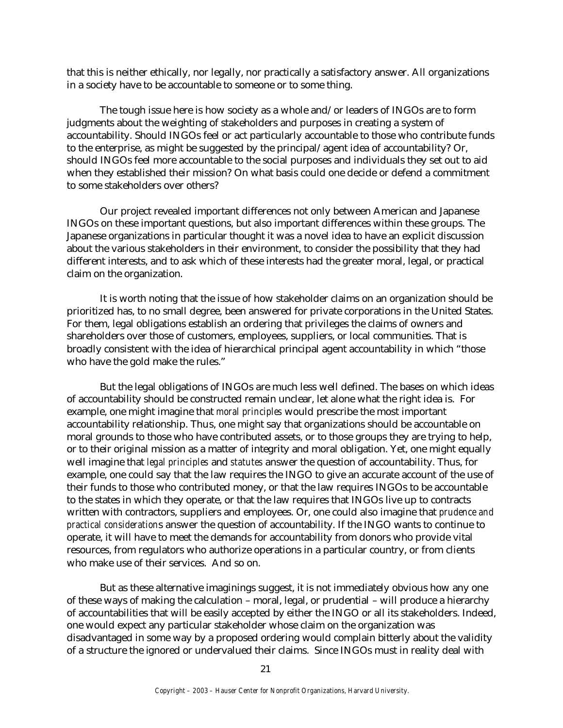that this is neither ethically, nor legally, nor practically a satisfactory answer. All organizations in a society have to be accountable to someone or to some thing.

The tough issue here is how society as a whole and/or leaders of INGOs are to form judgments about the weighting of stakeholders and purposes in creating a system of accountability. Should INGOs feel or act particularly accountable to those who contribute funds to the enterprise, as might be suggested by the principal/agent idea of accountability? Or, should INGOs feel more accountable to the social purposes and individuals they set out to aid when they established their mission? On what basis could one decide or defend a commitment to some stakeholders over others?

Our project revealed important differences not only between American and Japanese INGOs on these important questions, but also important differences within these groups. The Japanese organizations in particular thought it was a novel idea to have an explicit discussion about the various stakeholders in their environment, to consider the possibility that they had different interests, and to ask which of these interests had the greater moral, legal, or practical claim on the organization.

It is worth noting that the issue of how stakeholder claims on an organization should be prioritized has, to no small degree, been answered for private corporations in the United States. For them, legal obligations establish an ordering that privileges the claims of owners and shareholders over those of customers, employees, suppliers, or local communities. That is broadly consistent with the idea of hierarchical principal agent accountability in which "those who have the gold make the rules."

But the legal obligations of INGOs are much less well defined. The bases on which ideas of accountability should be constructed remain unclear, let alone what the right idea is. For example, one might imagine that *moral principles* would prescribe the most important accountability relationship. Thus, one might say that organizations should be accountable on moral grounds to those who have contributed assets, or to those groups they are trying to help, or to their original mission as a matter of integrity and moral obligation. Yet, one might equally well imagine that *legal principles* and *statutes* answer the question of accountability. Thus, for example, one could say that the law requires the INGO to give an accurate account of the use of their funds to those who contributed money, or that the law requires INGOs to be accountable to the states in which they operate, or that the law requires that INGOs live up to contracts written with contractors, suppliers and employees. Or, one could also imagine that *prudence and practical considerations* answer the question of accountability. If the INGO wants to continue to operate, it will have to meet the demands for accountability from donors who provide vital resources, from regulators who authorize operations in a particular country, or from clients who make use of their services. And so on.

But as these alternative imaginings suggest, it is not immediately obvious how any one of these ways of making the calculation – moral, legal, or prudential – will produce a hierarchy of accountabilities that will be easily accepted by either the INGO or all its stakeholders. Indeed, one would expect any particular stakeholder whose claim on the organization was disadvantaged in some way by a proposed ordering would complain bitterly about the validity of a structure the ignored or undervalued their claims. Since INGOs must in reality deal with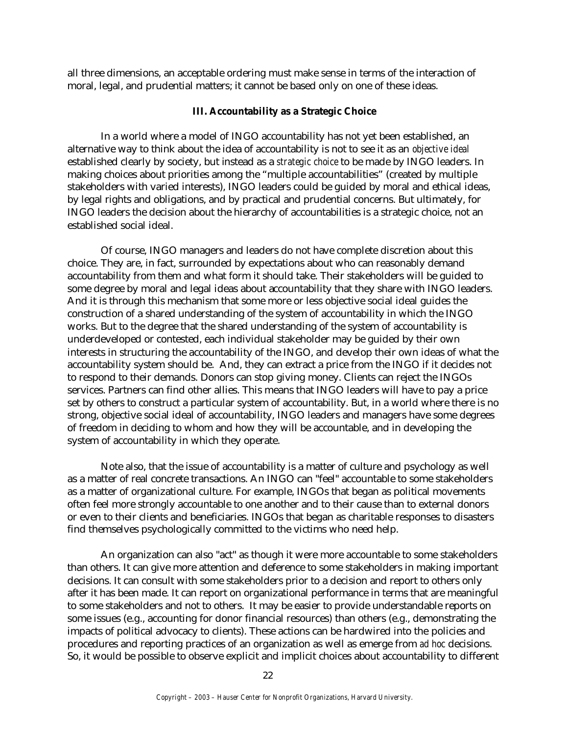all three dimensions, an acceptable ordering must make sense in terms of the interaction of moral, legal, and prudential matters; it cannot be based only on one of these ideas.

### III. Accountability as a Strategic Choice

In a world where a model of INGO accountability has not yet been established, an alternative way to think about the idea of accountability is not to see it as an *objective ideal* established clearly by society, but instead as a *strategic choice* to be made by INGO leaders. In making choices about priorities among the "multiple accountabilities" (created by multiple stakeholders with varied interests), INGO leaders could be guided by moral and ethical ideas, by legal rights and obligations, and by practical and prudential concerns. But ultimately, for INGO leaders the decision about the hierarchy of accountabilities is a strategic choice, not an established social ideal.

Of course, INGO managers and leaders do not have complete discretion about this choice. They are, in fact, surrounded by expectations about who can reasonably demand accountability from them and what form it should take. Their stakeholders will be guided to some degree by moral and legal ideas about accountability that they share with INGO leaders. And it is through this mechanism that some more or less objective social ideal guides the construction of a shared understanding of the system of accountability in which the INGO works. But to the degree that the shared understanding of the system of accountability is underdeveloped or contested, each individual stakeholder may be guided by their own interests in structuring the accountability of the INGO, and develop their own ideas of what the accountability system should be. And, they can extract a price from the INGO if it decides not to respond to their demands. Donors can stop giving money. Clients can reject the INGOs services. Partners can find other allies. This means that INGO leaders will have to pay a price set by others to construct a particular system of accountability. But, in a world where there is no strong, objective social ideal of accountability, INGO leaders and managers have some degrees of freedom in deciding to whom and how they will be accountable, and in developing the system of accountability in which they operate.

Note also, that the issue of accountability is a matter of culture and psychology as well as a matter of real concrete transactions. An INGO can "feel" accountable to some stakeholders as a matter of organizational culture. For example, INGOs that began as political movements often feel more strongly accountable to one another and to their cause than to external donors or even to their clients and beneficiaries. INGOs that began as charitable responses to disasters find themselves psychologically committed to the victims who need help.

An organization can also "act" as though it were more accountable to some stakeholders than others. It can give more attention and deference to some stakeholders in making important decisions. It can consult with some stakeholders prior to a decision and report to others only after it has been made. It can report on organizational performance in terms that are meaningful to some stakeholders and not to others. It may be easier to provide understandable reports on some issues (e.g., accounting for donor financial resources) than others (e.g., demonstrating the impacts of political advocacy to clients). These actions can be hardwired into the policies and procedures and reporting practices of an organization as well as emerge from *ad hoc* decisions. So, it would be possible to observe explicit and implicit choices about accountability to different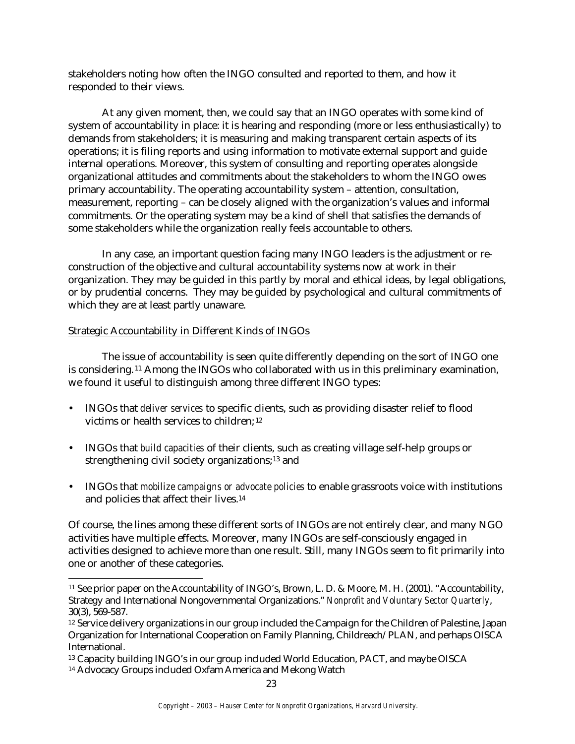stakeholders noting how often the INGO consulted and reported to them, and how it responded to their views.

At any given moment, then, we could say that an INGO operates with some kind of system of accountability in place: it is hearing and responding (more or less enthusiastically) to demands from stakeholders; it is measuring and making transparent certain aspects of its operations; it is filing reports and using information to motivate external support and guide internal operations. Moreover, this system of consulting and reporting operates alongside organizational attitudes and commitments about the stakeholders to whom the INGO owes primary accountability. The operating accountability system – attention, consultation, measurement, reporting – can be closely aligned with the organization's values and informal commitments. Or the operating system may be a kind of shell that satisfies the demands of some stakeholders while the organization really feels accountable to others.

In any case, an important question facing many INGO leaders is the adjustment or re-construction of the objective and cultural accountability systems now at work in their organization. They may be guided in this partly by moral and ethical ideas, by legal obligations, or by prudential concerns. They may be guided by psychological and cultural commitments of which they are at least partly unaware.

Strategic Accountability in Different Kinds of INGOs

The issue of accountability is seen quite differently depending on the sort of INGO one is considering.[11] Among the INGOs who collaborated with us in this preliminary examination, we found it useful to distinguish among three different INGO types:

- INGOs that *deliver services* to specific clients, such as providing disaster relief to flood victims or health services to children;[12]
- INGOs that *build capacities* of their clients, such as creating village self-help groups or strengthening civil society organizations;[13] and
- INGOs that *mobilize campaigns or advocate policies* to enable grassroots voice with institutions and policies that affect their lives.[14]

Of course, the lines among these different sorts of INGOs are not entirely clear, and many NGO activities have multiple effects. Moreover, many INGOs are self-consciously engaged in activities designed to achieve more than one result. Still, many INGOs seem to fit primarily into one or another of these categories.

---

[11] See prior paper on the Accountability of INGO's, Brown, L. D. & Moore, M. H. (2001). "Accountability, Strategy and International Nongovernmental Organizations." *Nonprofit and Voluntary Sector Quarterly*, 30(3), 569-587.

[12] Service delivery organizations in our group included the Campaign for the Children of Palestine, Japan Organization for International Cooperation on Family Planning, Childreach/PLAN, and perhaps OISCA International.

[13] Capacity building INGO's in our group included World Education, PACT, and maybe OISCA

[14] Advocacy Groups included Oxfam America and Mekong Watch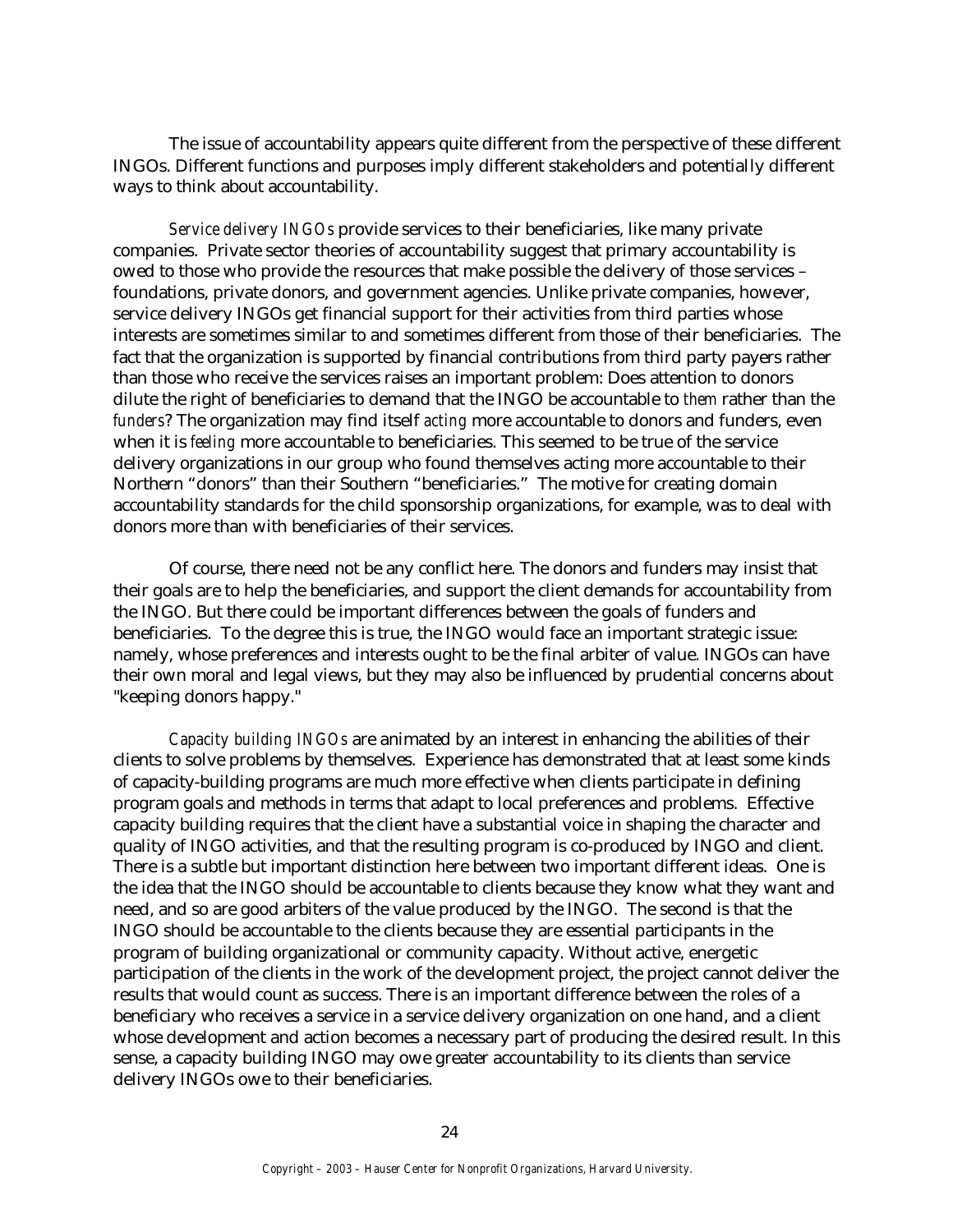The issue of accountability appears quite different from the perspective of these different INGOs. Different functions and purposes imply different stakeholders and potentially different ways to think about accountability.

*Service delivery INGOs* provide services to their beneficiaries, like many private companies. Private sector theories of accountability suggest that primary accountability is owed to those who provide the resources that make possible the delivery of those services – foundations, private donors, and government agencies. Unlike private companies, however, service delivery INGOs get financial support for their activities from third parties whose interests are sometimes similar to and sometimes different from those of their beneficiaries. The fact that the organization is supported by financial contributions from third party payers rather than those who receive the services raises an important problem: Does attention to donors dilute the right of beneficiaries to demand that the INGO be accountable to *them* rather than the *funders*? The organization may find itself *acting* more accountable to donors and funders, even when it is *feeling* more accountable to beneficiaries. This seemed to be true of the service delivery organizations in our group who found themselves acting more accountable to their Northern "donors" than their Southern "beneficiaries." The motive for creating domain accountability standards for the child sponsorship organizations, for example, was to deal with donors more than with beneficiaries of their services.

Of course, there need not be any conflict here. The donors and funders may insist that their goals are to help the beneficiaries, and support the client demands for accountability from the INGO. But there could be important differences between the goals of funders and beneficiaries. To the degree this is true, the INGO would face an important strategic issue: namely, whose preferences and interests ought to be the final arbiter of value. INGOs can have their own moral and legal views, but they may also be influenced by prudential concerns about "keeping donors happy."

*Capacity building INGOs* are animated by an interest in enhancing the abilities of their clients to solve problems by themselves. Experience has demonstrated that at least some kinds of capacity-building programs are much more effective when clients participate in defining program goals and methods in terms that adapt to local preferences and problems. Effective capacity building requires that the client have a substantial voice in shaping the character and quality of INGO activities, and that the resulting program is co-produced by INGO and client. There is a subtle but important distinction here between two important different ideas. One is the idea that the INGO should be accountable to clients because they know what they want and need, and so are good arbiters of the value produced by the INGO. The second is that the INGO should be accountable to the clients because they are essential participants in the program of building organizational or community capacity. Without active, energetic participation of the clients in the work of the development project, the project cannot deliver the results that would count as success. There is an important difference between the roles of a beneficiary who receives a service in a service delivery organization on one hand, and a client whose development and action becomes a necessary part of producing the desired result. In this sense, a capacity building INGO may owe greater accountability to its clients than service delivery INGOs owe to their beneficiaries.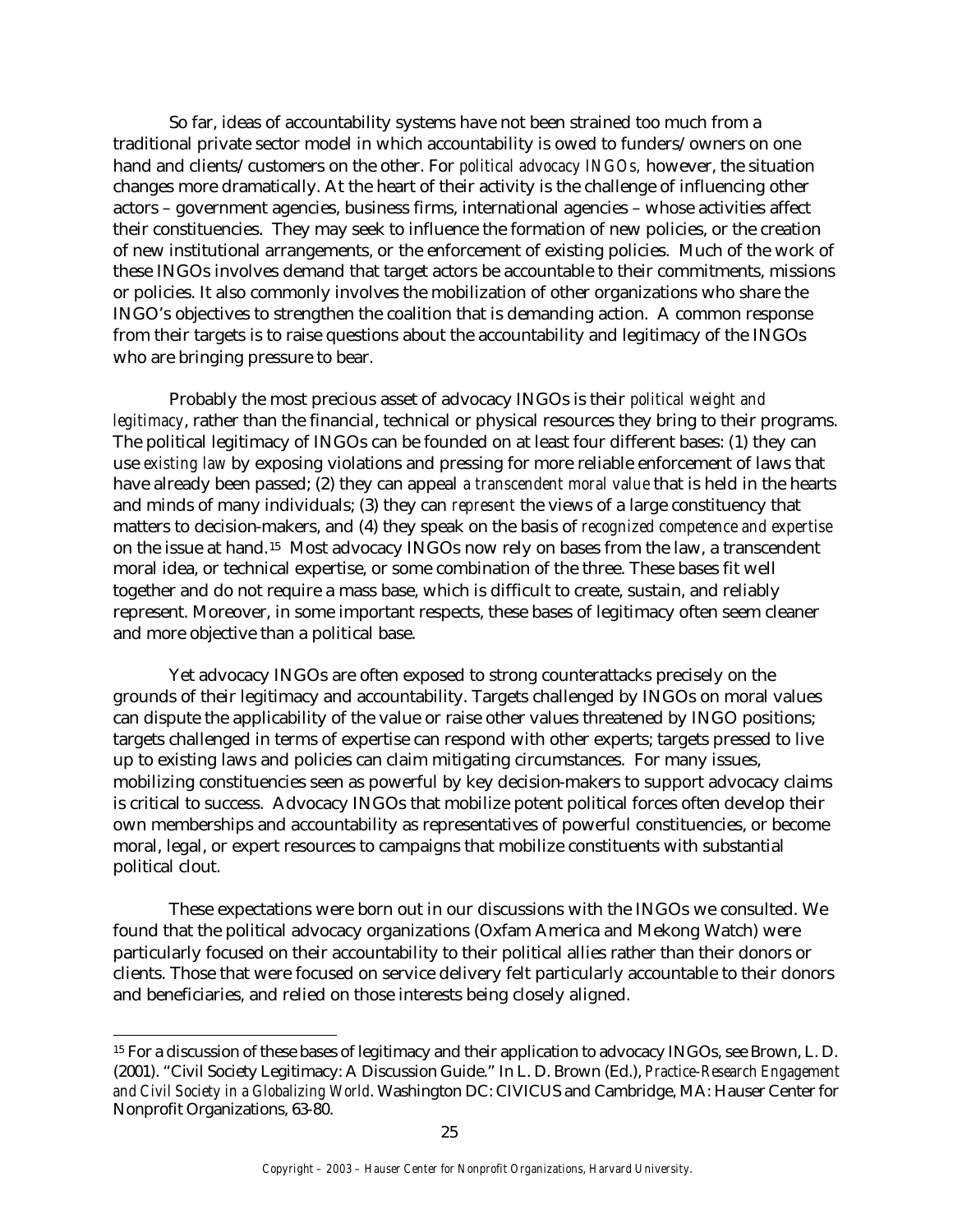So far, ideas of accountability systems have not been strained too much from a traditional private sector model in which accountability is owed to funders/owners on one hand and clients/customers on the other. For *political advocacy INGOs,* however, the situation changes more dramatically. At the heart of their activity is the challenge of influencing other actors – government agencies, business firms, international agencies – whose activities affect their constituencies. They may seek to influence the formation of new policies, or the creation of new institutional arrangements, or the enforcement of existing policies. Much of the work of these INGOs involves demand that target actors be accountable to their commitments, missions or policies. It also commonly involves the mobilization of other organizations who share the INGO's objectives to strengthen the coalition that is demanding action. A common response from their targets is to raise questions about the accountability and legitimacy of the INGOs who are bringing pressure to bear.

Probably the most precious asset of advocacy INGOs is their *political weight and legitimacy*, rather than the financial, technical or physical resources they bring to their programs. The political legitimacy of INGOs can be founded on at least four different bases: (1) they can use *existing law* by exposing violations and pressing for more reliable enforcement of laws that have already been passed; (2) they can appeal *a transcendent moral value* that is held in the hearts and minds of many individuals; (3) they can *represent* the views of a large constituency that matters to decision-makers, and (4) they speak on the basis of *recognized competence and expertise* on the issue at hand.[15] Most advocacy INGOs now rely on bases from the law, a transcendent moral idea, or technical expertise, or some combination of the three. These bases fit well together and do not require a mass base, which is difficult to create, sustain, and reliably represent. Moreover, in some important respects, these bases of legitimacy often seem cleaner and more objective than a political base.

Yet advocacy INGOs are often exposed to strong counterattacks precisely on the grounds of their legitimacy and accountability. Targets challenged by INGOs on moral values can dispute the applicability of the value or raise other values threatened by INGO positions; targets challenged in terms of expertise can respond with other experts; targets pressed to live up to existing laws and policies can claim mitigating circumstances. For many issues, mobilizing constituencies seen as powerful by key decision-makers to support advocacy claims is critical to success. Advocacy INGOs that mobilize potent political forces often develop their own memberships and accountability as representatives of powerful constituencies, or become moral, legal, or expert resources to campaigns that mobilize constituents with substantial political clout.

These expectations were born out in our discussions with the INGOs we consulted. We found that the political advocacy organizations (Oxfam America and Mekong Watch) were particularly focused on their accountability to their political allies rather than their donors or clients. Those that were focused on service delivery felt particularly accountable to their donors and beneficiaries, and relied on those interests being closely aligned.

---

[15] For a discussion of these bases of legitimacy and their application to advocacy INGOs, see Brown, L. D. (2001). "Civil Society Legitimacy: A Discussion Guide." In L. D. Brown (Ed.), *Practice-Research Engagement and Civil Society in a Globalizing World*. Washington DC: CIVICUS and Cambridge, MA: Hauser Center for Nonprofit Organizations, 63-80.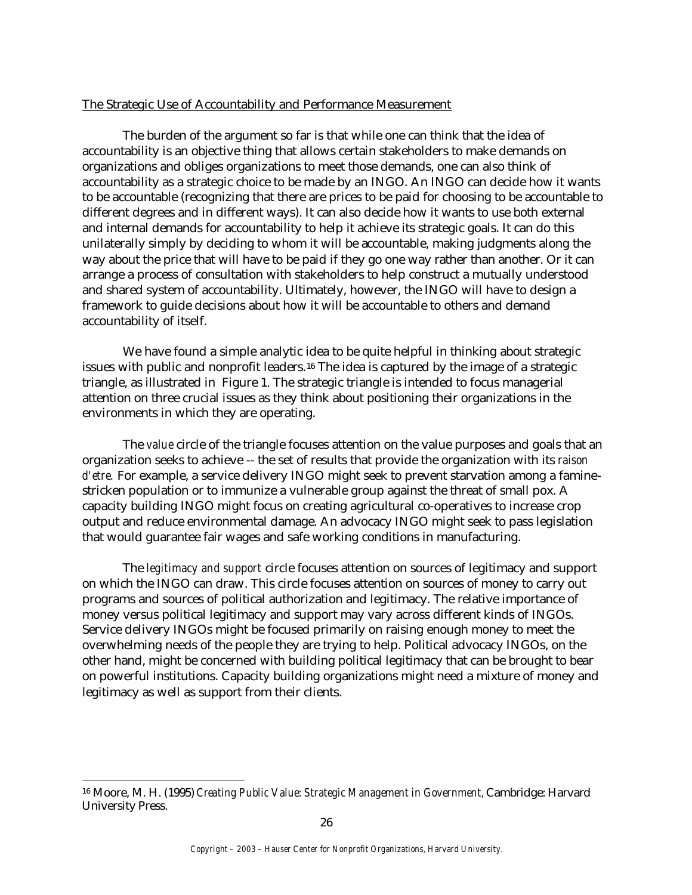The Strategic Use of Accountability and Performance Measurement

The burden of the argument so far is that while one can think that the idea of accountability is an objective thing that allows certain stakeholders to make demands on organizations and obliges organizations to meet those demands, one can also think of accountability as a strategic choice to be made by an INGO. An INGO can decide how it wants to be accountable (recognizing that there are prices to be paid for choosing to be accountable to different degrees and in different ways). It can also decide how it wants to use both external and internal demands for accountability to help it achieve its strategic goals. It can do this unilaterally simply by deciding to whom it will be accountable, making judgments along the way about the price that will have to be paid if they go one way rather than another. Or it can arrange a process of consultation with stakeholders to help construct a mutually understood and shared system of accountability. Ultimately, however, the INGO will have to design a framework to guide decisions about how it will be accountable to others and demand accountability of itself.

We have found a simple analytic idea to be quite helpful in thinking about strategic issues with public and nonprofit leaders.[16] The idea is captured by the image of a strategic triangle, as illustrated in Figure 1. The strategic triangle is intended to focus managerial attention on three crucial issues as they think about positioning their organizations in the environments in which they are operating.

The *value* circle of the triangle focuses attention on the value purposes and goals that an organization seeks to achieve -- the set of results that provide the organization with its *raison d'etre.* For example, a service delivery INGO might seek to prevent starvation among a famine-stricken population or to immunize a vulnerable group against the threat of small pox. A capacity building INGO might focus on creating agricultural co-operatives to increase crop output and reduce environmental damage. An advocacy INGO might seek to pass legislation that would guarantee fair wages and safe working conditions in manufacturing.

The *legitimacy and support* circle focuses attention on sources of legitimacy and support on which the INGO can draw. This circle focuses attention on sources of money to carry out programs and sources of political authorization and legitimacy. The relative importance of money versus political legitimacy and support may vary across different kinds of INGOs. Service delivery INGOs might be focused primarily on raising enough money to meet the overwhelming needs of the people they are trying to help. Political advocacy INGOs, on the other hand, might be concerned with building political legitimacy that can be brought to bear on powerful institutions. Capacity building organizations might need a mixture of money and legitimacy as well as support from their clients.

---

[16] Moore, M. H. (1995) *Creating Public Value: Strategic Management in Government,* Cambridge: Harvard University Press.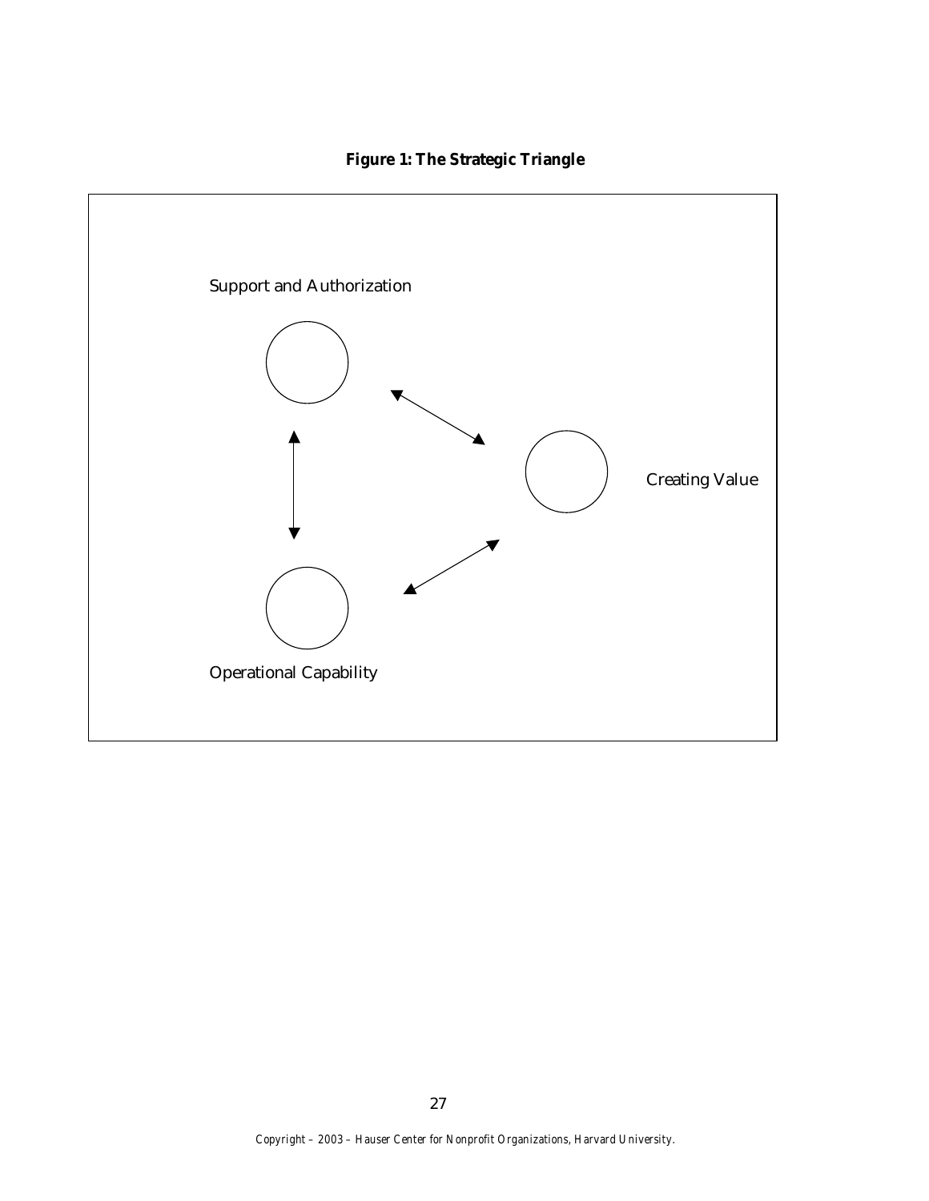**Figure 1: The Strategic Triangle**

Support and Authorization

Creating Value

Operational Capability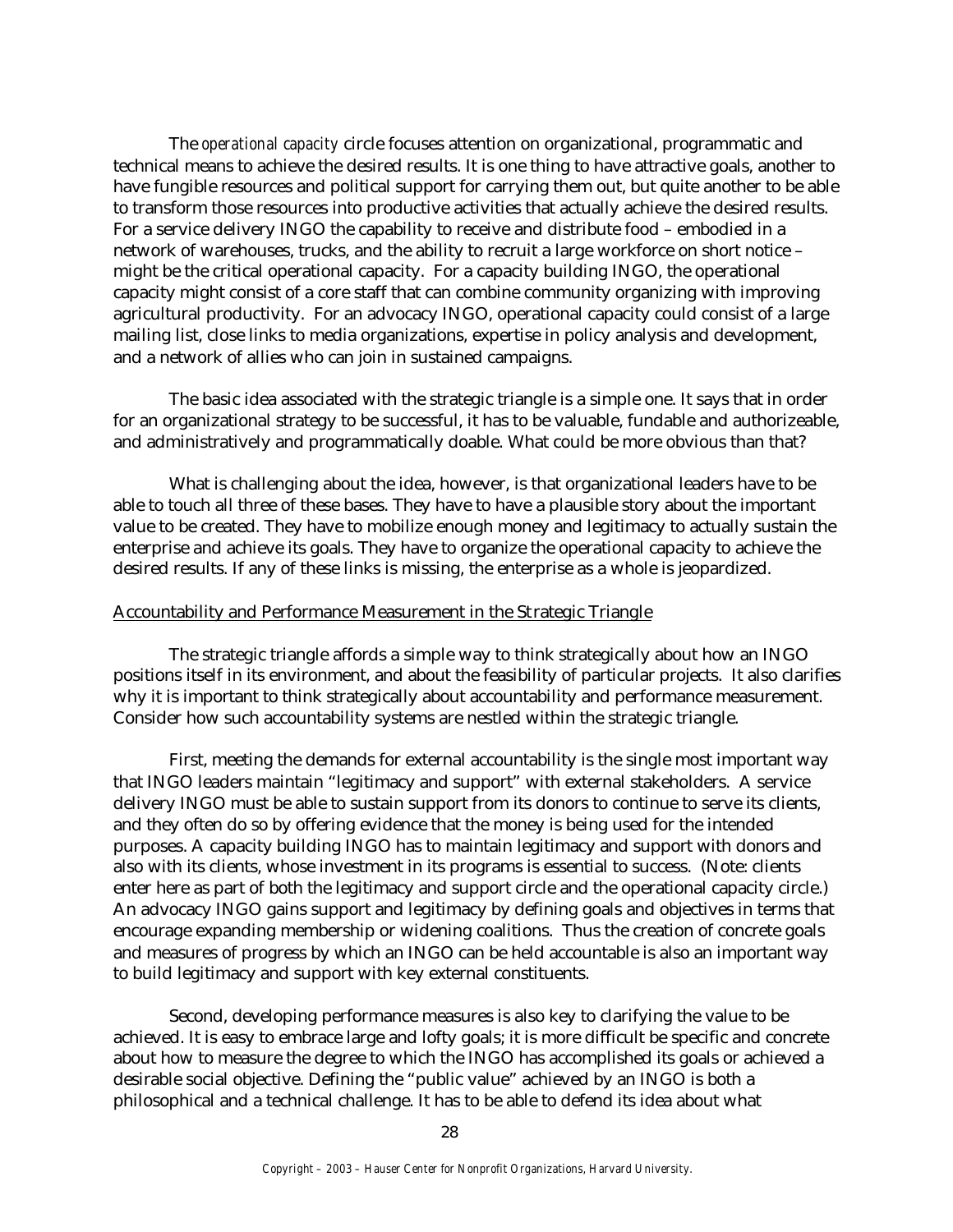The *operational capacity* circle focuses attention on organizational, programmatic and technical means to achieve the desired results. It is one thing to have attractive goals, another to have fungible resources and political support for carrying them out, but quite another to be able to transform those resources into productive activities that actually achieve the desired results. For a service delivery INGO the capability to receive and distribute food – embodied in a network of warehouses, trucks, and the ability to recruit a large workforce on short notice – might be the critical operational capacity. For a capacity building INGO, the operational capacity might consist of a core staff that can combine community organizing with improving agricultural productivity. For an advocacy INGO, operational capacity could consist of a large mailing list, close links to media organizations, expertise in policy analysis and development, and a network of allies who can join in sustained campaigns.

The basic idea associated with the strategic triangle is a simple one. It says that in order for an organizational strategy to be successful, it has to be valuable, fundable and authorizeable, and administratively and programmatically doable. What could be more obvious than that?

What is challenging about the idea, however, is that organizational leaders have to be able to touch all three of these bases. They have to have a plausible story about the important value to be created. They have to mobilize enough money and legitimacy to actually sustain the enterprise and achieve its goals. They have to organize the operational capacity to achieve the desired results. If any of these links is missing, the enterprise as a whole is jeopardized.

<u>Accountability and Performance Measurement in the Strategic Triangle</u>

The strategic triangle affords a simple way to think strategically about how an INGO positions itself in its environment, and about the feasibility of particular projects. It also clarifies why it is important to think strategically about accountability and performance measurement. Consider how such accountability systems are nestled within the strategic triangle.

First, meeting the demands for external accountability is the single most important way that INGO leaders maintain "legitimacy and support" with external stakeholders. A service delivery INGO must be able to sustain support from its donors to continue to serve its clients, and they often do so by offering evidence that the money is being used for the intended purposes. A capacity building INGO has to maintain legitimacy and support with donors and also with its clients, whose investment in its programs is essential to success. (Note: clients enter here as part of both the legitimacy and support circle and the operational capacity circle.) An advocacy INGO gains support and legitimacy by defining goals and objectives in terms that encourage expanding membership or widening coalitions. Thus the creation of concrete goals and measures of progress by which an INGO can be held accountable is also an important way to build legitimacy and support with key external constituents.

Second, developing performance measures is also key to clarifying the value to be achieved. It is easy to embrace large and lofty goals; it is more difficult be specific and concrete about how to measure the degree to which the INGO has accomplished its goals or achieved a desirable social objective. Defining the "public value" achieved by an INGO is both a philosophical and a technical challenge. It has to be able to defend its idea about what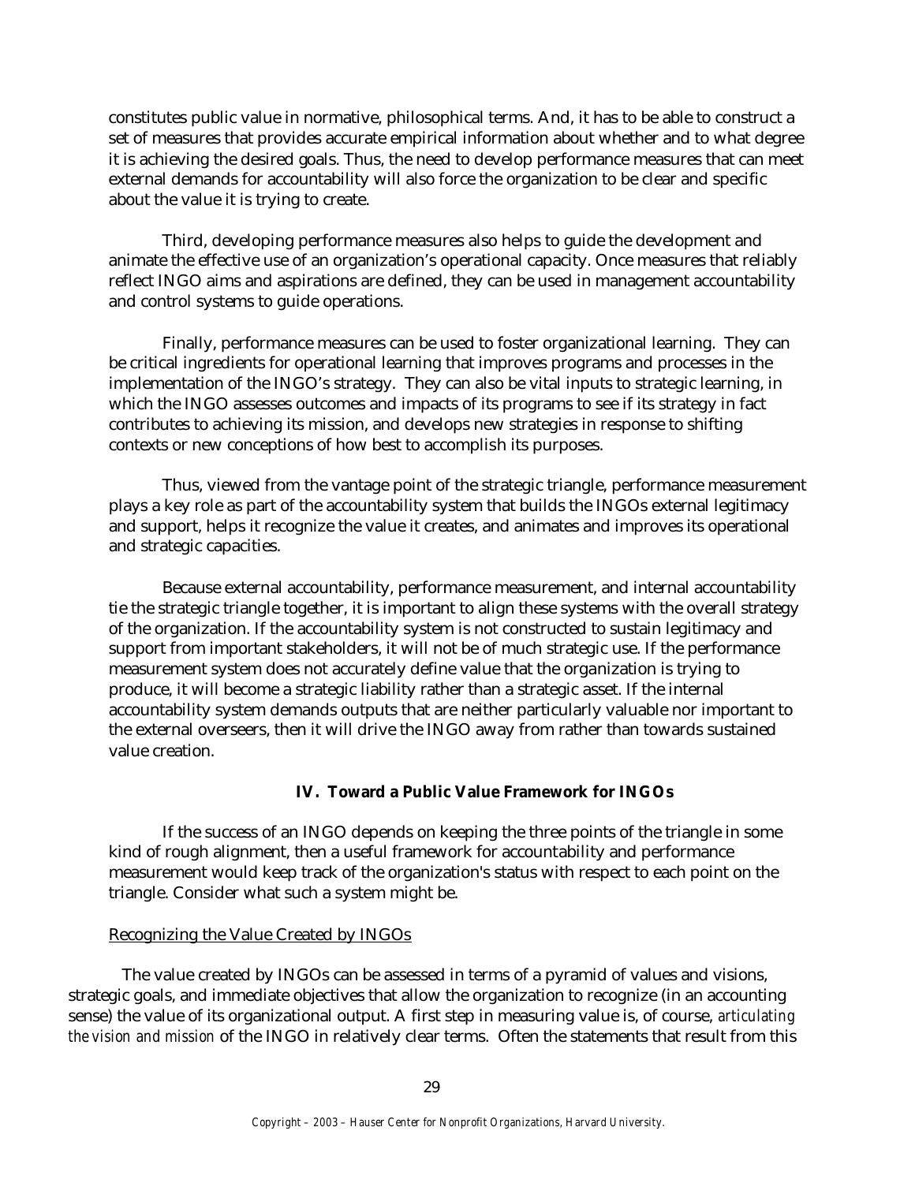constitutes public value in normative, philosophical terms. And, it has to be able to construct a set of measures that provides accurate empirical information about whether and to what degree it is achieving the desired goals. Thus, the need to develop performance measures that can meet external demands for accountability will also force the organization to be clear and specific about the value it is trying to create.

Third, developing performance measures also helps to guide the development and animate the effective use of an organization's operational capacity. Once measures that reliably reflect INGO aims and aspirations are defined, they can be used in management accountability and control systems to guide operations.

Finally, performance measures can be used to foster organizational learning. They can be critical ingredients for operational learning that improves programs and processes in the implementation of the INGO's strategy. They can also be vital inputs to strategic learning, in which the INGO assesses outcomes and impacts of its programs to see if its strategy in fact contributes to achieving its mission, and develops new strategies in response to shifting contexts or new conceptions of how best to accomplish its purposes.

Thus, viewed from the vantage point of the strategic triangle, performance measurement plays a key role as part of the accountability system that builds the INGOs external legitimacy and support, helps it recognize the value it creates, and animates and improves its operational and strategic capacities.

Because external accountability, performance measurement, and internal accountability tie the strategic triangle together, it is important to align these systems with the overall strategy of the organization. If the accountability system is not constructed to sustain legitimacy and support from important stakeholders, it will not be of much strategic use. If the performance measurement system does not accurately define value that the organization is trying to produce, it will become a strategic liability rather than a strategic asset. If the internal accountability system demands outputs that are neither particularly valuable nor important to the external overseers, then it will drive the INGO away from rather than towards sustained value creation.

## IV. Toward a Public Value Framework for INGOs

If the success of an INGO depends on keeping the three points of the triangle in some kind of rough alignment, then a useful framework for accountability and performance measurement would keep track of the organization's status with respect to each point on the triangle. Consider what such a system might be.

### Recognizing the Value Created by INGOs

The value created by INGOs can be assessed in terms of a pyramid of values and visions, strategic goals, and immediate objectives that allow the organization to recognize (in an accounting sense) the value of its organizational output. A first step in measuring value is, of course, *articulating the vision and mission* of the INGO in relatively clear terms. Often the statements that result from this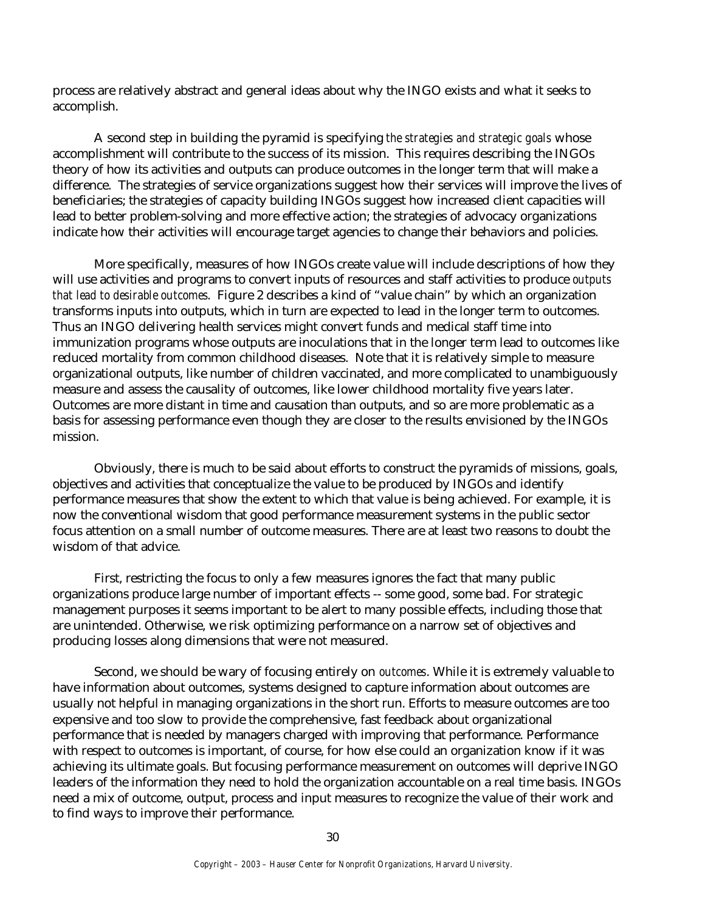process are relatively abstract and general ideas about why the INGO exists and what it seeks to accomplish.

A second step in building the pyramid is specifying *the strategies and strategic goals* whose accomplishment will contribute to the success of its mission. This requires describing the INGOs theory of how its activities and outputs can produce outcomes in the longer term that will make a difference. The strategies of service organizations suggest how their services will improve the lives of beneficiaries; the strategies of capacity building INGOs suggest how increased client capacities will lead to better problem-solving and more effective action; the strategies of advocacy organizations indicate how their activities will encourage target agencies to change their behaviors and policies.

More specifically, measures of how INGOs create value will include descriptions of how they will use activities and programs to convert inputs of resources and staff activities to produce *outputs that lead to desirable outcomes*. Figure 2 describes a kind of "value chain" by which an organization transforms inputs into outputs, which in turn are expected to lead in the longer term to outcomes. Thus an INGO delivering health services might convert funds and medical staff time into immunization programs whose outputs are inoculations that in the longer term lead to outcomes like reduced mortality from common childhood diseases. Note that it is relatively simple to measure organizational outputs, like number of children vaccinated, and more complicated to unambiguously measure and assess the causality of outcomes, like lower childhood mortality five years later. Outcomes are more distant in time and causation than outputs, and so are more problematic as a basis for assessing performance even though they are closer to the results envisioned by the INGOs mission.

Obviously, there is much to be said about efforts to construct the pyramids of missions, goals, objectives and activities that conceptualize the value to be produced by INGOs and identify performance measures that show the extent to which that value is being achieved. For example, it is now the conventional wisdom that good performance measurement systems in the public sector focus attention on a small number of outcome measures. There are at least two reasons to doubt the wisdom of that advice.

First, restricting the focus to only a few measures ignores the fact that many public organizations produce large number of important effects -- some good, some bad. For strategic management purposes it seems important to be alert to many possible effects, including those that are unintended. Otherwise, we risk optimizing performance on a narrow set of objectives and producing losses along dimensions that were not measured.

Second, we should be wary of focusing entirely on *outcomes*. While it is extremely valuable to have information about outcomes, systems designed to capture information about outcomes are usually not helpful in managing organizations in the short run. Efforts to measure outcomes are too expensive and too slow to provide the comprehensive, fast feedback about organizational performance that is needed by managers charged with improving that performance. Performance with respect to outcomes is important, of course, for how else could an organization know if it was achieving its ultimate goals. But focusing performance measurement on outcomes will deprive INGO leaders of the information they need to hold the organization accountable on a real time basis. INGOs need a mix of outcome, output, process and input measures to recognize the value of their work and to find ways to improve their performance.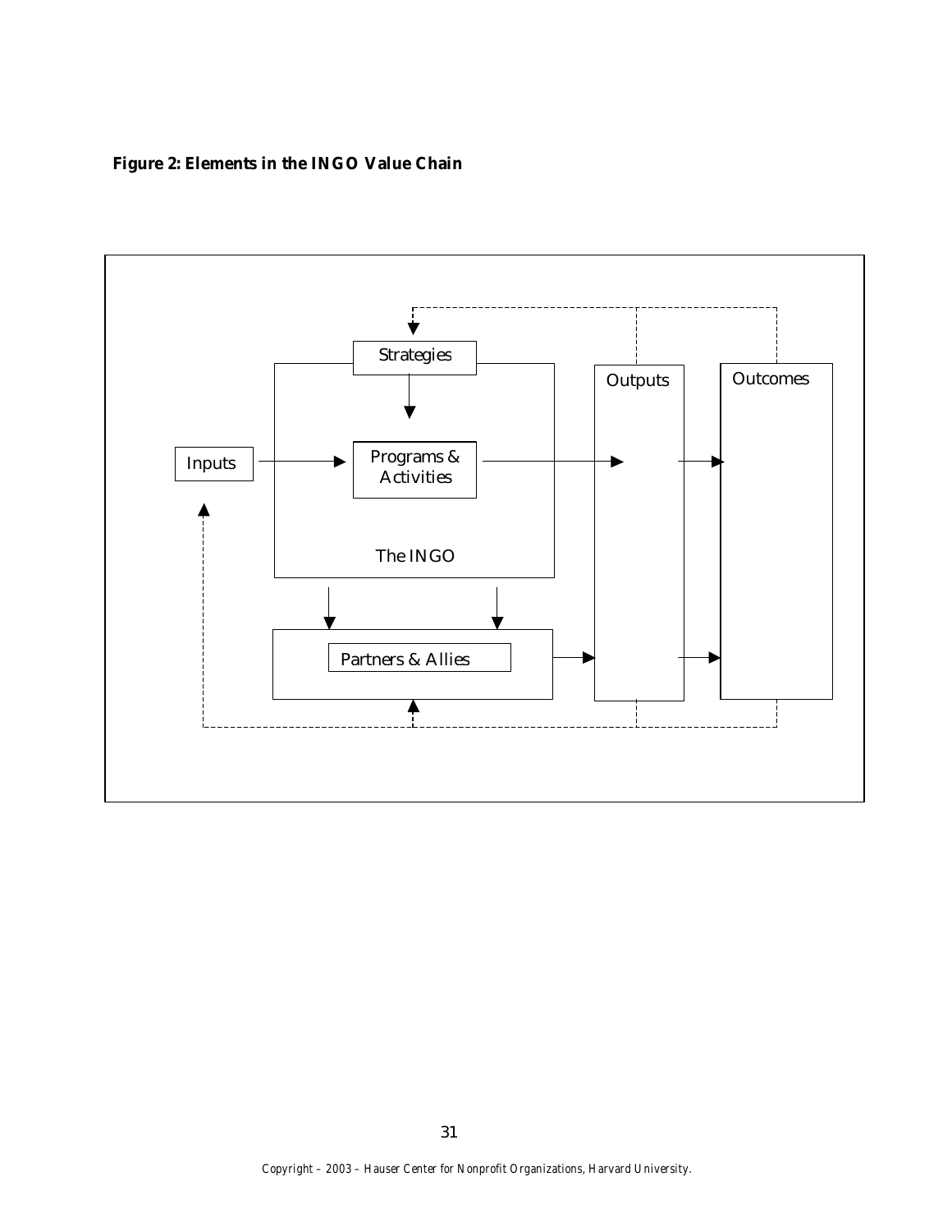**Figure 2: Elements in the INGO Value Chain**

Strategies

Inputs

Programs & Activities

The INGO

Outputs

Outcomes

Partners & Allies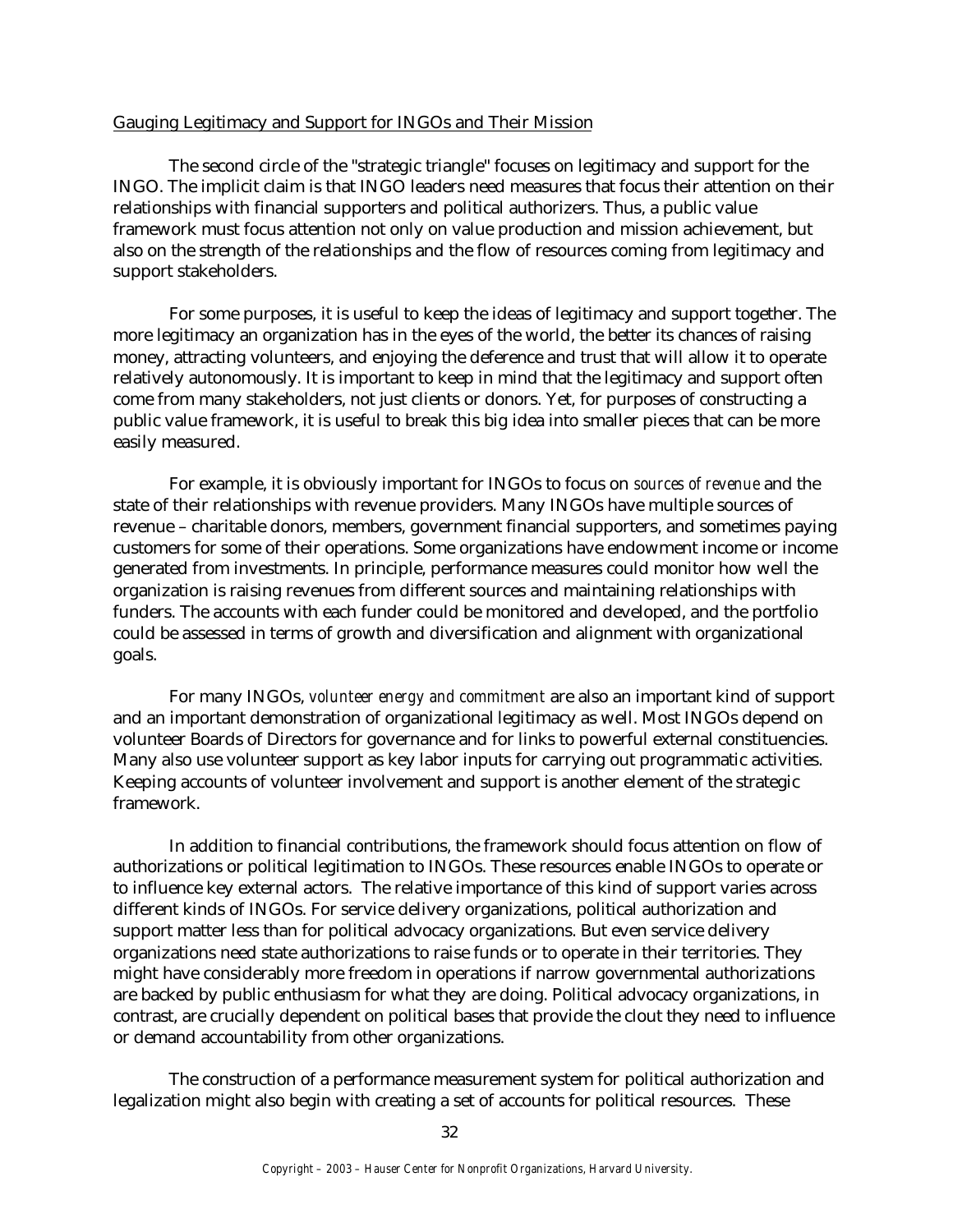Gauging Legitimacy and Support for INGOs and Their Mission

The second circle of the "strategic triangle" focuses on legitimacy and support for the INGO. The implicit claim is that INGO leaders need measures that focus their attention on their relationships with financial supporters and political authorizers. Thus, a public value framework must focus attention not only on value production and mission achievement, but also on the strength of the relationships and the flow of resources coming from legitimacy and support stakeholders.

For some purposes, it is useful to keep the ideas of legitimacy and support together. The more legitimacy an organization has in the eyes of the world, the better its chances of raising money, attracting volunteers, and enjoying the deference and trust that will allow it to operate relatively autonomously. It is important to keep in mind that the legitimacy and support often come from many stakeholders, not just clients or donors. Yet, for purposes of constructing a public value framework, it is useful to break this big idea into smaller pieces that can be more easily measured.

For example, it is obviously important for INGOs to focus on *sources of revenue* and the state of their relationships with revenue providers. Many INGOs have multiple sources of revenue – charitable donors, members, government financial supporters, and sometimes paying customers for some of their operations. Some organizations have endowment income or income generated from investments. In principle, performance measures could monitor how well the organization is raising revenues from different sources and maintaining relationships with funders. The accounts with each funder could be monitored and developed, and the portfolio could be assessed in terms of growth and diversification and alignment with organizational goals.

For many INGOs, *volunteer energy and commitment* are also an important kind of support and an important demonstration of organizational legitimacy as well. Most INGOs depend on volunteer Boards of Directors for governance and for links to powerful external constituencies. Many also use volunteer support as key labor inputs for carrying out programmatic activities. Keeping accounts of volunteer involvement and support is another element of the strategic framework.

In addition to financial contributions, the framework should focus attention on flow of authorizations or political legitimation to INGOs. These resources enable INGOs to operate or to influence key external actors. The relative importance of this kind of support varies across different kinds of INGOs. For service delivery organizations, political authorization and support matter less than for political advocacy organizations. But even service delivery organizations need state authorizations to raise funds or to operate in their territories. They might have considerably more freedom in operations if narrow governmental authorizations are backed by public enthusiasm for what they are doing. Political advocacy organizations, in contrast, are crucially dependent on political bases that provide the clout they need to influence or demand accountability from other organizations.

The construction of a performance measurement system for political authorization and legalization might also begin with creating a set of accounts for political resources. These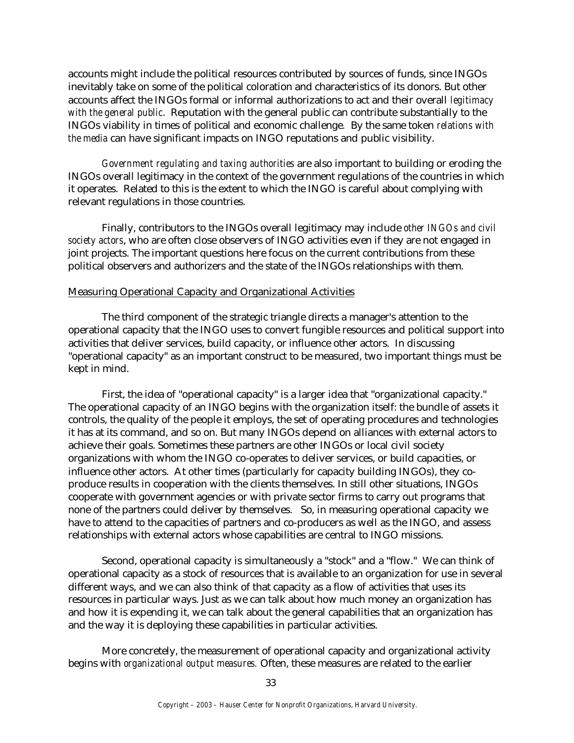accounts might include the political resources contributed by sources of funds, since INGOs inevitably take on some of the political coloration and characteristics of its donors. But other accounts affect the INGOs formal or informal authorizations to act and their overall *legitimacy with the general public*. Reputation with the general public can contribute substantially to the INGOs viability in times of political and economic challenge. By the same token *relations with the media* can have significant impacts on INGO reputations and public visibility.

*Government regulating and taxing authorities* are also important to building or eroding the INGOs overall legitimacy in the context of the government regulations of the countries in which it operates. Related to this is the extent to which the INGO is careful about complying with relevant regulations in those countries.

Finally, contributors to the INGOs overall legitimacy may include *other INGOs and civil society actors*, who are often close observers of INGO activities even if they are not engaged in joint projects. The important questions here focus on the current contributions from these political observers and authorizers and the state of the INGOs relationships with them.

<u>Measuring Operational Capacity and Organizational Activities</u>

The third component of the strategic triangle directs a manager's attention to the operational capacity that the INGO uses to convert fungible resources and political support into activities that deliver services, build capacity, or influence other actors. In discussing "operational capacity" as an important construct to be measured, two important things must be kept in mind.

First, the idea of "operational capacity" is a larger idea that "organizational capacity." The operational capacity of an INGO begins with the organization itself: the bundle of assets it controls, the quality of the people it employs, the set of operating procedures and technologies it has at its command, and so on. But many INGOs depend on alliances with external actors to achieve their goals. Sometimes these partners are other INGOs or local civil society organizations with whom the INGO co-operates to deliver services, or build capacities, or influence other actors. At other times (particularly for capacity building INGOs), they co-produce results in cooperation with the clients themselves. In still other situations, INGOs cooperate with government agencies or with private sector firms to carry out programs that none of the partners could deliver by themselves. So, in measuring operational capacity we have to attend to the capacities of partners and co-producers as well as the INGO, and assess relationships with external actors whose capabilities are central to INGO missions.

Second, operational capacity is simultaneously a "stock" and a "flow." We can think of operational capacity as a stock of resources that is available to an organization for use in several different ways, and we can also think of that capacity as a flow of activities that uses its resources in particular ways. Just as we can talk about how much money an organization has and how it is expending it, we can talk about the general capabilities that an organization has and the way it is deploying these capabilities in particular activities.

More concretely, the measurement of operational capacity and organizational activity begins with *organizational output measures.* Often, these measures are related to the earlier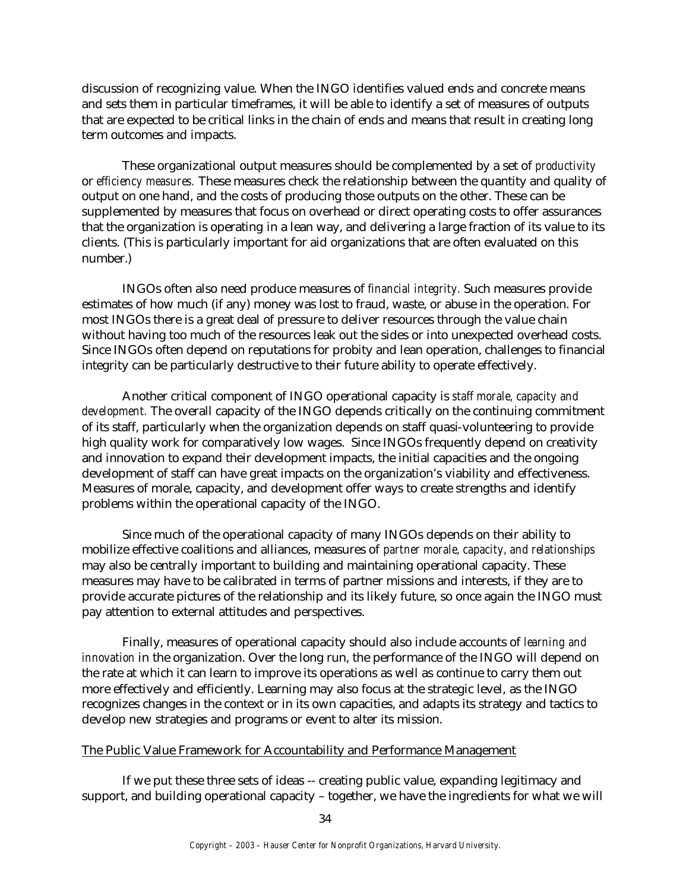discussion of recognizing value. When the INGO identifies valued ends and concrete means and sets them in particular timeframes, it will be able to identify a set of measures of outputs that are expected to be critical links in the chain of ends and means that result in creating long term outcomes and impacts.

These organizational output measures should be complemented by a set of *productivity* or *efficiency measures.* These measures check the relationship between the quantity and quality of output on one hand, and the costs of producing those outputs on the other. These can be supplemented by measures that focus on overhead or direct operating costs to offer assurances that the organization is operating in a lean way, and delivering a large fraction of its value to its clients. (This is particularly important for aid organizations that are often evaluated on this number.)

INGOs often also need produce measures of *financial integrity.* Such measures provide estimates of how much (if any) money was lost to fraud, waste, or abuse in the operation. For most INGOs there is a great deal of pressure to deliver resources through the value chain without having too much of the resources leak out the sides or into unexpected overhead costs. Since INGOs often depend on reputations for probity and lean operation, challenges to financial integrity can be particularly destructive to their future ability to operate effectively.

Another critical component of INGO operational capacity is *staff morale, capacity and development.* The overall capacity of the INGO depends critically on the continuing commitment of its staff, particularly when the organization depends on staff quasi-volunteering to provide high quality work for comparatively low wages. Since INGOs frequently depend on creativity and innovation to expand their development impacts, the initial capacities and the ongoing development of staff can have great impacts on the organization's viability and effectiveness. Measures of morale, capacity, and development offer ways to create strengths and identify problems within the operational capacity of the INGO.

Since much of the operational capacity of many INGOs depends on their ability to mobilize effective coalitions and alliances, measures of *partner morale, capacity, and relationships* may also be centrally important to building and maintaining operational capacity. These measures may have to be calibrated in terms of partner missions and interests, if they are to provide accurate pictures of the relationship and its likely future, so once again the INGO must pay attention to external attitudes and perspectives.

Finally, measures of operational capacity should also include accounts of *learning and innovation* in the organization. Over the long run, the performance of the INGO will depend on the rate at which it can learn to improve its operations as well as continue to carry them out more effectively and efficiently. Learning may also focus at the strategic level, as the INGO recognizes changes in the context or in its own capacities, and adapts its strategy and tactics to develop new strategies and programs or event to alter its mission.

## The Public Value Framework for Accountability and Performance Management

If we put these three sets of ideas -- creating public value, expanding legitimacy and support, and building operational capacity – together, we have the ingredients for what we will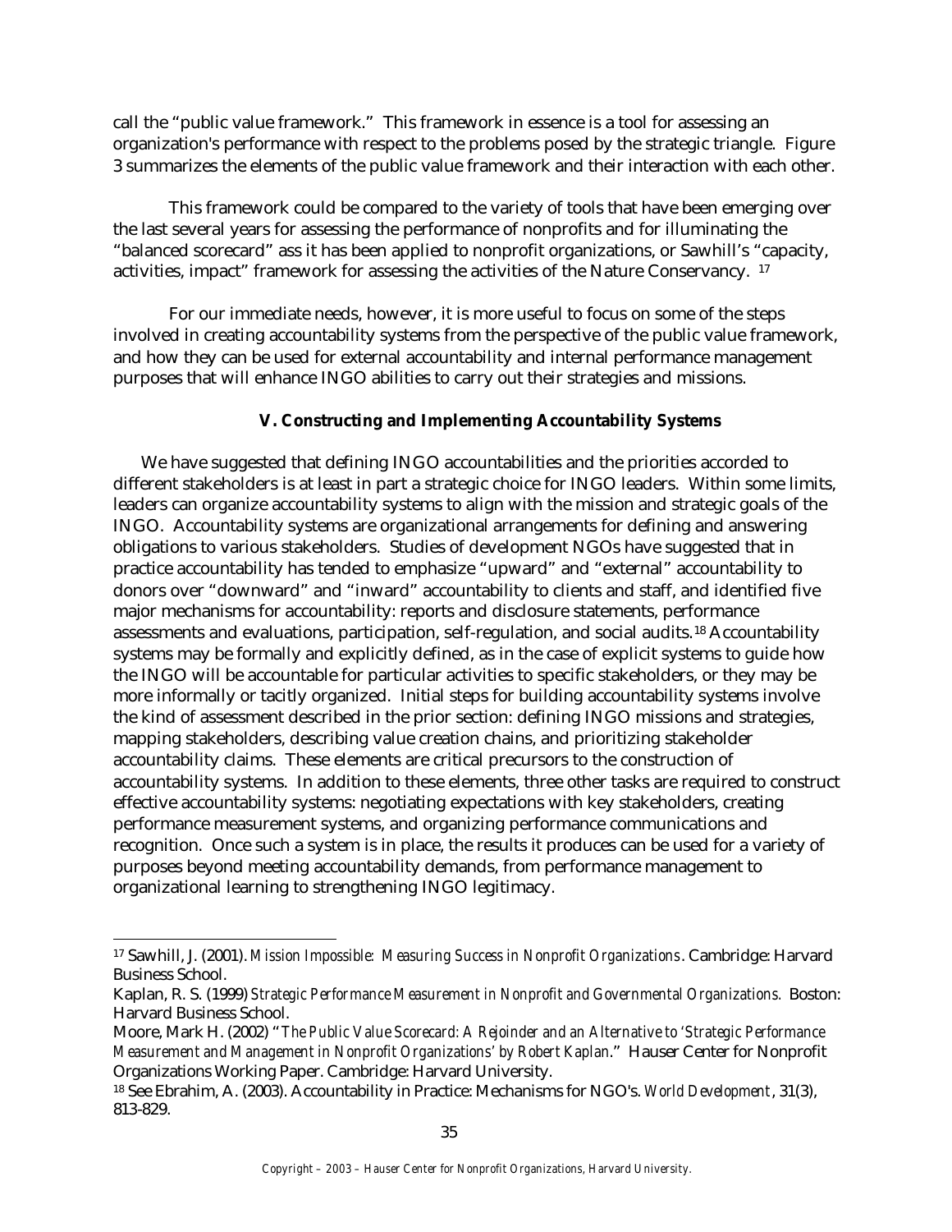call the "public value framework." This framework in essence is a tool for assessing an organization's performance with respect to the problems posed by the strategic triangle. Figure 3 summarizes the elements of the public value framework and their interaction with each other.

This framework could be compared to the variety of tools that have been emerging over the last several years for assessing the performance of nonprofits and for illuminating the "balanced scorecard" ass it has been applied to nonprofit organizations, or Sawhill's "capacity, activities, impact" framework for assessing the activities of the Nature Conservancy. [17]

For our immediate needs, however, it is more useful to focus on some of the steps involved in creating accountability systems from the perspective of the public value framework, and how they can be used for external accountability and internal performance management purposes that will enhance INGO abilities to carry out their strategies and missions.

## V. Constructing and Implementing Accountability Systems

We have suggested that defining INGO accountabilities and the priorities accorded to different stakeholders is at least in part a strategic choice for INGO leaders. Within some limits, leaders can organize accountability systems to align with the mission and strategic goals of the INGO. Accountability systems are organizational arrangements for defining and answering obligations to various stakeholders. Studies of development NGOs have suggested that in practice accountability has tended to emphasize "upward" and "external" accountability to donors over "downward" and "inward" accountability to clients and staff, and identified five major mechanisms for accountability: reports and disclosure statements, performance assessments and evaluations, participation, self-regulation, and social audits.[18] Accountability systems may be formally and explicitly defined, as in the case of explicit systems to guide how the INGO will be accountable for particular activities to specific stakeholders, or they may be more informally or tacitly organized. Initial steps for building accountability systems involve the kind of assessment described in the prior section: defining INGO missions and strategies, mapping stakeholders, describing value creation chains, and prioritizing stakeholder accountability claims. These elements are critical precursors to the construction of accountability systems. In addition to these elements, three other tasks are required to construct effective accountability systems: negotiating expectations with key stakeholders, creating performance measurement systems, and organizing performance communications and recognition. Once such a system is in place, the results it produces can be used for a variety of purposes beyond meeting accountability demands, from performance management to organizational learning to strengthening INGO legitimacy.

---

[17] Sawhill, J. (2001). *Mission Impossible: Measuring Success in Nonprofit Organizations*. Cambridge: Harvard Business School.

Kaplan, R. S. (1999) *Strategic Performance Measurement in Nonprofit and Governmental Organizations.* Boston: Harvard Business School.

Moore, Mark H. (2002) "*The Public Value Scorecard: A Rejoinder and an Alternative to 'Strategic Performance Measurement and Management in Nonprofit Organizations' by Robert Kaplan*." Hauser Center for Nonprofit Organizations Working Paper. Cambridge: Harvard University.

[18] See Ebrahim, A. (2003). Accountability in Practice: Mechanisms for NGO's. *World Development*, 31(3), 813-829.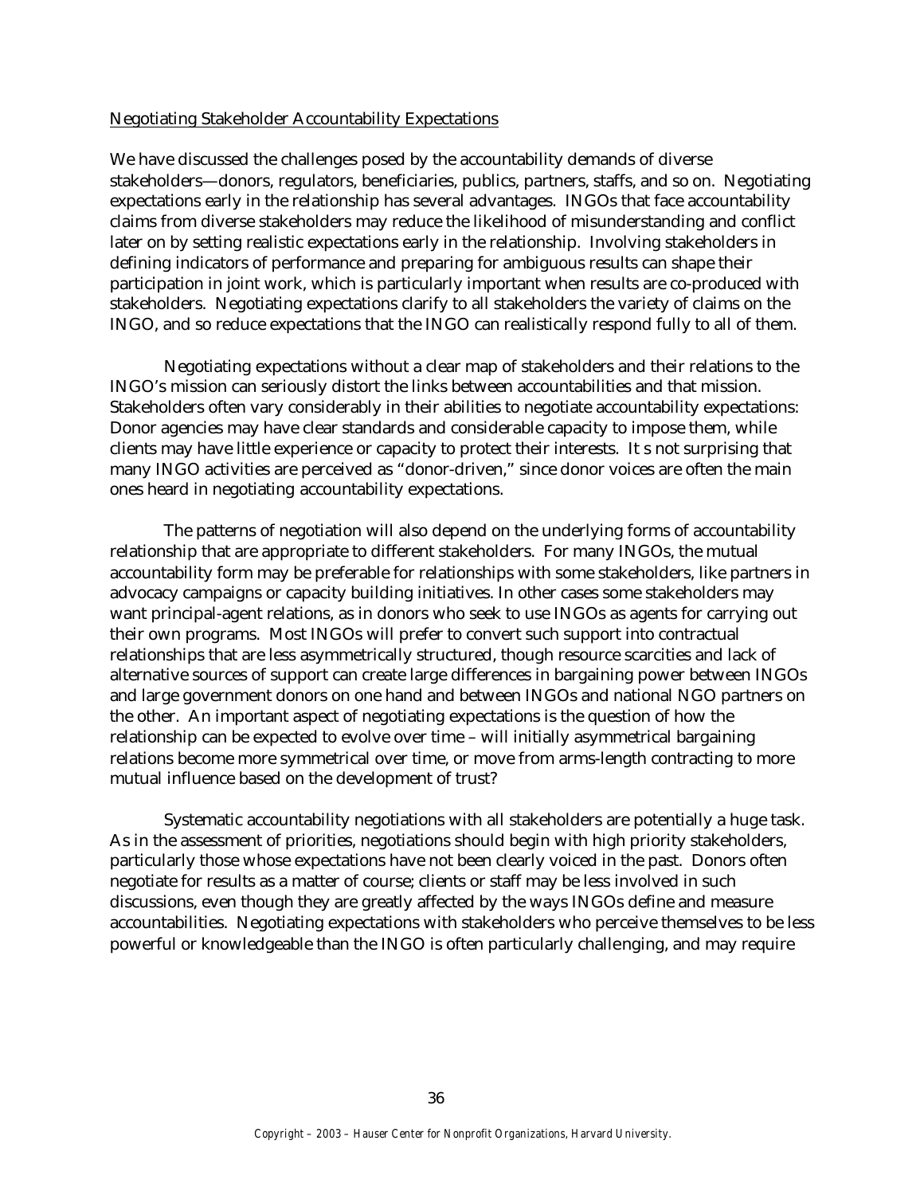Negotiating Stakeholder Accountability Expectations

We have discussed the challenges posed by the accountability demands of diverse stakeholders—donors, regulators, beneficiaries, publics, partners, staffs, and so on. Negotiating expectations early in the relationship has several advantages. INGOs that face accountability claims from diverse stakeholders may reduce the likelihood of misunderstanding and conflict later on by setting realistic expectations early in the relationship. Involving stakeholders in defining indicators of performance and preparing for ambiguous results can shape their participation in joint work, which is particularly important when results are co-produced with stakeholders. Negotiating expectations clarify to all stakeholders the variety of claims on the INGO, and so reduce expectations that the INGO can realistically respond fully to all of them.

Negotiating expectations without a clear map of stakeholders and their relations to the INGO's mission can seriously distort the links between accountabilities and that mission. Stakeholders often vary considerably in their abilities to negotiate accountability expectations: Donor agencies may have clear standards and considerable capacity to impose them, while clients may have little experience or capacity to protect their interests. It s not surprising that many INGO activities are perceived as "donor-driven," since donor voices are often the main ones heard in negotiating accountability expectations.

The patterns of negotiation will also depend on the underlying forms of accountability relationship that are appropriate to different stakeholders. For many INGOs, the mutual accountability form may be preferable for relationships with some stakeholders, like partners in advocacy campaigns or capacity building initiatives. In other cases some stakeholders may want principal-agent relations, as in donors who seek to use INGOs as agents for carrying out their own programs. Most INGOs will prefer to convert such support into contractual relationships that are less asymmetrically structured, though resource scarcities and lack of alternative sources of support can create large differences in bargaining power between INGOs and large government donors on one hand and between INGOs and national NGO partners on the other. An important aspect of negotiating expectations is the question of how the relationship can be expected to evolve over time – will initially asymmetrical bargaining relations become more symmetrical over time, or move from arms-length contracting to more mutual influence based on the development of trust?

Systematic accountability negotiations with all stakeholders are potentially a huge task. As in the assessment of priorities, negotiations should begin with high priority stakeholders, particularly those whose expectations have not been clearly voiced in the past. Donors often negotiate for results as a matter of course; clients or staff may be less involved in such discussions, even though they are greatly affected by the ways INGOs define and measure accountabilities. Negotiating expectations with stakeholders who perceive themselves to be less powerful or knowledgeable than the INGO is often particularly challenging, and may require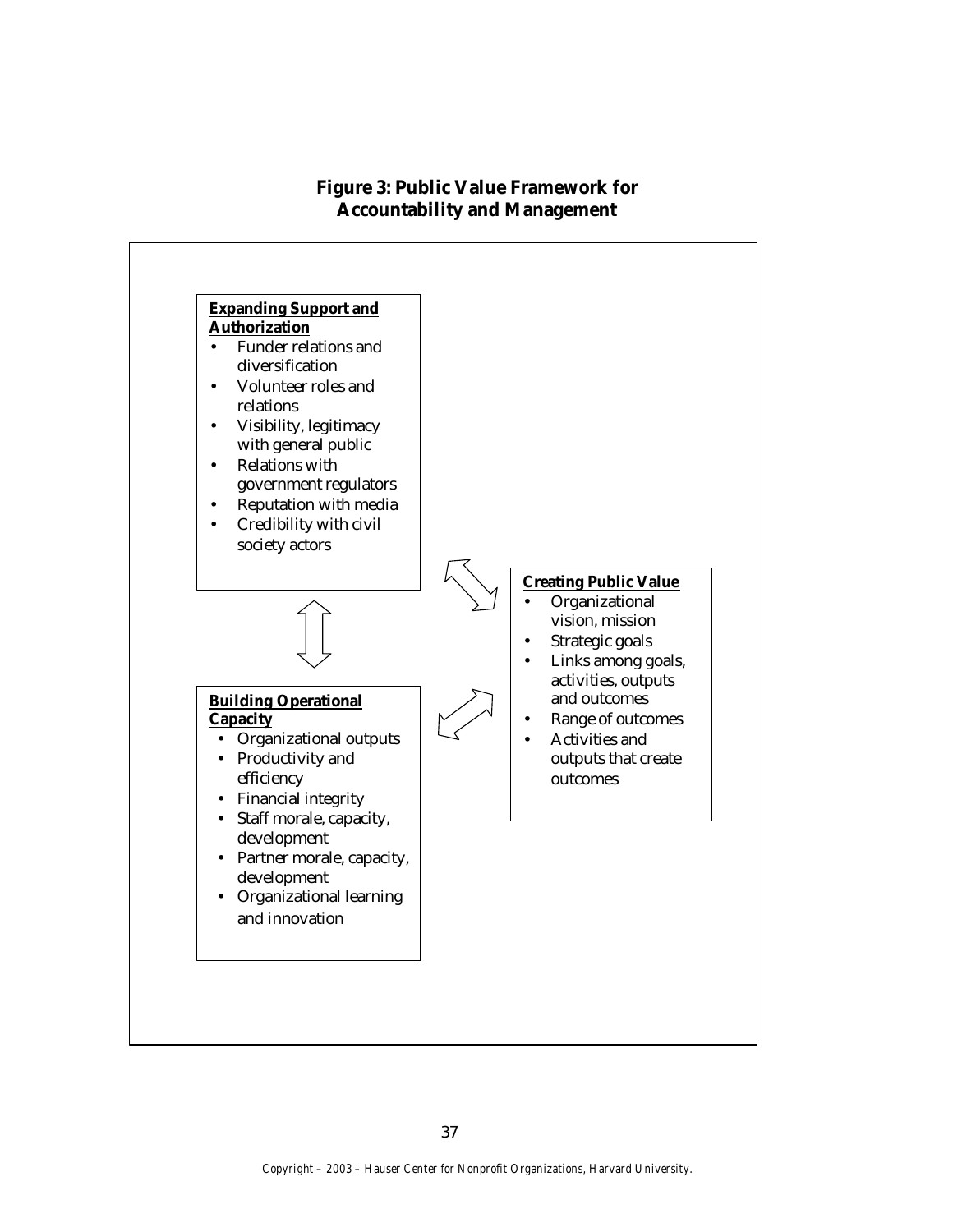**Figure 3: Public Value Framework for Accountability and Management**

**Expanding Support and Authorization**

- Funder relations and diversification
- Volunteer roles and relations
- Visibility, legitimacy with general public
- Relations with government regulators
- Reputation with media
- Credibility with civil society actors

**Creating Public Value**

- Organizational vision, mission
- Strategic goals
- Links among goals, activities, outputs and outcomes
- Range of outcomes
- Activities and outputs that create outcomes

**Building Operational Capacity**

- Organizational outputs
- Productivity and efficiency
- Financial integrity
- Staff morale, capacity, development
- Partner morale, capacity, development
- Organizational learning and innovation

Copyright – 2003 – Hauser Center for Nonprofit Organizations, Harvard University.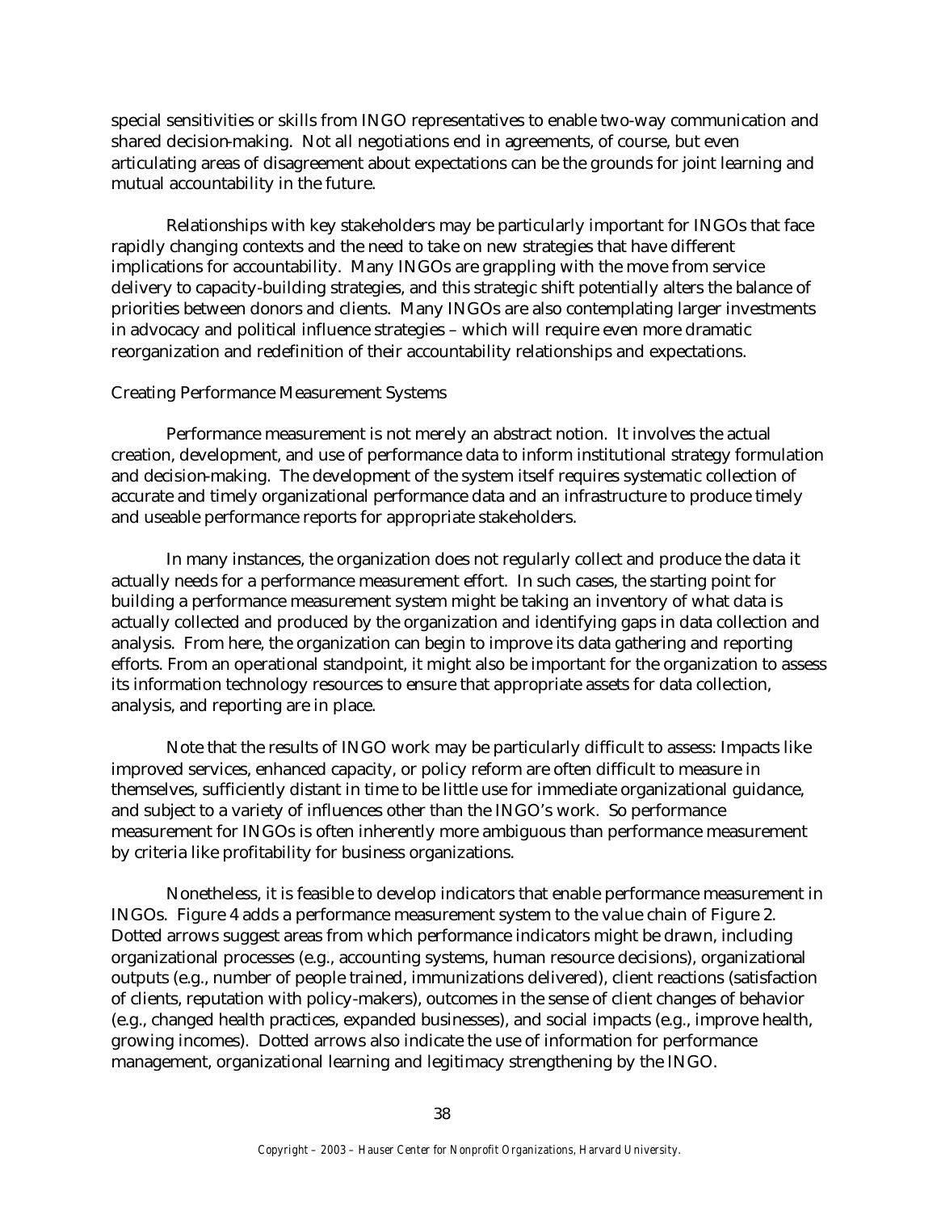special sensitivities or skills from INGO representatives to enable two-way communication and shared decision-making. Not all negotiations end in agreements, of course, but even articulating areas of disagreement about expectations can be the grounds for joint learning and mutual accountability in the future.

Relationships with key stakeholders may be particularly important for INGOs that face rapidly changing contexts and the need to take on new strategies that have different implications for accountability. Many INGOs are grappling with the move from service delivery to capacity-building strategies, and this strategic shift potentially alters the balance of priorities between donors and clients. Many INGOs are also contemplating larger investments in advocacy and political influence strategies – which will require even more dramatic reorganization and redefinition of their accountability relationships and expectations.

### Creating Performance Measurement Systems

Performance measurement is not merely an abstract notion. It involves the actual creation, development, and use of performance data to inform institutional strategy formulation and decision-making. The development of the system itself requires systematic collection of accurate and timely organizational performance data and an infrastructure to produce timely and useable performance reports for appropriate stakeholders.

In many instances, the organization does not regularly collect and produce the data it actually needs for a performance measurement effort. In such cases, the starting point for building a performance measurement system might be taking an inventory of what data is actually collected and produced by the organization and identifying gaps in data collection and analysis. From here, the organization can begin to improve its data gathering and reporting efforts. From an operational standpoint, it might also be important for the organization to assess its information technology resources to ensure that appropriate assets for data collection, analysis, and reporting are in place.

Note that the results of INGO work may be particularly difficult to assess: Impacts like improved services, enhanced capacity, or policy reform are often difficult to measure in themselves, sufficiently distant in time to be little use for immediate organizational guidance, and subject to a variety of influences other than the INGO's work. So performance measurement for INGOs is often inherently more ambiguous than performance measurement by criteria like profitability for business organizations.

Nonetheless, it is feasible to develop indicators that enable performance measurement in INGOs. Figure 4 adds a performance measurement system to the value chain of Figure 2. Dotted arrows suggest areas from which performance indicators might be drawn, including organizational processes (e.g., accounting systems, human resource decisions), organizational outputs (e.g., number of people trained, immunizations delivered), client reactions (satisfaction of clients, reputation with policy-makers), outcomes in the sense of client changes of behavior (e.g., changed health practices, expanded businesses), and social impacts (e.g., improve health, growing incomes). Dotted arrows also indicate the use of information for performance management, organizational learning and legitimacy strengthening by the INGO.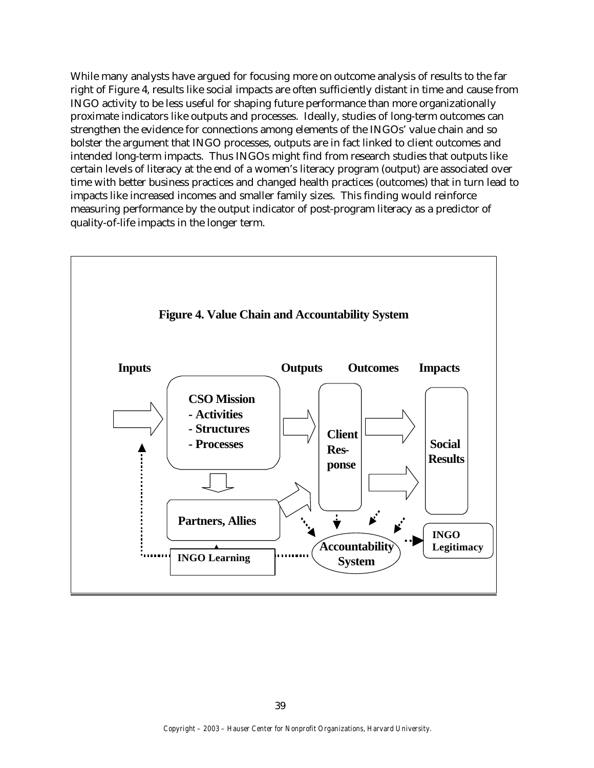While many analysts have argued for focusing more on outcome analysis of results to the far right of Figure 4, results like social impacts are often sufficiently distant in time and cause from INGO activity to be less useful for shaping future performance than more organizationally proximate indicators like outputs and processes. Ideally, studies of long-term outcomes can strengthen the evidence for connections among elements of the INGOs' value chain and so bolster the argument that INGO processes, outputs are in fact linked to client outcomes and intended long-term impacts. Thus INGOs might find from research studies that outputs like certain levels of literacy at the end of a women's literacy program (output) are associated over time with better business practices and changed health practices (outcomes) that in turn lead to impacts like increased incomes and smaller family sizes. This finding would reinforce measuring performance by the output indicator of post-program literacy as a predictor of quality-of-life impacts in the longer term.

**Figure 4. Value Chain and Accountability System**

Inputs | Outputs | Outcomes | Impacts

CSO Mission
- Activities
- Structures
- Processes

Client Response

Social Results

Partners, Allies

INGO Learning

Accountability System

INGO Legitimacy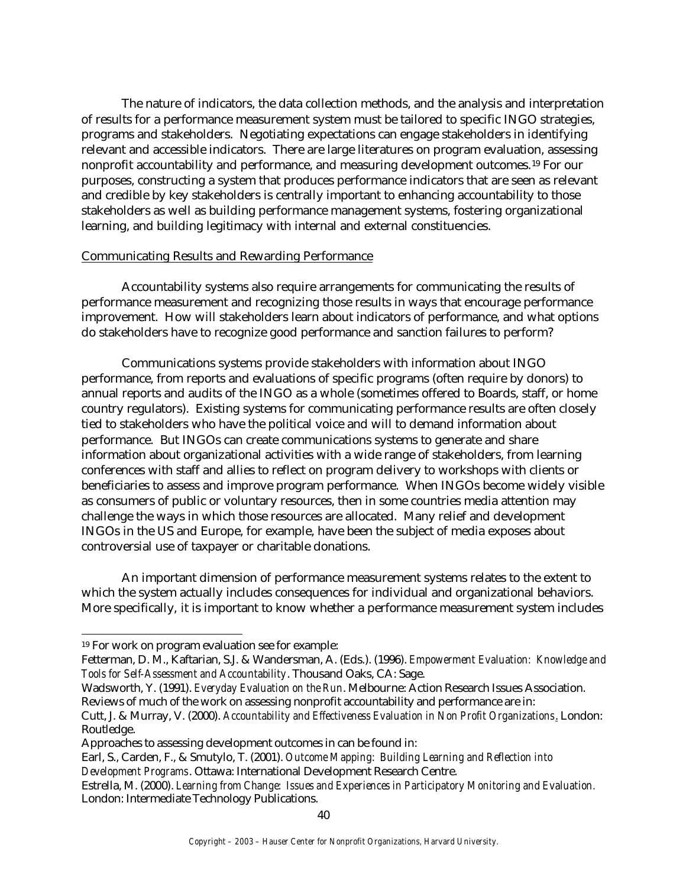The nature of indicators, the data collection methods, and the analysis and interpretation of results for a performance measurement system must be tailored to specific INGO strategies, programs and stakeholders. Negotiating expectations can engage stakeholders in identifying relevant and accessible indicators. There are large literatures on program evaluation, assessing nonprofit accountability and performance, and measuring development outcomes.[19] For our purposes, constructing a system that produces performance indicators that are seen as relevant and credible by key stakeholders is centrally important to enhancing accountability to those stakeholders as well as building performance management systems, fostering organizational learning, and building legitimacy with internal and external constituencies.

Communicating Results and Rewarding Performance

Accountability systems also require arrangements for communicating the results of performance measurement and recognizing those results in ways that encourage performance improvement. How will stakeholders learn about indicators of performance, and what options do stakeholders have to recognize good performance and sanction failures to perform?

Communications systems provide stakeholders with information about INGO performance, from reports and evaluations of specific programs (often require by donors) to annual reports and audits of the INGO as a whole (sometimes offered to Boards, staff, or home country regulators). Existing systems for communicating performance results are often closely tied to stakeholders who have the political voice and will to demand information about performance. But INGOs can create communications systems to generate and share information about organizational activities with a wide range of stakeholders, from learning conferences with staff and allies to reflect on program delivery to workshops with clients or beneficiaries to assess and improve program performance. When INGOs become widely visible as consumers of public or voluntary resources, then in some countries media attention may challenge the ways in which those resources are allocated. Many relief and development INGOs in the US and Europe, for example, have been the subject of media exposes about controversial use of taxpayer or charitable donations.

An important dimension of performance measurement systems relates to the extent to which the system actually includes consequences for individual and organizational behaviors. More specifically, it is important to know whether a performance measurement system includes

---

[19] For work on program evaluation see for example:

Fetterman, D. M., Kaftarian, S.J. & Wandersman, A. (Eds.). (1996). *Empowerment Evaluation: Knowledge and Tools for Self-Assessment and Accountability*. Thousand Oaks, CA: Sage.

Wadsworth, Y. (1991). *Everyday Evaluation on the Run*. Melbourne: Action Research Issues Association.

Reviews of much of the work on assessing nonprofit accountability and performance are in:

Cutt, J. & Murray, V. (2000). *Accountability and Effectiveness Evaluation in Non Profit Organizations*. London: Routledge.

Approaches to assessing development outcomes in can be found in:

Earl, S., Carden, F., & Smutylo, T. (2001). *Outcome Mapping: Building Learning and Reflection into Development Programs*. Ottawa: International Development Research Centre.

Estrella, M. (2000). *Learning from Change: Issues and Experiences in Participatory Monitoring and Evaluation.* London: Intermediate Technology Publications.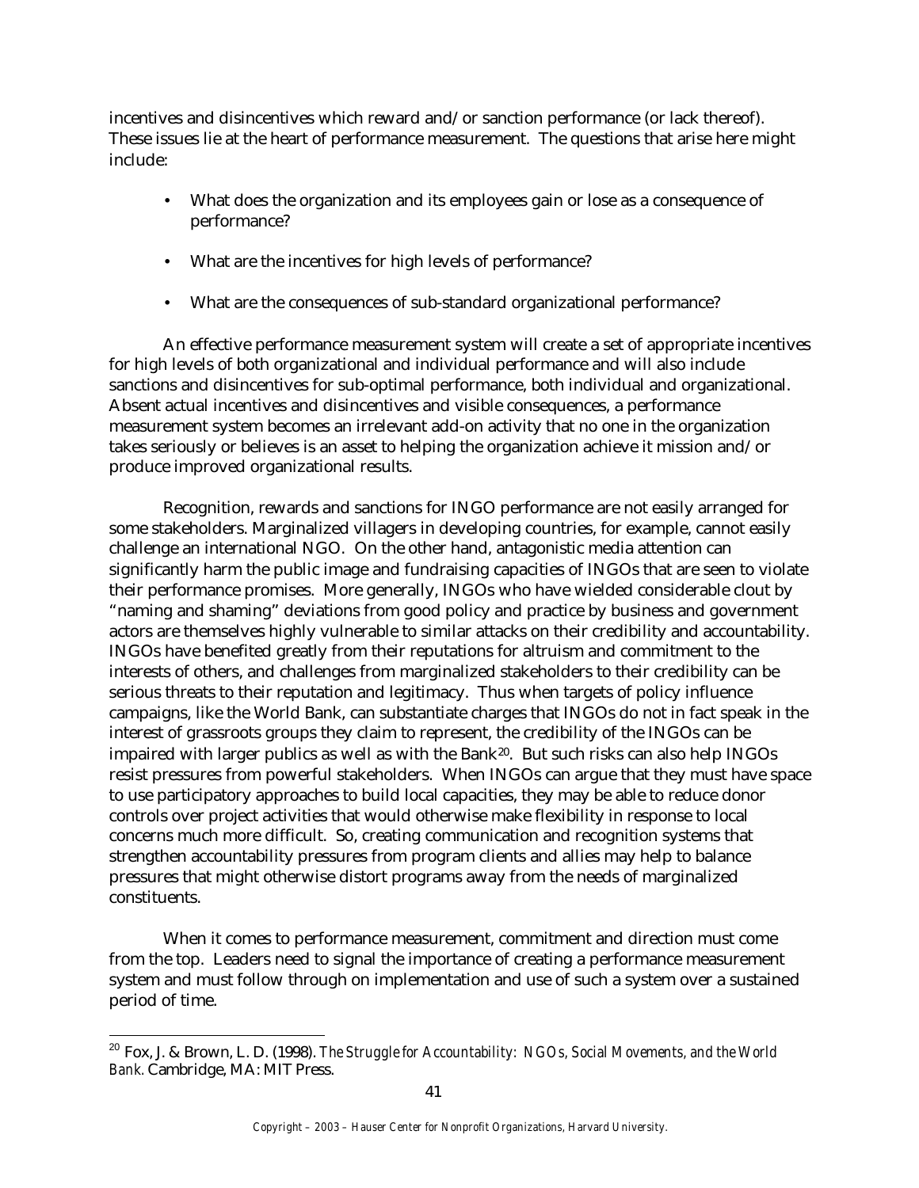incentives and disincentives which reward and/or sanction performance (or lack thereof). These issues lie at the heart of performance measurement. The questions that arise here might include:

- What does the organization and its employees gain or lose as a consequence of performance?
- What are the incentives for high levels of performance?
- What are the consequences of sub-standard organizational performance?

An effective performance measurement system will create a set of appropriate incentives for high levels of both organizational and individual performance and will also include sanctions and disincentives for sub-optimal performance, both individual and organizational. Absent actual incentives and disincentives and visible consequences, a performance measurement system becomes an irrelevant add-on activity that no one in the organization takes seriously or believes is an asset to helping the organization achieve it mission and/or produce improved organizational results.

Recognition, rewards and sanctions for INGO performance are not easily arranged for some stakeholders. Marginalized villagers in developing countries, for example, cannot easily challenge an international NGO. On the other hand, antagonistic media attention can significantly harm the public image and fundraising capacities of INGOs that are seen to violate their performance promises. More generally, INGOs who have wielded considerable clout by "naming and shaming" deviations from good policy and practice by business and government actors are themselves highly vulnerable to similar attacks on their credibility and accountability. INGOs have benefited greatly from their reputations for altruism and commitment to the interests of others, and challenges from marginalized stakeholders to their credibility can be serious threats to their reputation and legitimacy. Thus when targets of policy influence campaigns, like the World Bank, can substantiate charges that INGOs do not in fact speak in the interest of grassroots groups they claim to represent, the credibility of the INGOs can be impaired with larger publics as well as with the Bank[20]. But such risks can also help INGOs resist pressures from powerful stakeholders. When INGOs can argue that they must have space to use participatory approaches to build local capacities, they may be able to reduce donor controls over project activities that would otherwise make flexibility in response to local concerns much more difficult. So, creating communication and recognition systems that strengthen accountability pressures from program clients and allies may help to balance pressures that might otherwise distort programs away from the needs of marginalized constituents.

When it comes to performance measurement, commitment and direction must come from the top. Leaders need to signal the importance of creating a performance measurement system and must follow through on implementation and use of such a system over a sustained period of time.

---

[20] Fox, J. & Brown, L. D. (1998). *The Struggle for Accountability: NGOs, Social Movements, and the World Bank.* Cambridge, MA: MIT Press.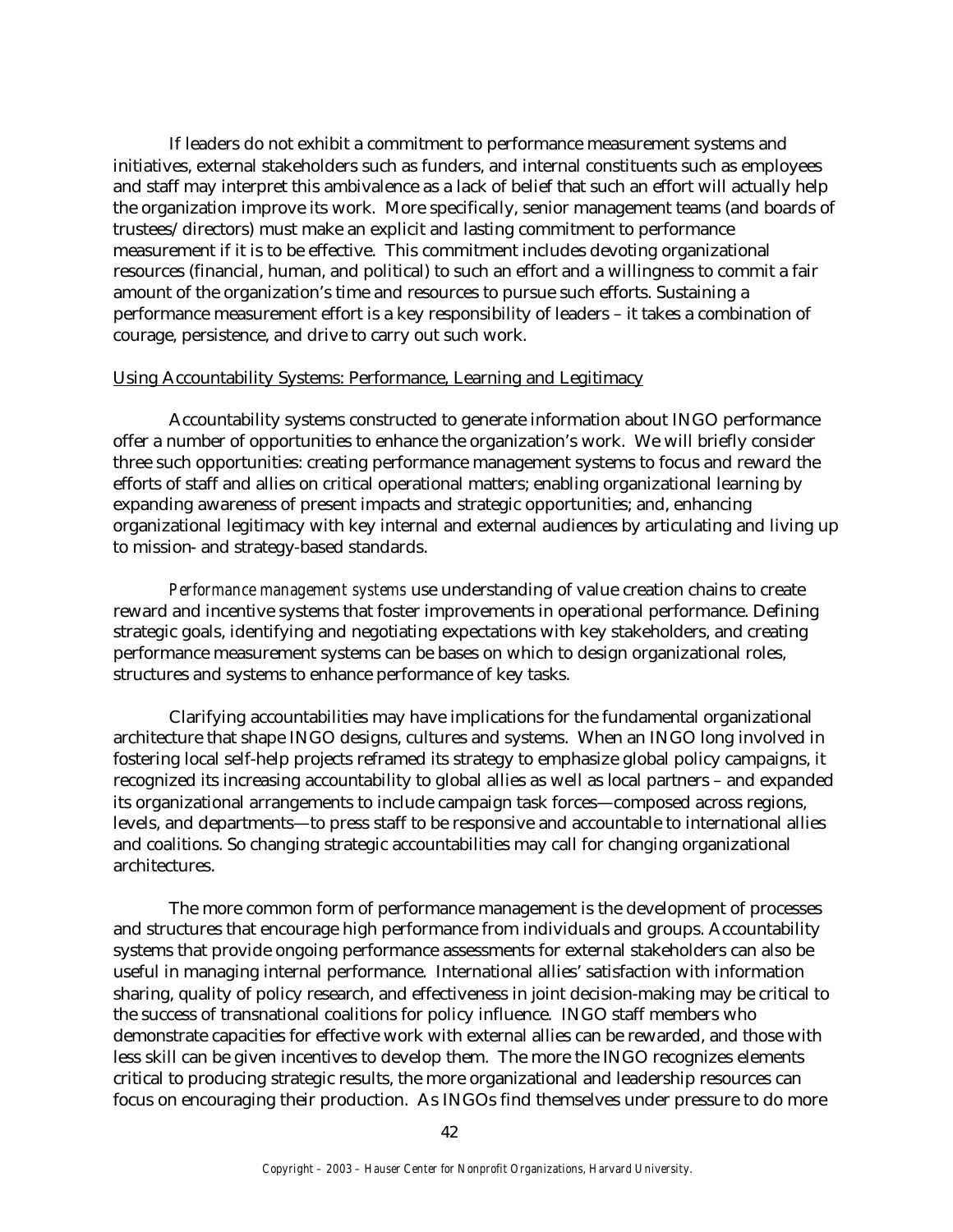If leaders do not exhibit a commitment to performance measurement systems and initiatives, external stakeholders such as funders, and internal constituents such as employees and staff may interpret this ambivalence as a lack of belief that such an effort will actually help the organization improve its work. More specifically, senior management teams (and boards of trustees/directors) must make an explicit and lasting commitment to performance measurement if it is to be effective. This commitment includes devoting organizational resources (financial, human, and political) to such an effort and a willingness to commit a fair amount of the organization's time and resources to pursue such efforts. Sustaining a performance measurement effort is a key responsibility of leaders – it takes a combination of courage, persistence, and drive to carry out such work.

<u>Using Accountability Systems: Performance, Learning and Legitimacy</u>

Accountability systems constructed to generate information about INGO performance offer a number of opportunities to enhance the organization's work. We will briefly consider three such opportunities: creating performance management systems to focus and reward the efforts of staff and allies on critical operational matters; enabling organizational learning by expanding awareness of present impacts and strategic opportunities; and, enhancing organizational legitimacy with key internal and external audiences by articulating and living up to mission- and strategy-based standards.

*Performance management systems* use understanding of value creation chains to create reward and incentive systems that foster improvements in operational performance. Defining strategic goals, identifying and negotiating expectations with key stakeholders, and creating performance measurement systems can be bases on which to design organizational roles, structures and systems to enhance performance of key tasks.

Clarifying accountabilities may have implications for the fundamental organizational architecture that shape INGO designs, cultures and systems. When an INGO long involved in fostering local self-help projects reframed its strategy to emphasize global policy campaigns, it recognized its increasing accountability to global allies as well as local partners – and expanded its organizational arrangements to include campaign task forces—composed across regions, levels, and departments—to press staff to be responsive and accountable to international allies and coalitions. So changing strategic accountabilities may call for changing organizational architectures.

The more common form of performance management is the development of processes and structures that encourage high performance from individuals and groups. Accountability systems that provide ongoing performance assessments for external stakeholders can also be useful in managing internal performance. International allies' satisfaction with information sharing, quality of policy research, and effectiveness in joint decision-making may be critical to the success of transnational coalitions for policy influence. INGO staff members who demonstrate capacities for effective work with external allies can be rewarded, and those with less skill can be given incentives to develop them. The more the INGO recognizes elements critical to producing strategic results, the more organizational and leadership resources can focus on encouraging their production. As INGOs find themselves under pressure to do more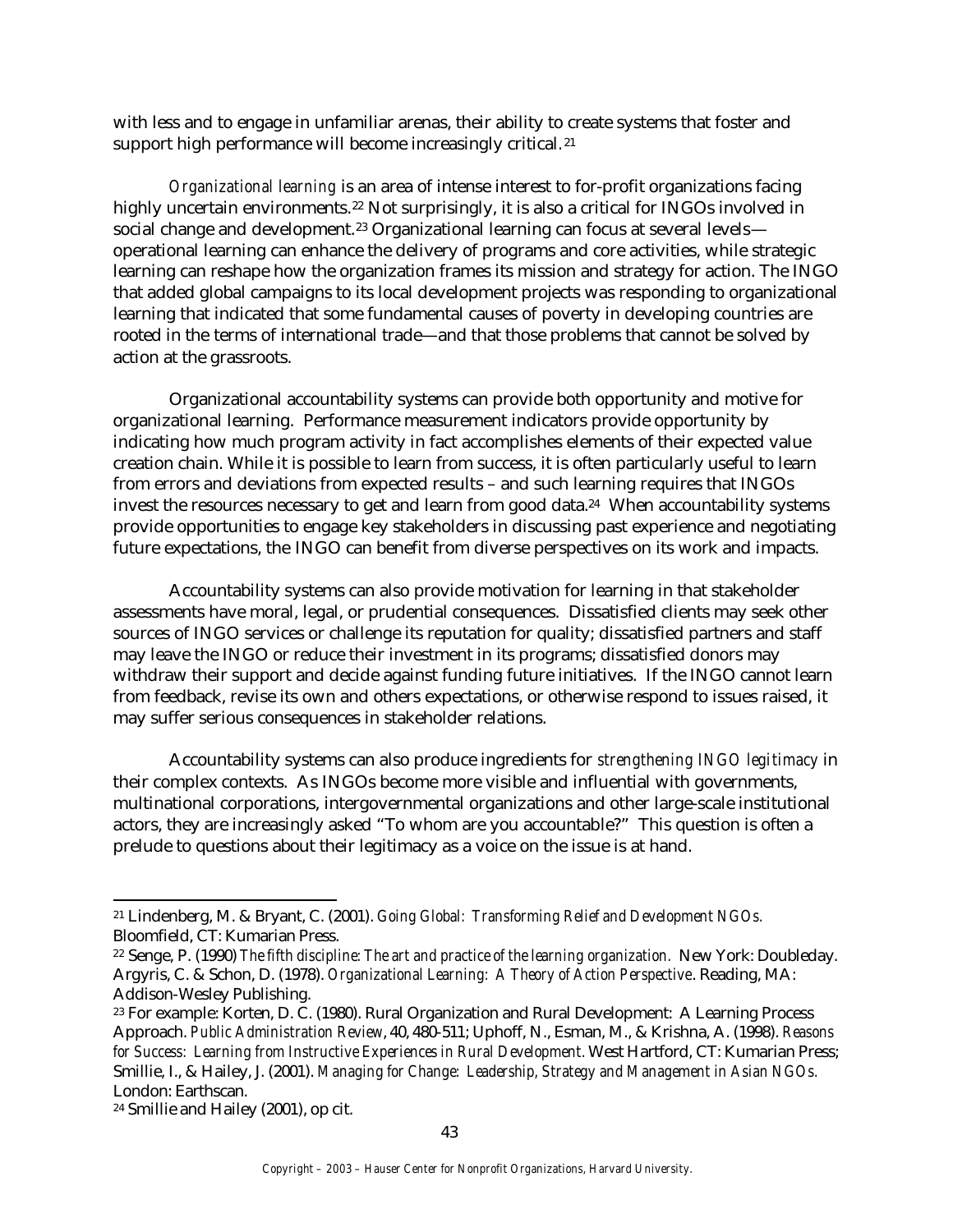with less and to engage in unfamiliar arenas, their ability to create systems that foster and support high performance will become increasingly critical.[21]

*Organizational learning* is an area of intense interest to for-profit organizations facing highly uncertain environments.[22] Not surprisingly, it is also a critical for INGOs involved in social change and development.[23] Organizational learning can focus at several levels—operational learning can enhance the delivery of programs and core activities, while strategic learning can reshape how the organization frames its mission and strategy for action. The INGO that added global campaigns to its local development projects was responding to organizational learning that indicated that some fundamental causes of poverty in developing countries are rooted in the terms of international trade—and that those problems that cannot be solved by action at the grassroots.

Organizational accountability systems can provide both opportunity and motive for organizational learning. Performance measurement indicators provide opportunity by indicating how much program activity in fact accomplishes elements of their expected value creation chain. While it is possible to learn from success, it is often particularly useful to learn from errors and deviations from expected results – and such learning requires that INGOs invest the resources necessary to get and learn from good data.[24] When accountability systems provide opportunities to engage key stakeholders in discussing past experience and negotiating future expectations, the INGO can benefit from diverse perspectives on its work and impacts.

Accountability systems can also provide motivation for learning in that stakeholder assessments have moral, legal, or prudential consequences. Dissatisfied clients may seek other sources of INGO services or challenge its reputation for quality; dissatisfied partners and staff may leave the INGO or reduce their investment in its programs; dissatisfied donors may withdraw their support and decide against funding future initiatives. If the INGO cannot learn from feedback, revise its own and others expectations, or otherwise respond to issues raised, it may suffer serious consequences in stakeholder relations.

Accountability systems can also produce ingredients for *strengthening INGO legitimacy* in their complex contexts. As INGOs become more visible and influential with governments, multinational corporations, intergovernmental organizations and other large-scale institutional actors, they are increasingly asked "To whom are you accountable?" This question is often a prelude to questions about their legitimacy as a voice on the issue is at hand.

---

[21] Lindenberg, M. & Bryant, C. (2001). *Going Global: Transforming Relief and Development NGOs.* Bloomfield, CT: Kumarian Press.

[22] Senge, P. (1990) *The fifth discipline: The art and practice of the learning organization.* New York: Doubleday. Argyris, C. & Schon, D. (1978). *Organizational Learning: A Theory of Action Perspective*. Reading, MA: Addison-Wesley Publishing.

[23] For example: Korten, D. C. (1980). Rural Organization and Rural Development: A Learning Process Approach. *Public Administration Review*, 40, 480-511; Uphoff, N., Esman, M., & Krishna, A. (1998). *Reasons for Success: Learning from Instructive Experiences in Rural Development.* West Hartford, CT: Kumarian Press; Smillie, I., & Hailey, J. (2001). *Managing for Change: Leadership, Strategy and Management in Asian NGOs.* London: Earthscan.

[24] Smillie and Hailey (2001), op cit.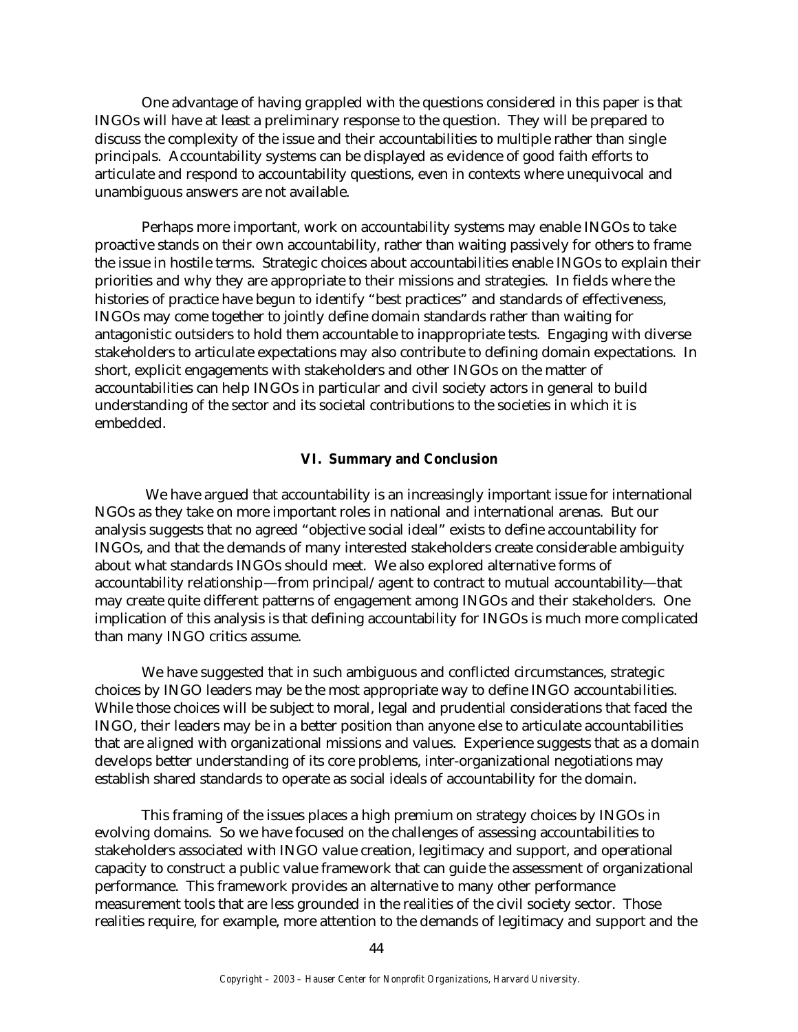One advantage of having grappled with the questions considered in this paper is that INGOs will have at least a preliminary response to the question. They will be prepared to discuss the complexity of the issue and their accountabilities to multiple rather than single principals. Accountability systems can be displayed as evidence of good faith efforts to articulate and respond to accountability questions, even in contexts where unequivocal and unambiguous answers are not available.

Perhaps more important, work on accountability systems may enable INGOs to take proactive stands on their own accountability, rather than waiting passively for others to frame the issue in hostile terms. Strategic choices about accountabilities enable INGOs to explain their priorities and why they are appropriate to their missions and strategies. In fields where the histories of practice have begun to identify "best practices" and standards of effectiveness, INGOs may come together to jointly define domain standards rather than waiting for antagonistic outsiders to hold them accountable to inappropriate tests. Engaging with diverse stakeholders to articulate expectations may also contribute to defining domain expectations. In short, explicit engagements with stakeholders and other INGOs on the matter of accountabilities can help INGOs in particular and civil society actors in general to build understanding of the sector and its societal contributions to the societies in which it is embedded.

## VI. Summary and Conclusion

We have argued that accountability is an increasingly important issue for international NGOs as they take on more important roles in national and international arenas. But our analysis suggests that no agreed "objective social ideal" exists to define accountability for INGOs, and that the demands of many interested stakeholders create considerable ambiguity about what standards INGOs should meet. We also explored alternative forms of accountability relationship—from principal/agent to contract to mutual accountability—that may create quite different patterns of engagement among INGOs and their stakeholders. One implication of this analysis is that defining accountability for INGOs is much more complicated than many INGO critics assume.

We have suggested that in such ambiguous and conflicted circumstances, strategic choices by INGO leaders may be the most appropriate way to define INGO accountabilities. While those choices will be subject to moral, legal and prudential considerations that faced the INGO, their leaders may be in a better position than anyone else to articulate accountabilities that are aligned with organizational missions and values. Experience suggests that as a domain develops better understanding of its core problems, inter-organizational negotiations may establish shared standards to operate as social ideals of accountability for the domain.

This framing of the issues places a high premium on strategy choices by INGOs in evolving domains. So we have focused on the challenges of assessing accountabilities to stakeholders associated with INGO value creation, legitimacy and support, and operational capacity to construct a public value framework that can guide the assessment of organizational performance. This framework provides an alternative to many other performance measurement tools that are less grounded in the realities of the civil society sector. Those realities require, for example, more attention to the demands of legitimacy and support and the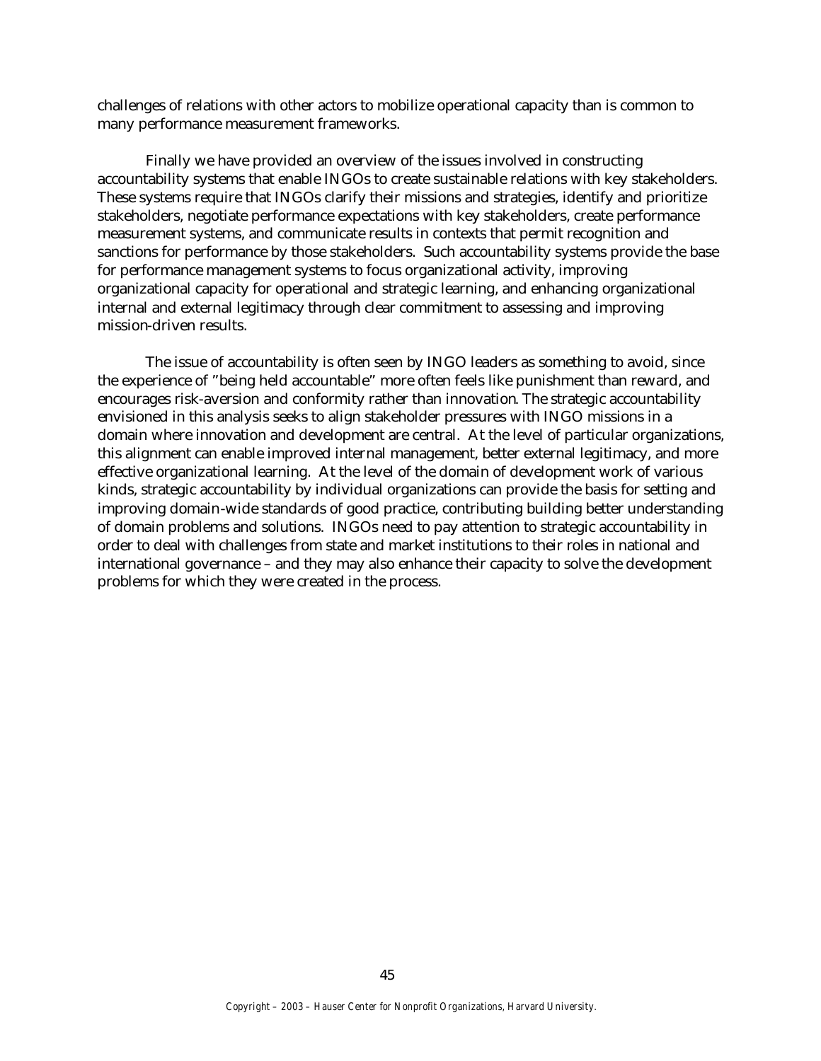challenges of relations with other actors to mobilize operational capacity than is common to many performance measurement frameworks.

Finally we have provided an overview of the issues involved in constructing accountability systems that enable INGOs to create sustainable relations with key stakeholders. These systems require that INGOs clarify their missions and strategies, identify and prioritize stakeholders, negotiate performance expectations with key stakeholders, create performance measurement systems, and communicate results in contexts that permit recognition and sanctions for performance by those stakeholders. Such accountability systems provide the base for performance management systems to focus organizational activity, improving organizational capacity for operational and strategic learning, and enhancing organizational internal and external legitimacy through clear commitment to assessing and improving mission-driven results.

The issue of accountability is often seen by INGO leaders as something to avoid, since the experience of "being held accountable" more often feels like punishment than reward, and encourages risk-aversion and conformity rather than innovation. The strategic accountability envisioned in this analysis seeks to align stakeholder pressures with INGO missions in a domain where innovation and development are central. At the level of particular organizations, this alignment can enable improved internal management, better external legitimacy, and more effective organizational learning. At the level of the domain of development work of various kinds, strategic accountability by individual organizations can provide the basis for setting and improving domain-wide standards of good practice, contributing building better understanding of domain problems and solutions. INGOs need to pay attention to strategic accountability in order to deal with challenges from state and market institutions to their roles in national and international governance – and they may also enhance their capacity to solve the development problems for which they were created in the process.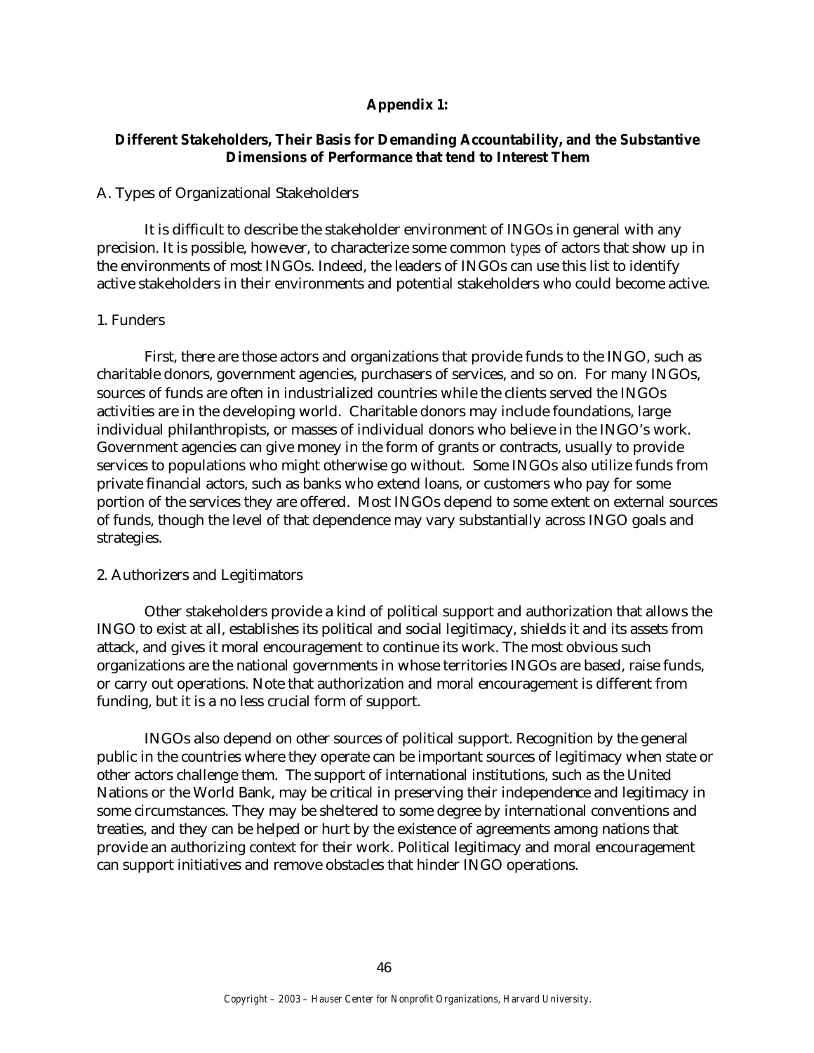## Appendix 1:

### Different Stakeholders, Their Basis for Demanding Accountability, and the Substantive Dimensions of Performance that tend to Interest Them

A. Types of Organizational Stakeholders

It is difficult to describe the stakeholder environment of INGOs in general with any precision. It is possible, however, to characterize some common *types* of actors that show up in the environments of most INGOs. Indeed, the leaders of INGOs can use this list to identify active stakeholders in their environments and potential stakeholders who could become active.

1. Funders

First, there are those actors and organizations that provide funds to the INGO, such as charitable donors, government agencies, purchasers of services, and so on. For many INGOs, sources of funds are often in industrialized countries while the clients served the INGOs activities are in the developing world. Charitable donors may include foundations, large individual philanthropists, or masses of individual donors who believe in the INGO's work. Government agencies can give money in the form of grants or contracts, usually to provide services to populations who might otherwise go without. Some INGOs also utilize funds from private financial actors, such as banks who extend loans, or customers who pay for some portion of the services they are offered. Most INGOs depend to some extent on external sources of funds, though the level of that dependence may vary substantially across INGO goals and strategies.

2. Authorizers and Legitimators

Other stakeholders provide a kind of political support and authorization that allows the INGO to exist at all, establishes its political and social legitimacy, shields it and its assets from attack, and gives it moral encouragement to continue its work. The most obvious such organizations are the national governments in whose territories INGOs are based, raise funds, or carry out operations. Note that authorization and moral encouragement is different from funding, but it is a no less crucial form of support.

INGOs also depend on other sources of political support. Recognition by the general public in the countries where they operate can be important sources of legitimacy when state or other actors challenge them. The support of international institutions, such as the United Nations or the World Bank, may be critical in preserving their independence and legitimacy in some circumstances. They may be sheltered to some degree by international conventions and treaties, and they can be helped or hurt by the existence of agreements among nations that provide an authorizing context for their work. Political legitimacy and moral encouragement can support initiatives and remove obstacles that hinder INGO operations.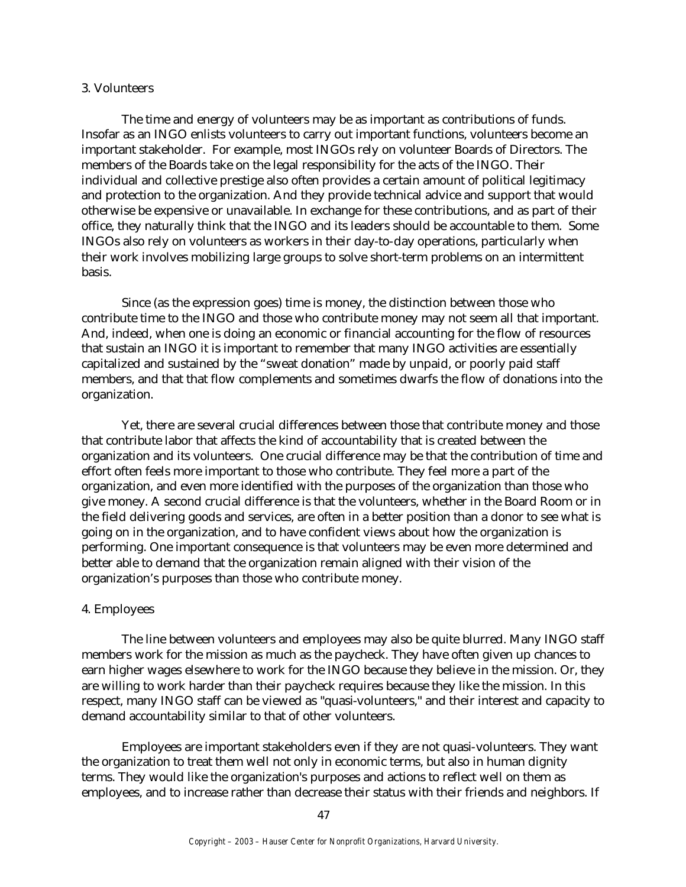### 3. Volunteers

The time and energy of volunteers may be as important as contributions of funds. Insofar as an INGO enlists volunteers to carry out important functions, volunteers become an important stakeholder. For example, most INGOs rely on volunteer Boards of Directors. The members of the Boards take on the legal responsibility for the acts of the INGO. Their individual and collective prestige also often provides a certain amount of political legitimacy and protection to the organization. And they provide technical advice and support that would otherwise be expensive or unavailable. In exchange for these contributions, and as part of their office, they naturally think that the INGO and its leaders should be accountable to them. Some INGOs also rely on volunteers as workers in their day-to-day operations, particularly when their work involves mobilizing large groups to solve short-term problems on an intermittent basis.

Since (as the expression goes) time is money, the distinction between those who contribute time to the INGO and those who contribute money may not seem all that important. And, indeed, when one is doing an economic or financial accounting for the flow of resources that sustain an INGO it is important to remember that many INGO activities are essentially capitalized and sustained by the "sweat donation" made by unpaid, or poorly paid staff members, and that that flow complements and sometimes dwarfs the flow of donations into the organization.

Yet, there are several crucial differences between those that contribute money and those that contribute labor that affects the kind of accountability that is created between the organization and its volunteers. One crucial difference may be that the contribution of time and effort often feels more important to those who contribute. They feel more a part of the organization, and even more identified with the purposes of the organization than those who give money. A second crucial difference is that the volunteers, whether in the Board Room or in the field delivering goods and services, are often in a better position than a donor to see what is going on in the organization, and to have confident views about how the organization is performing. One important consequence is that volunteers may be even more determined and better able to demand that the organization remain aligned with their vision of the organization's purposes than those who contribute money.

### 4. Employees

The line between volunteers and employees may also be quite blurred. Many INGO staff members work for the mission as much as the paycheck. They have often given up chances to earn higher wages elsewhere to work for the INGO because they believe in the mission. Or, they are willing to work harder than their paycheck requires because they like the mission. In this respect, many INGO staff can be viewed as "quasi-volunteers," and their interest and capacity to demand accountability similar to that of other volunteers.

Employees are important stakeholders even if they are not quasi-volunteers. They want the organization to treat them well not only in economic terms, but also in human dignity terms. They would like the organization's purposes and actions to reflect well on them as employees, and to increase rather than decrease their status with their friends and neighbors. If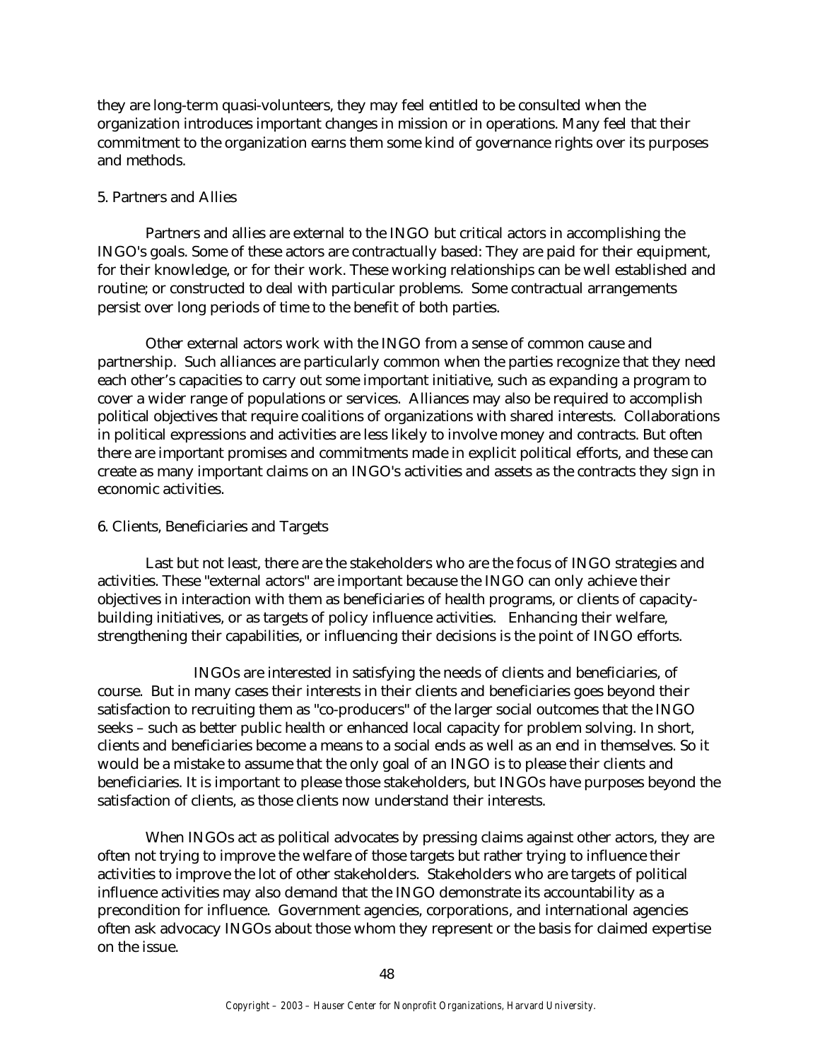they are long-term quasi-volunteers, they may feel entitled to be consulted when the organization introduces important changes in mission or in operations. Many feel that their commitment to the organization earns them some kind of governance rights over its purposes and methods.

5. Partners and Allies

Partners and allies are external to the INGO but critical actors in accomplishing the INGO's goals. Some of these actors are contractually based: They are paid for their equipment, for their knowledge, or for their work. These working relationships can be well established and routine; or constructed to deal with particular problems. Some contractual arrangements persist over long periods of time to the benefit of both parties.

Other external actors work with the INGO from a sense of common cause and partnership. Such alliances are particularly common when the parties recognize that they need each other's capacities to carry out some important initiative, such as expanding a program to cover a wider range of populations or services. Alliances may also be required to accomplish political objectives that require coalitions of organizations with shared interests. Collaborations in political expressions and activities are less likely to involve money and contracts. But often there are important promises and commitments made in explicit political efforts, and these can create as many important claims on an INGO's activities and assets as the contracts they sign in economic activities.

6. Clients, Beneficiaries and Targets

Last but not least, there are the stakeholders who are the focus of INGO strategies and activities. These "external actors" are important because the INGO can only achieve their objectives in interaction with them as beneficiaries of health programs, or clients of capacity-building initiatives, or as targets of policy influence activities. Enhancing their welfare, strengthening their capabilities, or influencing their decisions is the point of INGO efforts.

INGOs are interested in satisfying the needs of clients and beneficiaries, of course. But in many cases their interests in their clients and beneficiaries goes beyond their satisfaction to recruiting them as "co-producers" of the larger social outcomes that the INGO seeks – such as better public health or enhanced local capacity for problem solving. In short, clients and beneficiaries become a means to a social ends as well as an end in themselves. So it would be a mistake to assume that the only goal of an INGO is to please their clients and beneficiaries. It is important to please those stakeholders, but INGOs have purposes beyond the satisfaction of clients, as those clients now understand their interests.

When INGOs act as political advocates by pressing claims against other actors, they are often not trying to improve the welfare of those targets but rather trying to influence their activities to improve the lot of other stakeholders. Stakeholders who are targets of political influence activities may also demand that the INGO demonstrate its accountability as a precondition for influence. Government agencies, corporations, and international agencies often ask advocacy INGOs about those whom they represent or the basis for claimed expertise on the issue.